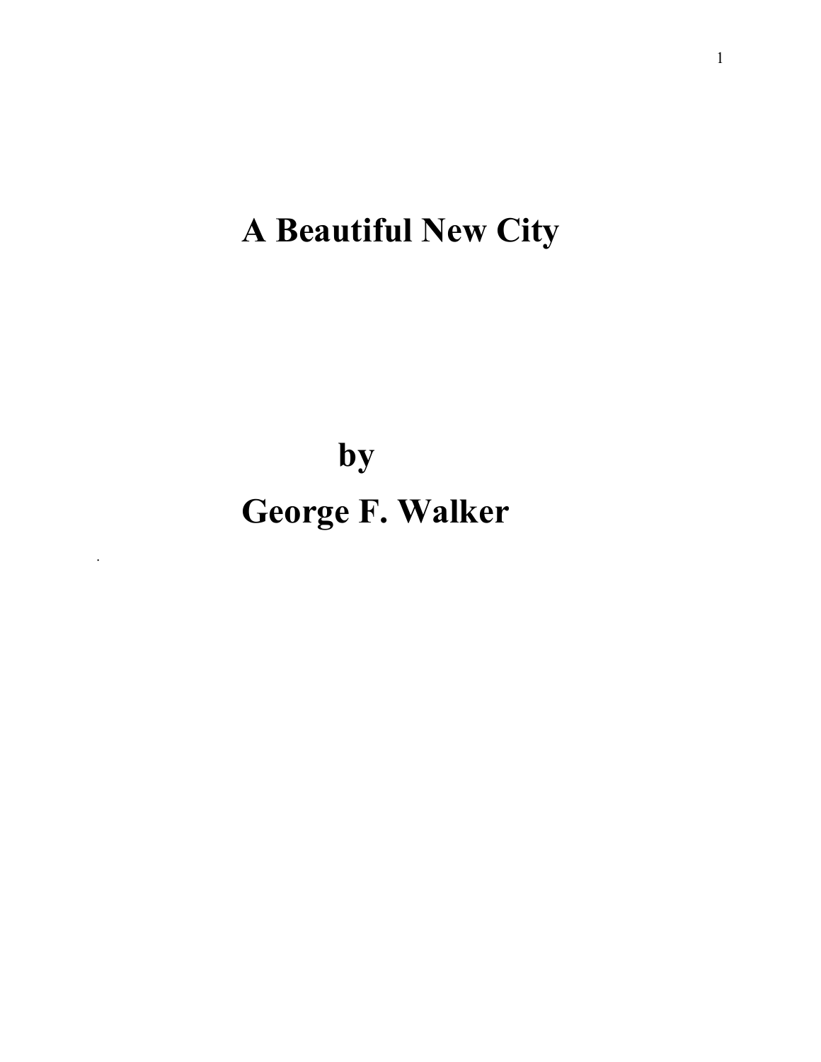# A Beautiful New City

## by
## George F. Walker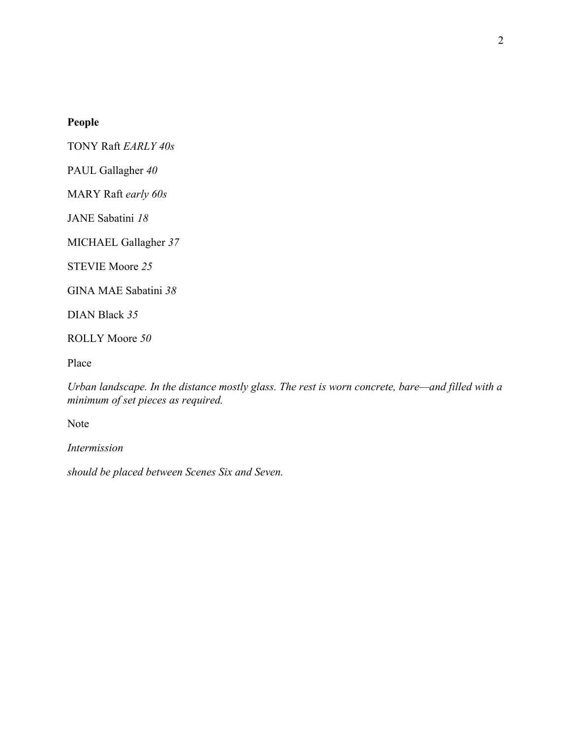**People**

TONY Raft *EARLY 40s*

PAUL Gallagher *40*

MARY Raft *early 60s*

JANE Sabatini *18*

MICHAEL Gallagher *37*

STEVIE Moore *25*

GINA MAE Sabatini *38*

DIAN Black *35*

ROLLY Moore *50*

Place

*Urban landscape. In the distance mostly glass. The rest is worn concrete, bare—and filled with a minimum of set pieces as required.*

Note

*Intermission*

*should be placed between Scenes Six and Seven.*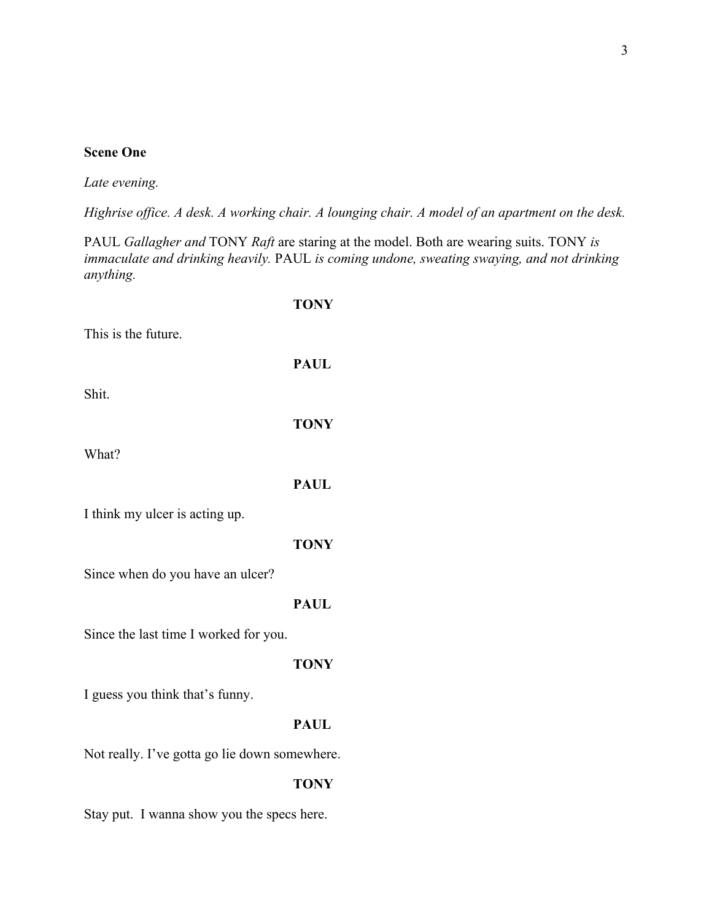**Scene One**

*Late evening.*

*Highrise office. A desk. A working chair. A lounging chair. A model of an apartment on the desk.*

PAUL *Gallagher and* TONY *Raft* are staring at the model. Both are wearing suits. TONY *is immaculate and drinking heavily.* PAUL *is coming undone, sweating swaying, and not drinking anything.*

**TONY**

This is the future.

**PAUL**

Shit.

**TONY**

What?

**PAUL**

I think my ulcer is acting up.

**TONY**

Since when do you have an ulcer?

**PAUL**

Since the last time I worked for you.

**TONY**

I guess you think that's funny.

**PAUL**

Not really. I've gotta go lie down somewhere.

**TONY**

Stay put.  I wanna show you the specs here.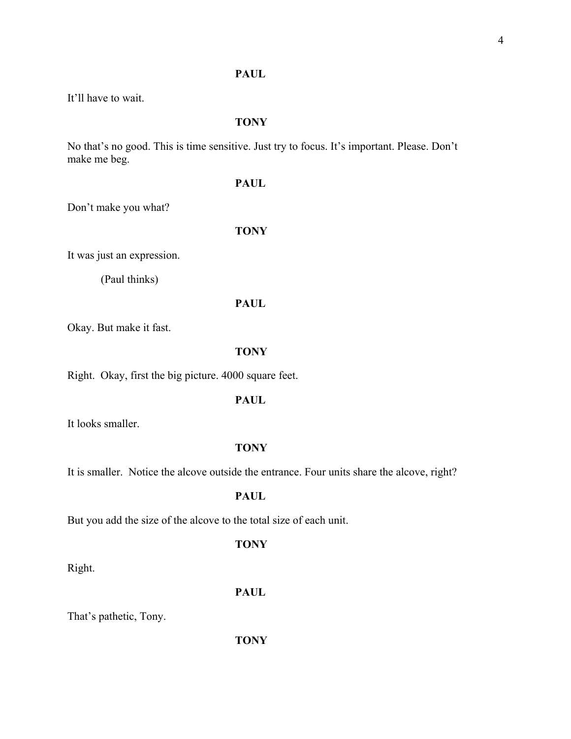**PAUL**

It'll have to wait.

**TONY**

No that's no good. This is time sensitive. Just try to focus. It's important. Please. Don't make me beg.

**PAUL**

Don't make you what?

**TONY**

It was just an expression.

(Paul thinks)

**PAUL**

Okay. But make it fast.

**TONY**

Right. Okay, first the big picture. 4000 square feet.

**PAUL**

It looks smaller.

**TONY**

It is smaller. Notice the alcove outside the entrance. Four units share the alcove, right?

**PAUL**

But you add the size of the alcove to the total size of each unit.

**TONY**

Right.

**PAUL**

That's pathetic, Tony.

**TONY**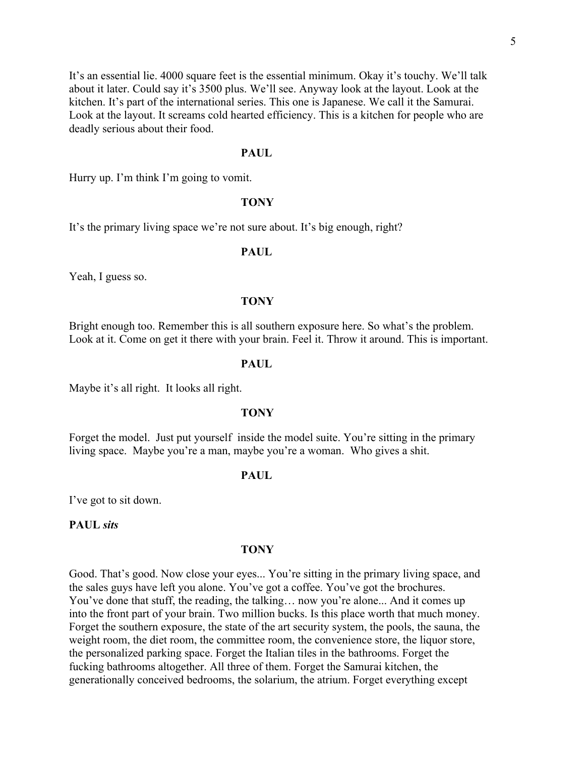It's an essential lie. 4000 square feet is the essential minimum. Okay it's touchy. We'll talk about it later. Could say it's 3500 plus. We'll see. Anyway look at the layout. Look at the kitchen. It's part of the international series. This one is Japanese. We call it the Samurai. Look at the layout. It screams cold hearted efficiency. This is a kitchen for people who are deadly serious about their food.

**PAUL**

Hurry up. I'm think I'm going to vomit.

**TONY**

It's the primary living space we're not sure about. It's big enough, right?

**PAUL**

Yeah, I guess so.

**TONY**

Bright enough too. Remember this is all southern exposure here. So what's the problem. Look at it. Come on get it there with your brain. Feel it. Throw it around. This is important.

**PAUL**

Maybe it's all right. It looks all right.

**TONY**

Forget the model. Just put yourself inside the model suite. You're sitting in the primary living space. Maybe you're a man, maybe you're a woman. Who gives a shit.

**PAUL**

I've got to sit down.

**PAUL** *sits*

**TONY**

Good. That's good. Now close your eyes... You're sitting in the primary living space, and the sales guys have left you alone. You've got a coffee. You've got the brochures. You've done that stuff, the reading, the talking… now you're alone... And it comes up into the front part of your brain. Two million bucks. Is this place worth that much money. Forget the southern exposure, the state of the art security system, the pools, the sauna, the weight room, the diet room, the committee room, the convenience store, the liquor store, the personalized parking space. Forget the Italian tiles in the bathrooms. Forget the fucking bathrooms altogether. All three of them. Forget the Samurai kitchen, the generationally conceived bedrooms, the solarium, the atrium. Forget everything except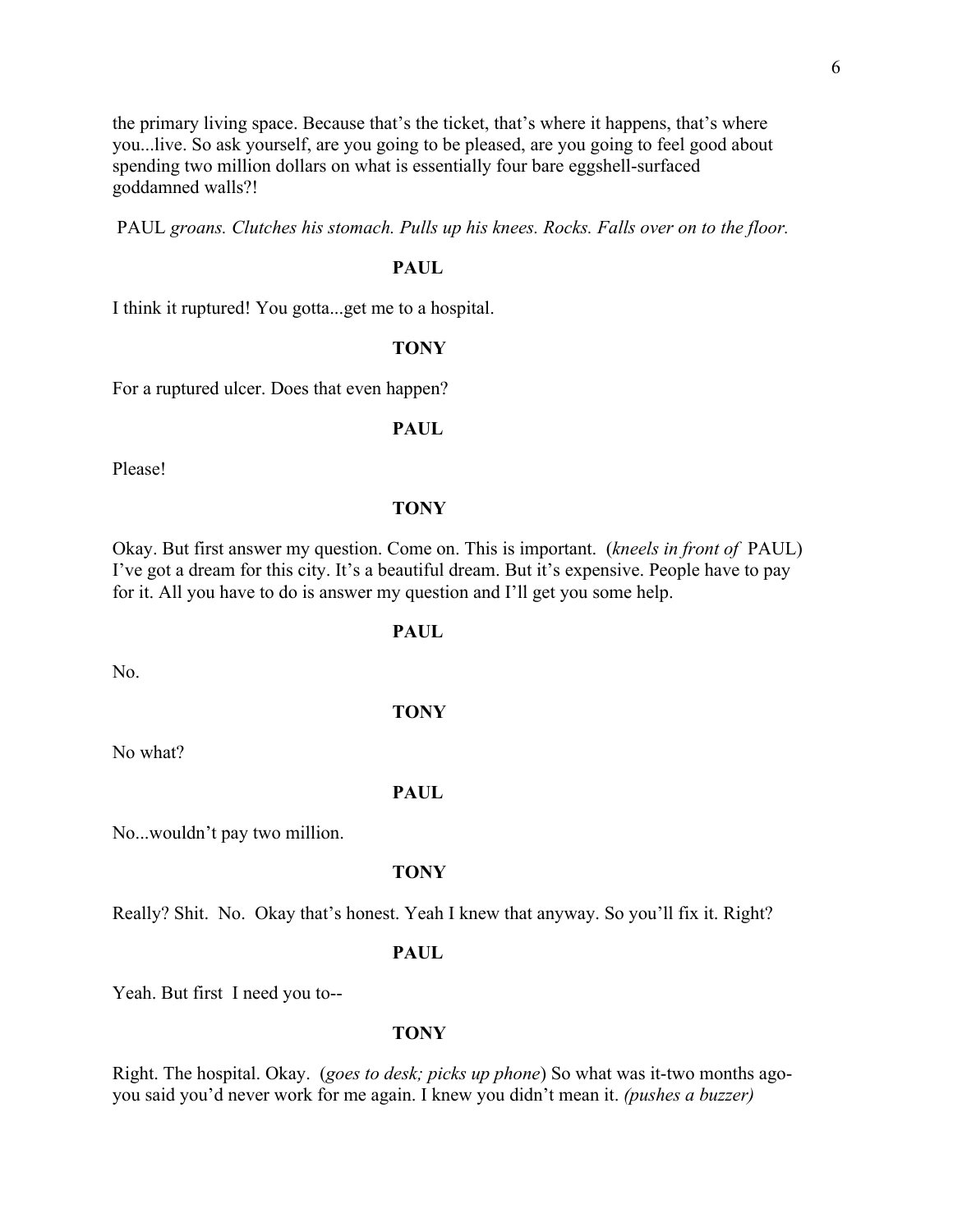the primary living space. Because that's the ticket, that's where it happens, that's where you...live. So ask yourself, are you going to be pleased, are you going to feel good about spending two million dollars on what is essentially four bare eggshell-surfaced goddamned walls?!

PAUL *groans. Clutches his stomach. Pulls up his knees. Rocks. Falls over on to the floor.*

**PAUL**

I think it ruptured! You gotta...get me to a hospital.

**TONY**

For a ruptured ulcer. Does that even happen?

**PAUL**

Please!

**TONY**

Okay. But first answer my question. Come on. This is important. (*kneels in front of* PAUL) I've got a dream for this city. It's a beautiful dream. But it's expensive. People have to pay for it. All you have to do is answer my question and I'll get you some help.

**PAUL**

No.

**TONY**

No what?

**PAUL**

No...wouldn't pay two million.

**TONY**

Really? Shit. No. Okay that's honest. Yeah I knew that anyway. So you'll fix it. Right?

**PAUL**

Yeah. But first I need you to--

**TONY**

Right. The hospital. Okay. (*goes to desk; picks up phone*) So what was it-two months ago-you said you'd never work for me again. I knew you didn't mean it. *(pushes a buzzer)*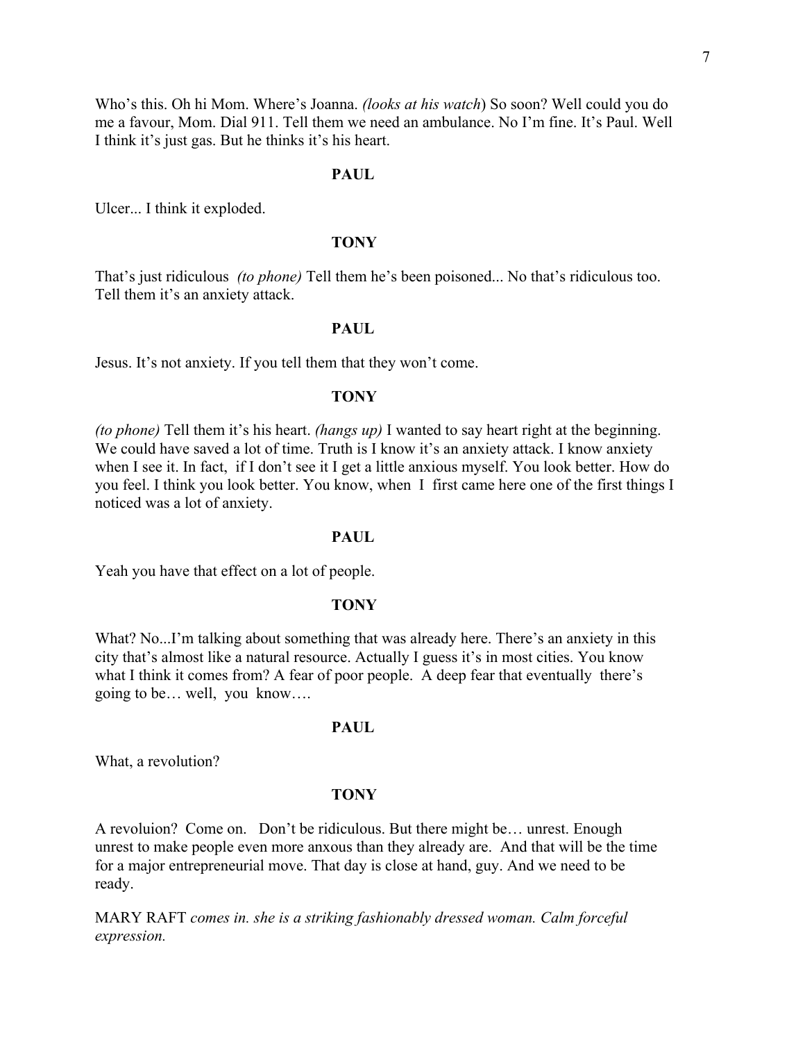Who's this. Oh hi Mom. Where's Joanna. *(looks at his watch*) So soon? Well could you do me a favour, Mom. Dial 911. Tell them we need an ambulance. No I'm fine. It's Paul. Well I think it's just gas. But he thinks it's his heart.

**PAUL**

Ulcer... I think it exploded.

**TONY**

That's just ridiculous *(to phone)* Tell them he's been poisoned... No that's ridiculous too. Tell them it's an anxiety attack.

**PAUL**

Jesus. It's not anxiety. If you tell them that they won't come.

**TONY**

*(to phone)* Tell them it's his heart. *(hangs up)* I wanted to say heart right at the beginning. We could have saved a lot of time. Truth is I know it's an anxiety attack. I know anxiety when I see it. In fact, if I don't see it I get a little anxious myself. You look better. How do you feel. I think you look better. You know, when I first came here one of the first things I noticed was a lot of anxiety.

**PAUL**

Yeah you have that effect on a lot of people.

**TONY**

What? No...I'm talking about something that was already here. There's an anxiety in this city that's almost like a natural resource. Actually I guess it's in most cities. You know what I think it comes from? A fear of poor people. A deep fear that eventually there's going to be… well, you know….

**PAUL**

What, a revolution?

**TONY**

A revoluion? Come on. Don't be ridiculous. But there might be… unrest. Enough unrest to make people even more anxous than they already are. And that will be the time for a major entrepreneurial move. That day is close at hand, guy. And we need to be ready.

MARY RAFT *comes in. she is a striking fashionably dressed woman. Calm forceful expression.*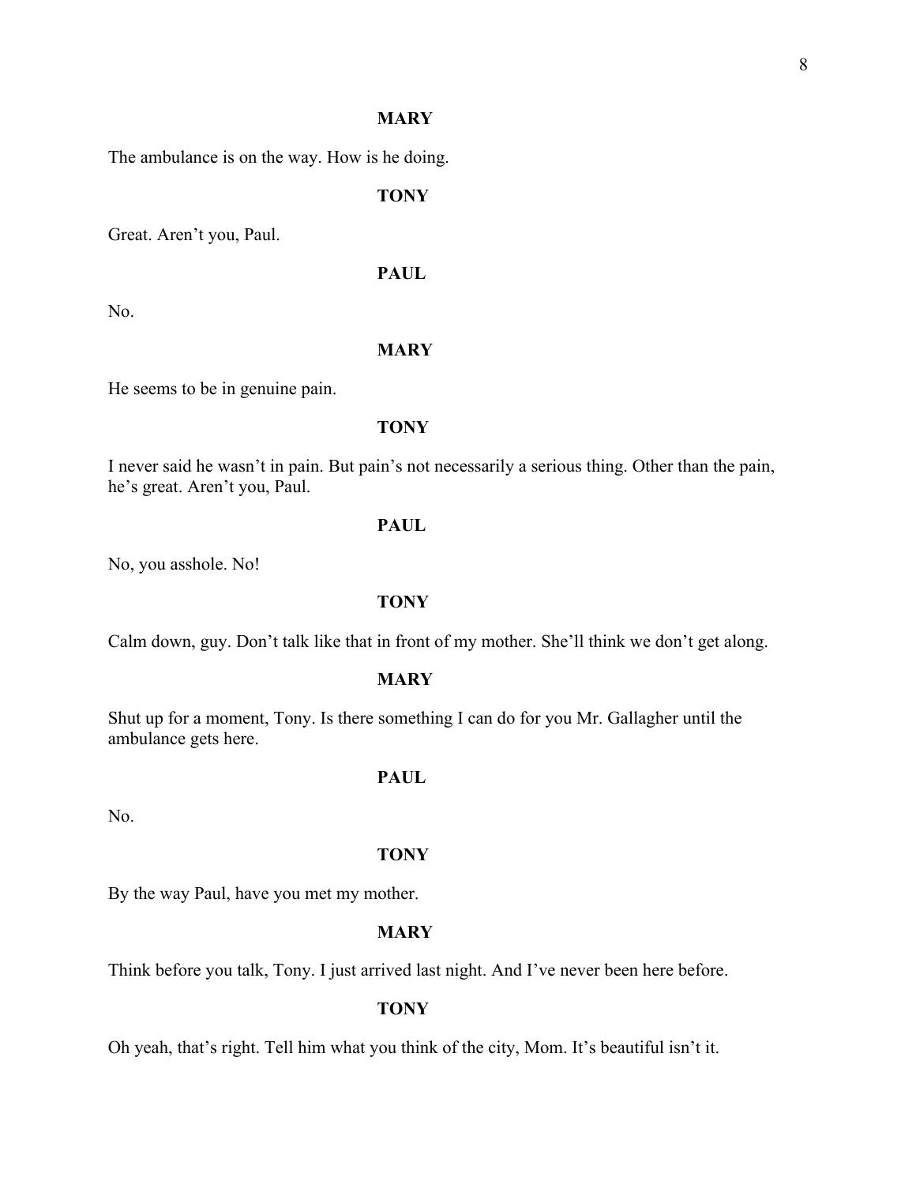**MARY**

The ambulance is on the way. How is he doing.

**TONY**

Great. Aren't you, Paul.

**PAUL**

No.

**MARY**

He seems to be in genuine pain.

**TONY**

I never said he wasn't in pain. But pain's not necessarily a serious thing. Other than the pain, he's great. Aren't you, Paul.

**PAUL**

No, you asshole. No!

**TONY**

Calm down, guy. Don't talk like that in front of my mother. She'll think we don't get along.

**MARY**

Shut up for a moment, Tony. Is there something I can do for you Mr. Gallagher until the ambulance gets here.

**PAUL**

No.

**TONY**

By the way Paul, have you met my mother.

**MARY**

Think before you talk, Tony. I just arrived last night. And I've never been here before.

**TONY**

Oh yeah, that's right. Tell him what you think of the city, Mom. It's beautiful isn't it.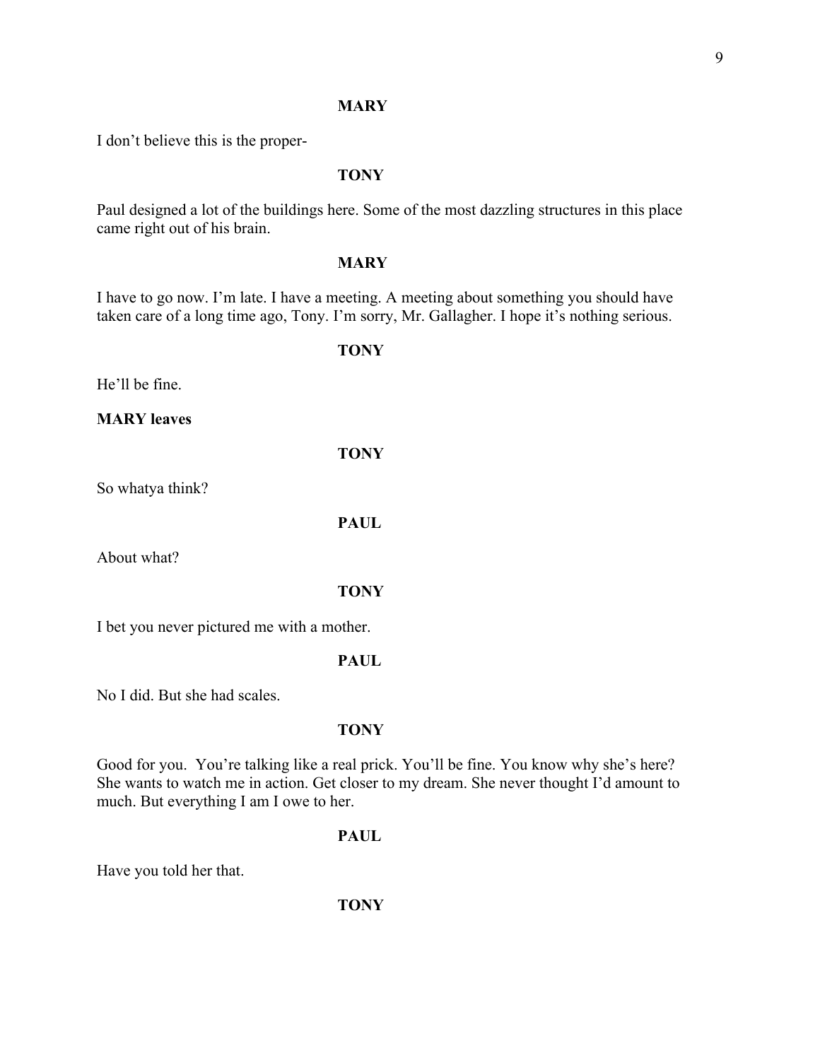**MARY**

I don't believe this is the proper-

**TONY**

Paul designed a lot of the buildings here. Some of the most dazzling structures in this place came right out of his brain.

**MARY**

I have to go now. I'm late. I have a meeting. A meeting about something you should have taken care of a long time ago, Tony. I'm sorry, Mr. Gallagher. I hope it's nothing serious.

**TONY**

He'll be fine.

**MARY leaves**

**TONY**

So whatya think?

**PAUL**

About what?

**TONY**

I bet you never pictured me with a mother.

**PAUL**

No I did. But she had scales.

**TONY**

Good for you. You're talking like a real prick. You'll be fine. You know why she's here? She wants to watch me in action. Get closer to my dream. She never thought I'd amount to much. But everything I am I owe to her.

**PAUL**

Have you told her that.

**TONY**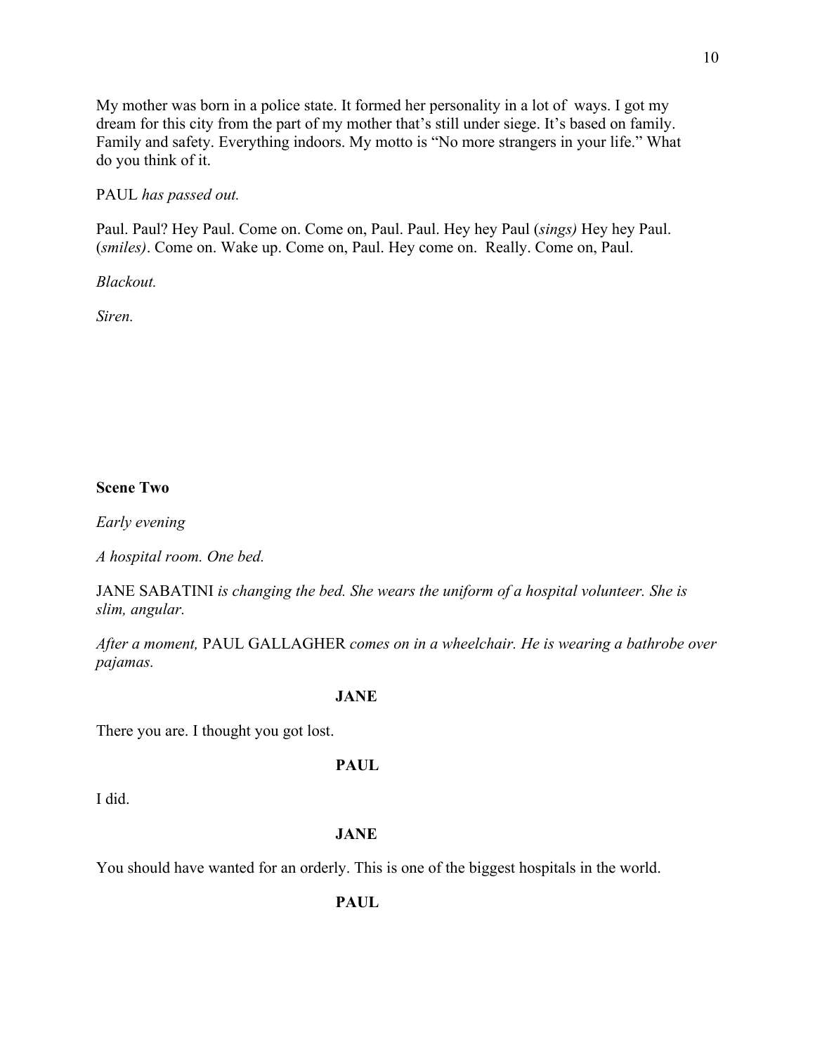My mother was born in a police state. It formed her personality in a lot of  ways. I got my dream for this city from the part of my mother that's still under siege. It's based on family. Family and safety. Everything indoors. My motto is "No more strangers in your life." What do you think of it.

PAUL *has passed out.*

Paul. Paul? Hey Paul. Come on. Come on, Paul. Paul. Hey hey Paul (*sings)* Hey hey Paul. (*smiles)*. Come on. Wake up. Come on, Paul. Hey come on.  Really. Come on, Paul.

*Blackout.*

*Siren.*

**Scene Two**

*Early evening*

*A hospital room. One bed.*

JANE SABATINI *is changing the bed. She wears the uniform of a hospital volunteer. She is slim, angular.*

*After a moment,* PAUL GALLAGHER *comes on in a wheelchair. He is wearing a bathrobe over pajamas.*

**JANE**

There you are. I thought you got lost.

**PAUL**

I did.

**JANE**

You should have wanted for an orderly. This is one of the biggest hospitals in the world.

**PAUL**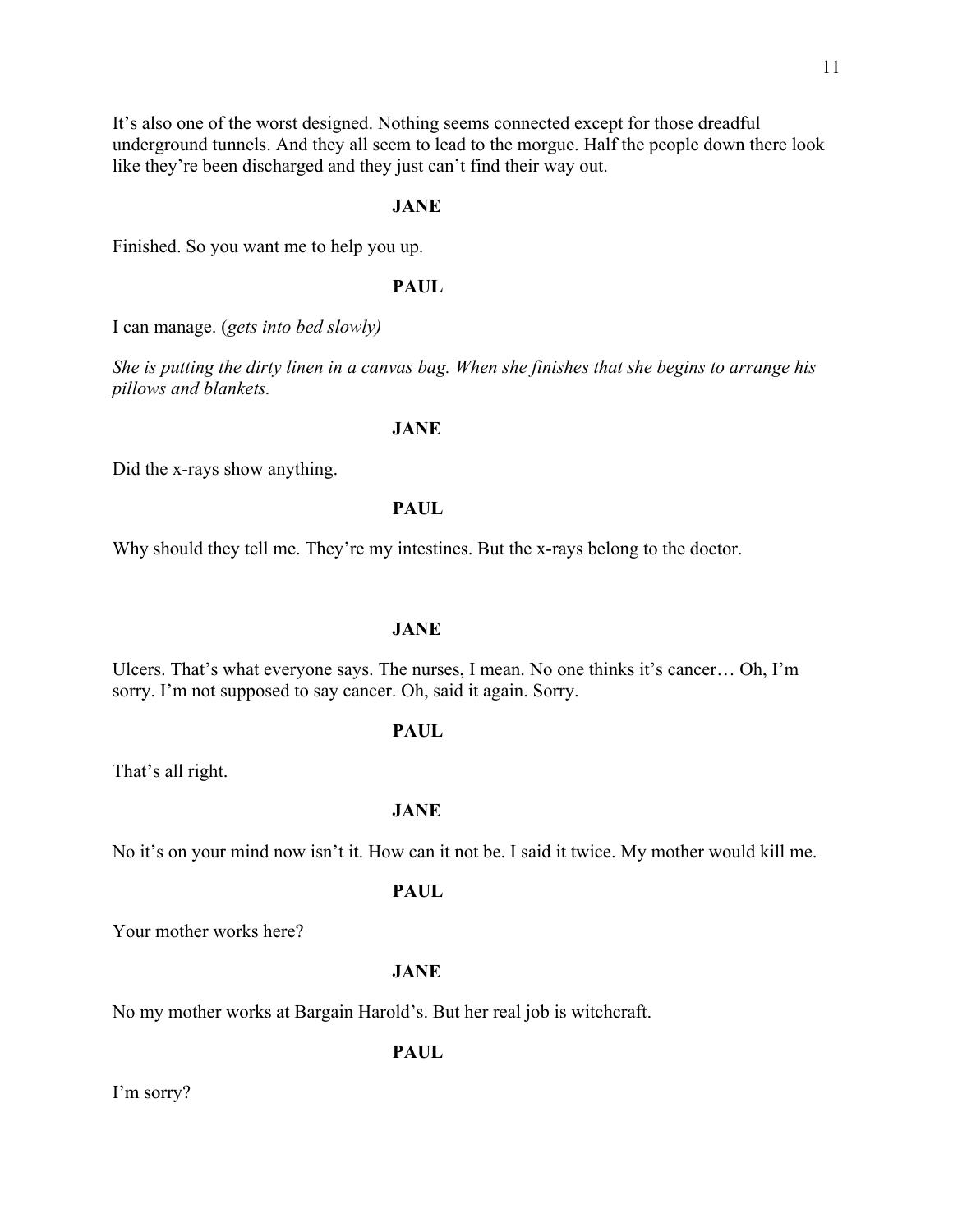It's also one of the worst designed. Nothing seems connected except for those dreadful underground tunnels. And they all seem to lead to the morgue. Half the people down there look like they're been discharged and they just can't find their way out.

**JANE**

Finished. So you want me to help you up.

**PAUL**

I can manage. (*gets into bed slowly)*

*She is putting the dirty linen in a canvas bag. When she finishes that she begins to arrange his pillows and blankets.*

**JANE**

Did the x-rays show anything.

**PAUL**

Why should they tell me. They're my intestines. But the x-rays belong to the doctor.

**JANE**

Ulcers. That's what everyone says. The nurses, I mean. No one thinks it's cancer… Oh, I'm sorry. I'm not supposed to say cancer. Oh, said it again. Sorry.

**PAUL**

That's all right.

**JANE**

No it's on your mind now isn't it. How can it not be. I said it twice. My mother would kill me.

**PAUL**

Your mother works here?

**JANE**

No my mother works at Bargain Harold's. But her real job is witchcraft.

**PAUL**

I'm sorry?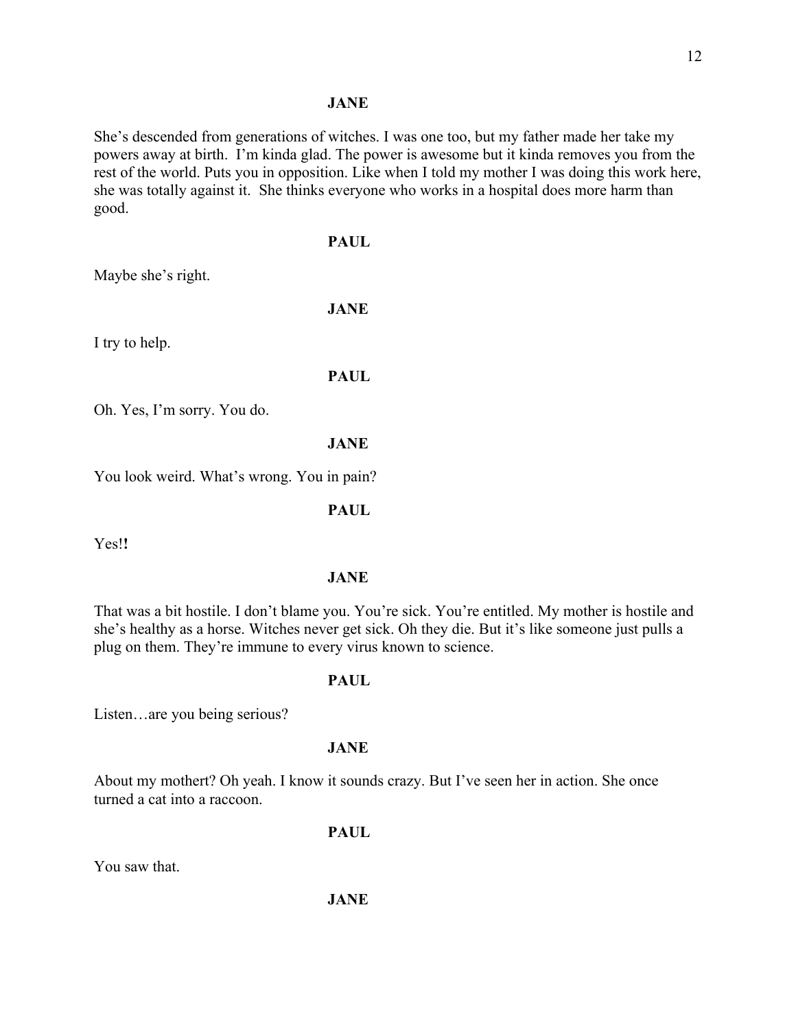**JANE**

She's descended from generations of witches. I was one too, but my father made her take my powers away at birth. I'm kinda glad. The power is awesome but it kinda removes you from the rest of the world. Puts you in opposition. Like when I told my mother I was doing this work here, she was totally against it. She thinks everyone who works in a hospital does more harm than good.

**PAUL**

Maybe she's right.

**JANE**

I try to help.

**PAUL**

Oh. Yes, I'm sorry. You do.

**JANE**

You look weird. What's wrong. You in pain?

**PAUL**

Yes!**!**

**JANE**

That was a bit hostile. I don't blame you. You're sick. You're entitled. My mother is hostile and she's healthy as a horse. Witches never get sick. Oh they die. But it's like someone just pulls a plug on them. They're immune to every virus known to science.

**PAUL**

Listen…are you being serious?

**JANE**

About my mothert? Oh yeah. I know it sounds crazy. But I've seen her in action. She once turned a cat into a raccoon.

**PAUL**

You saw that.

**JANE**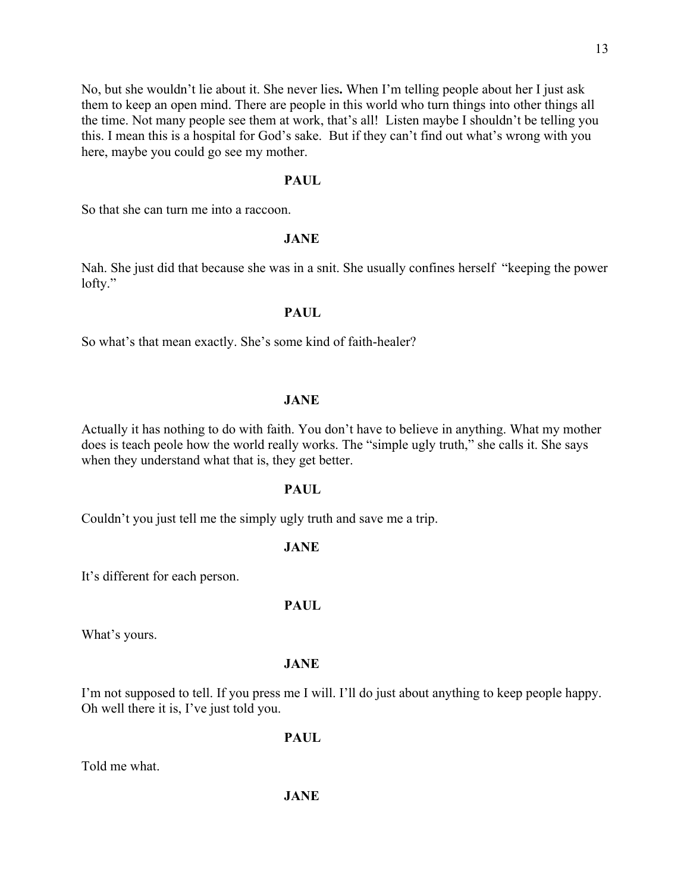No, but she wouldn't lie about it. She never lies**.** When I'm telling people about her I just ask them to keep an open mind. There are people in this world who turn things into other things all the time. Not many people see them at work, that's all! Listen maybe I shouldn't be telling you this. I mean this is a hospital for God's sake. But if they can't find out what's wrong with you here, maybe you could go see my mother.

**PAUL**

So that she can turn me into a raccoon.

**JANE**

Nah. She just did that because she was in a snit. She usually confines herself "keeping the power lofty."

**PAUL**

So what's that mean exactly. She's some kind of faith-healer?

**JANE**

Actually it has nothing to do with faith. You don't have to believe in anything. What my mother does is teach peole how the world really works. The "simple ugly truth," she calls it. She says when they understand what that is, they get better.

**PAUL**

Couldn't you just tell me the simply ugly truth and save me a trip.

**JANE**

It's different for each person.

**PAUL**

What's yours.

**JANE**

I'm not supposed to tell. If you press me I will. I'll do just about anything to keep people happy. Oh well there it is, I've just told you.

**PAUL**

Told me what.

**JANE**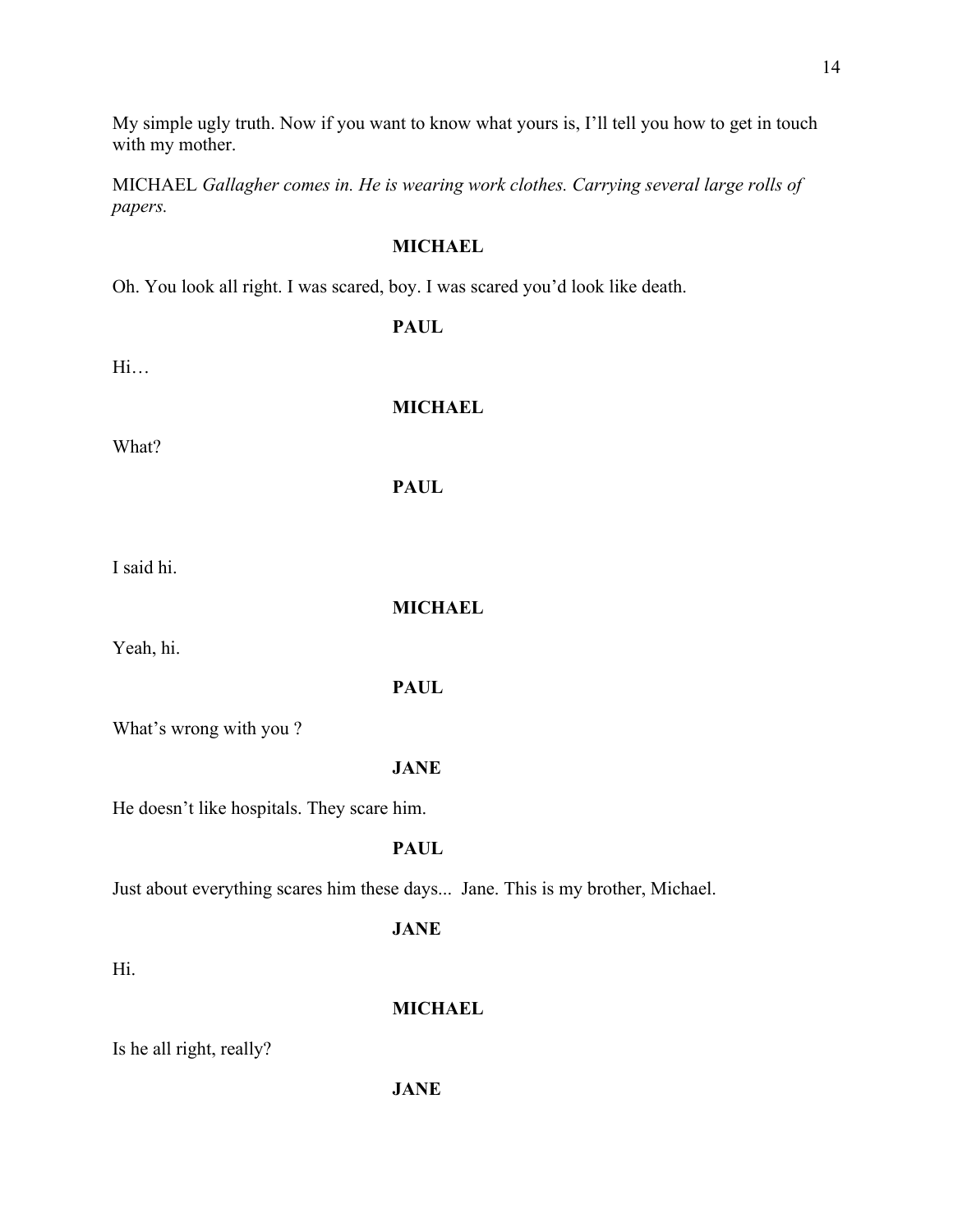My simple ugly truth. Now if you want to know what yours is, I'll tell you how to get in touch with my mother.

MICHAEL *Gallagher comes in. He is wearing work clothes. Carrying several large rolls of papers.*

**MICHAEL**

Oh. You look all right. I was scared, boy. I was scared you'd look like death.

**PAUL**

Hi…

**MICHAEL**

What?

**PAUL**

I said hi.

**MICHAEL**

Yeah, hi.

**PAUL**

What's wrong with you ?

**JANE**

He doesn't like hospitals. They scare him.

**PAUL**

Just about everything scares him these days... Jane. This is my brother, Michael.

**JANE**

Hi.

**MICHAEL**

Is he all right, really?

**JANE**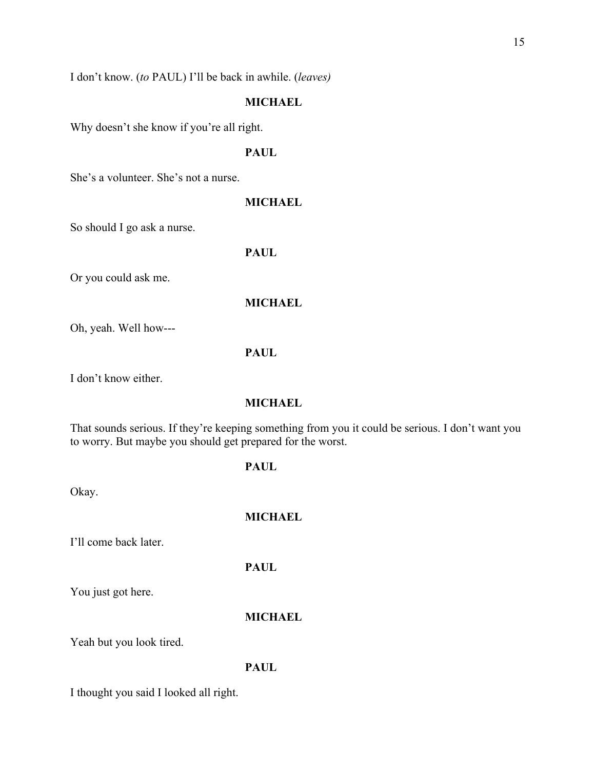I don't know. (*to* PAUL) I'll be back in awhile. (*leaves)*

**MICHAEL**

Why doesn't she know if you're all right.

**PAUL**

She's a volunteer. She's not a nurse.

**MICHAEL**

So should I go ask a nurse.

**PAUL**

Or you could ask me.

**MICHAEL**

Oh, yeah. Well how---

**PAUL**

I don't know either.

**MICHAEL**

That sounds serious. If they're keeping something from you it could be serious. I don't want you to worry. But maybe you should get prepared for the worst.

**PAUL**

Okay.

**MICHAEL**

I'll come back later.

**PAUL**

You just got here.

**MICHAEL**

Yeah but you look tired.

**PAUL**

I thought you said I looked all right.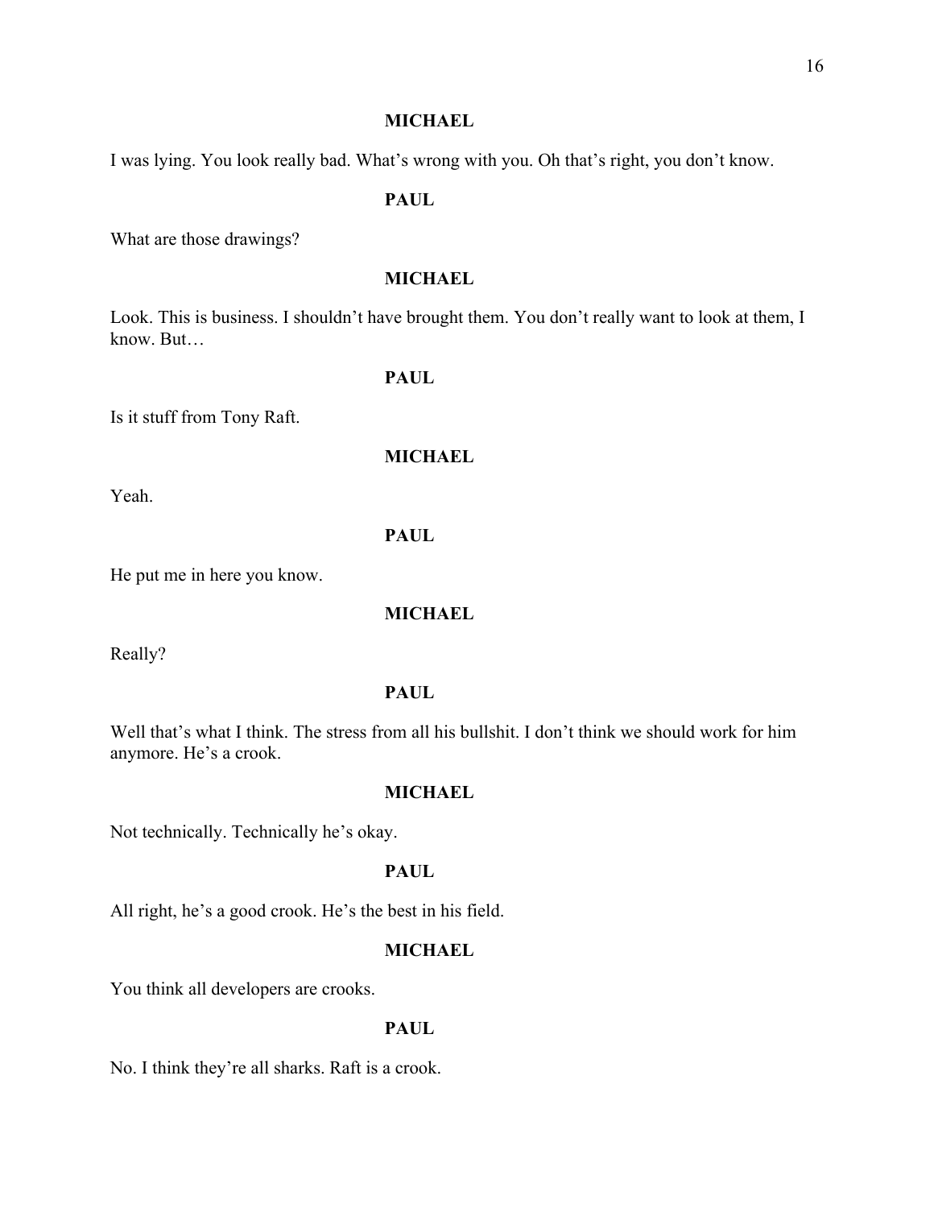**MICHAEL**

I was lying. You look really bad. What's wrong with you. Oh that's right, you don't know.

**PAUL**

What are those drawings?

**MICHAEL**

Look. This is business. I shouldn't have brought them. You don't really want to look at them, I know. But…

**PAUL**

Is it stuff from Tony Raft.

**MICHAEL**

Yeah.

**PAUL**

He put me in here you know.

**MICHAEL**

Really?

**PAUL**

Well that's what I think. The stress from all his bullshit. I don't think we should work for him anymore. He's a crook.

**MICHAEL**

Not technically. Technically he's okay.

**PAUL**

All right, he's a good crook. He's the best in his field.

**MICHAEL**

You think all developers are crooks.

**PAUL**

No. I think they're all sharks. Raft is a crook.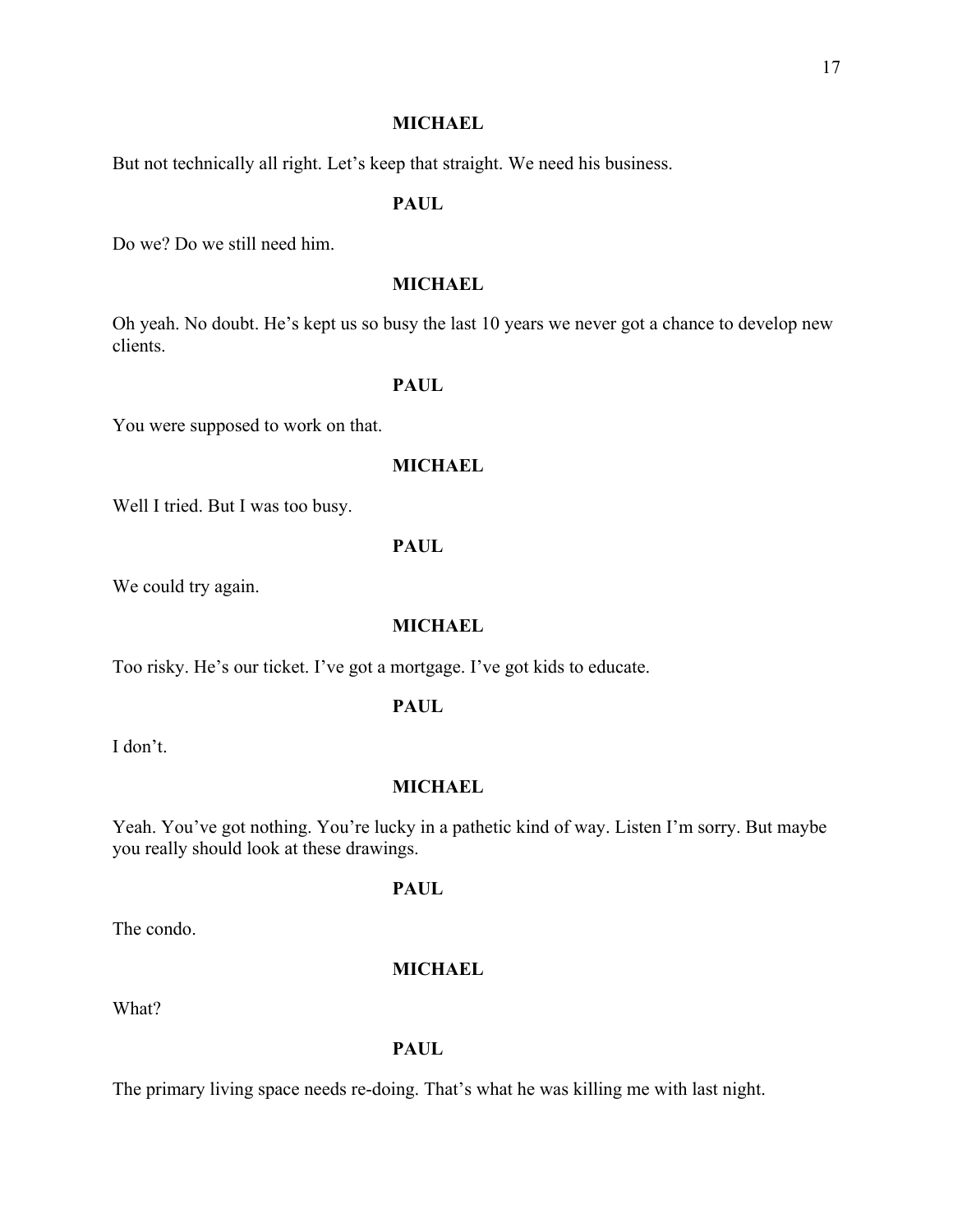**MICHAEL**

But not technically all right. Let's keep that straight. We need his business.

**PAUL**

Do we? Do we still need him.

**MICHAEL**

Oh yeah. No doubt. He's kept us so busy the last 10 years we never got a chance to develop new clients.

**PAUL**

You were supposed to work on that.

**MICHAEL**

Well I tried. But I was too busy.

**PAUL**

We could try again.

**MICHAEL**

Too risky. He's our ticket. I've got a mortgage. I've got kids to educate.

**PAUL**

I don't.

**MICHAEL**

Yeah. You've got nothing. You're lucky in a pathetic kind of way. Listen I'm sorry. But maybe you really should look at these drawings.

**PAUL**

The condo.

**MICHAEL**

What?

**PAUL**

The primary living space needs re-doing. That's what he was killing me with last night.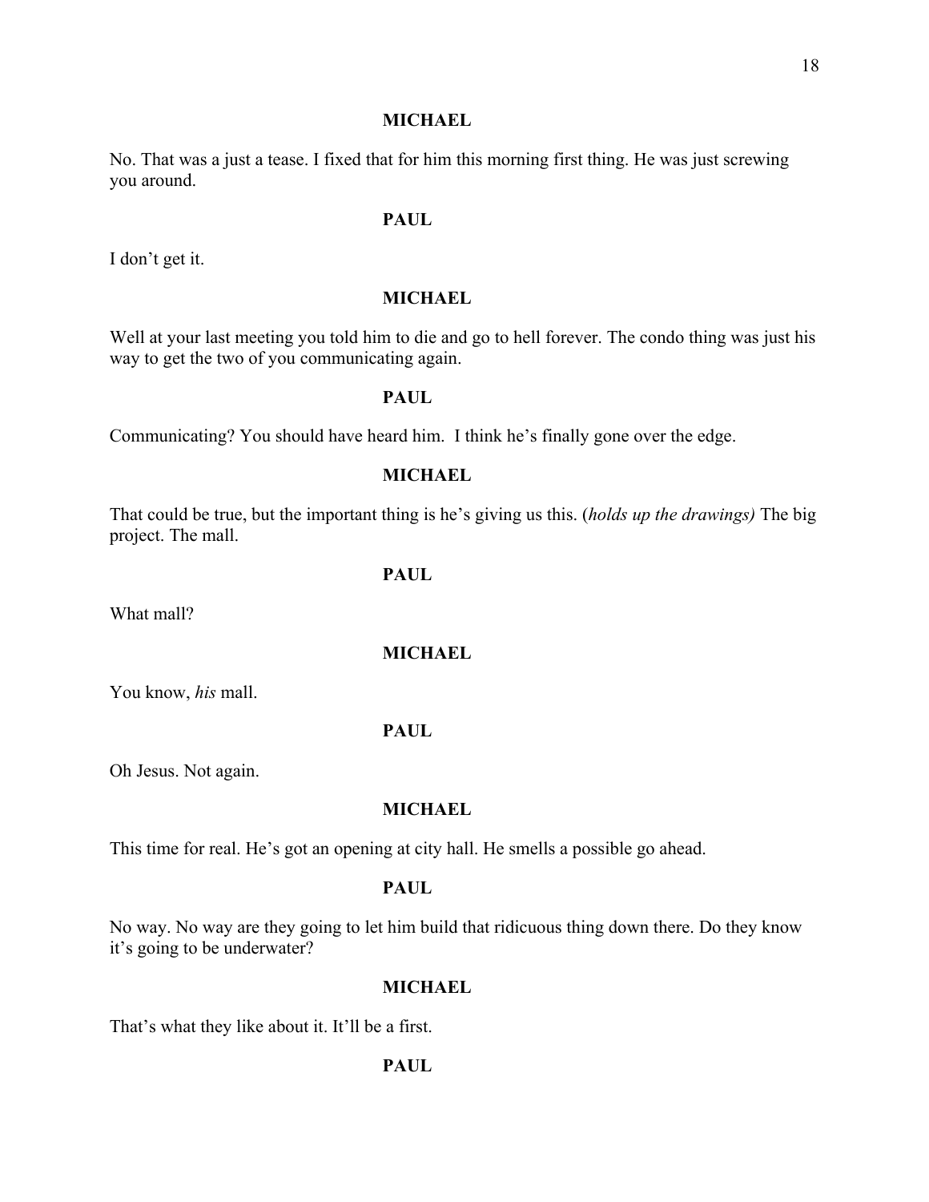**MICHAEL**

No. That was a just a tease. I fixed that for him this morning first thing. He was just screwing you around.

**PAUL**

I don't get it.

**MICHAEL**

Well at your last meeting you told him to die and go to hell forever. The condo thing was just his way to get the two of you communicating again.

**PAUL**

Communicating? You should have heard him. I think he's finally gone over the edge.

**MICHAEL**

That could be true, but the important thing is he's giving us this. (*holds up the drawings)* The big project. The mall.

**PAUL**

What mall?

**MICHAEL**

You know, *his* mall.

**PAUL**

Oh Jesus. Not again.

**MICHAEL**

This time for real. He's got an opening at city hall. He smells a possible go ahead.

**PAUL**

No way. No way are they going to let him build that ridicuous thing down there. Do they know it's going to be underwater?

**MICHAEL**

That's what they like about it. It'll be a first.

**PAUL**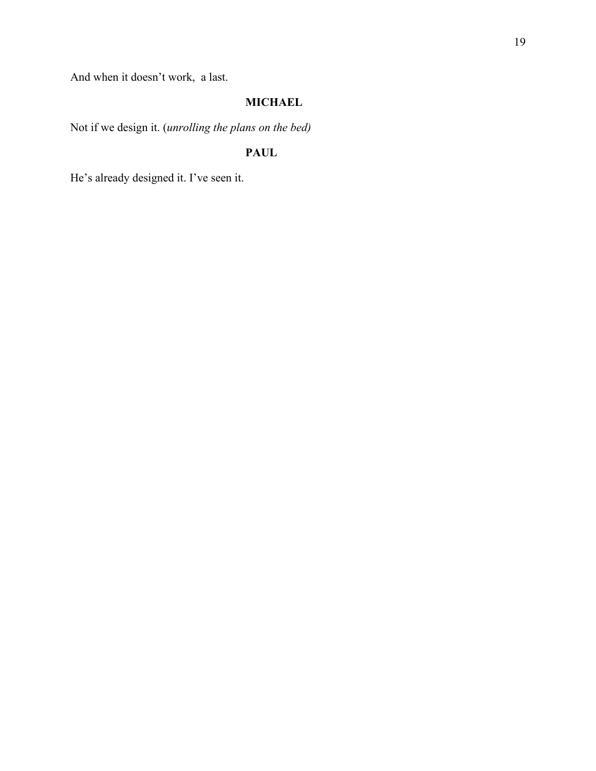And when it doesn't work,  a last.

**MICHAEL**

Not if we design it. (*unrolling the plans on the bed)*

**PAUL**

He's already designed it. I've seen it.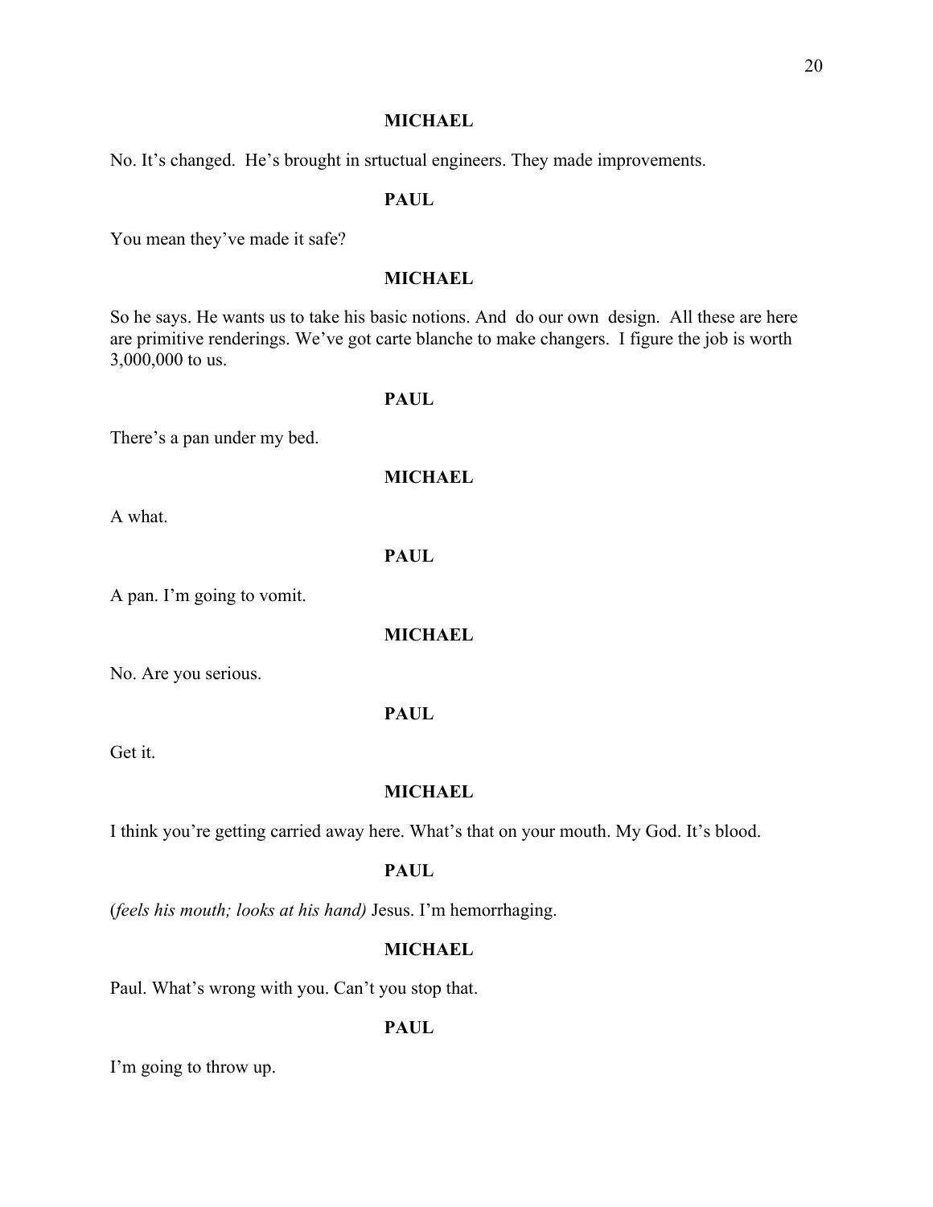**MICHAEL**

No. It's changed. He's brought in srtuctual engineers. They made improvements.

**PAUL**

You mean they've made it safe?

**MICHAEL**

So he says. He wants us to take his basic notions. And do our own design. All these are here are primitive renderings. We've got carte blanche to make changers. I figure the job is worth 3,000,000 to us.

**PAUL**

There's a pan under my bed.

**MICHAEL**

A what.

**PAUL**

A pan. I'm going to vomit.

**MICHAEL**

No. Are you serious.

**PAUL**

Get it.

**MICHAEL**

I think you're getting carried away here. What's that on your mouth. My God. It's blood.

**PAUL**

(*feels his mouth; looks at his hand)* Jesus. I'm hemorrhaging.

**MICHAEL**

Paul. What's wrong with you. Can't you stop that.

**PAUL**

I'm going to throw up.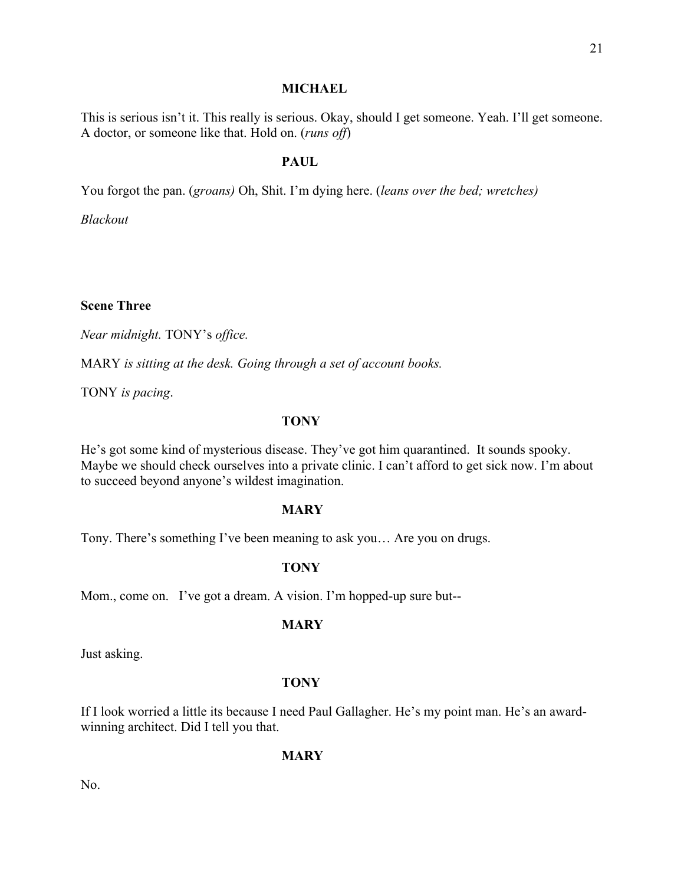**MICHAEL**

This is serious isn't it. This really is serious. Okay, should I get someone. Yeah. I'll get someone. A doctor, or someone like that. Hold on. (*runs off*)

**PAUL**

You forgot the pan. (*groans)* Oh, Shit. I'm dying here. (*leans over the bed; wretches)*

*Blackout*

**Scene Three**

*Near midnight.* TONY's *office.*

MARY *is sitting at the desk. Going through a set of account books.*

TONY *is pacing*.

**TONY**

He's got some kind of mysterious disease. They've got him quarantined. It sounds spooky. Maybe we should check ourselves into a private clinic. I can't afford to get sick now. I'm about to succeed beyond anyone's wildest imagination.

**MARY**

Tony. There's something I've been meaning to ask you… Are you on drugs.

**TONY**

Mom., come on. I've got a dream. A vision. I'm hopped-up sure but--

**MARY**

Just asking.

**TONY**

If I look worried a little its because I need Paul Gallagher. He's my point man. He's an award-winning architect. Did I tell you that.

**MARY**

No.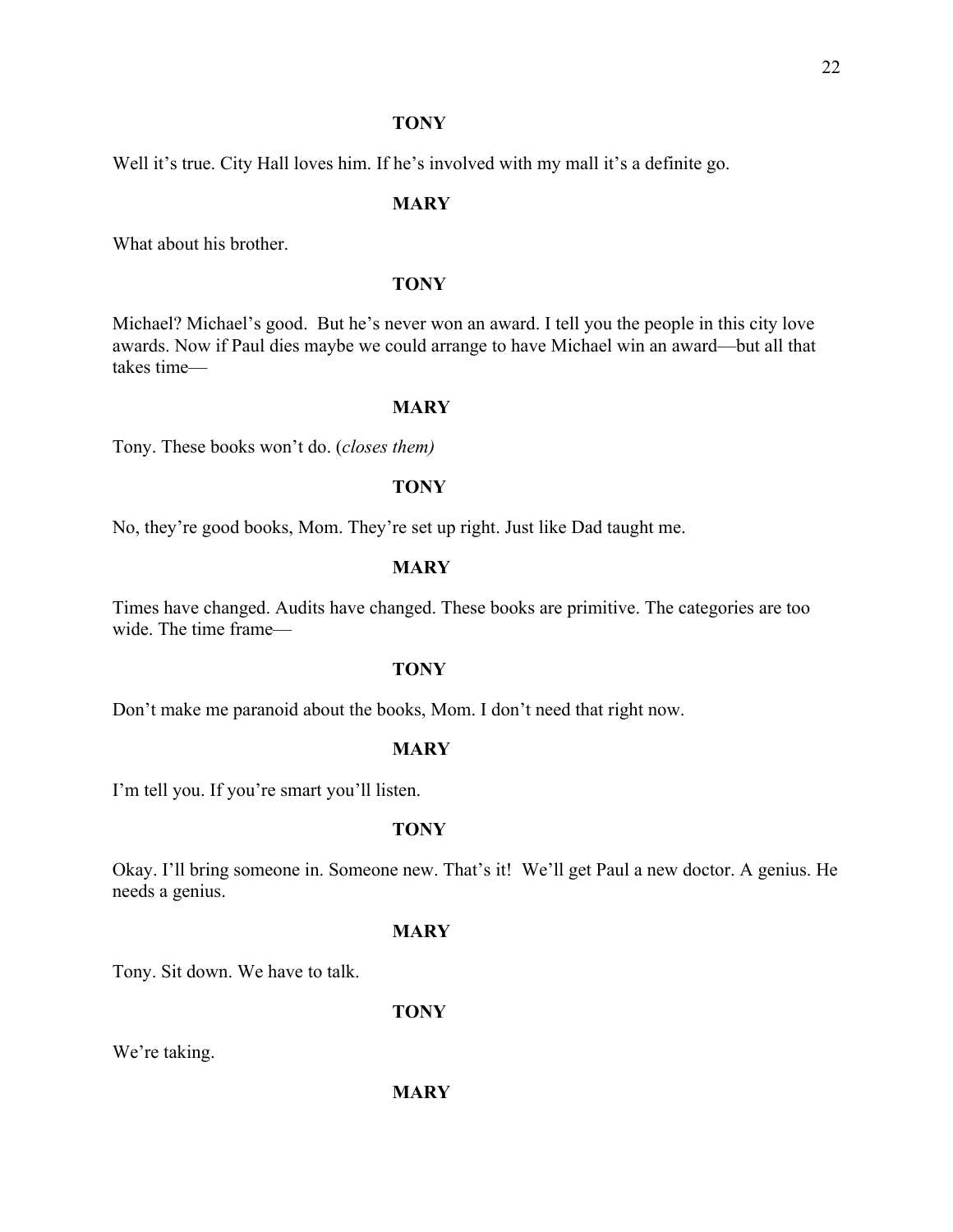**TONY**

Well it's true. City Hall loves him. If he's involved with my mall it's a definite go.

**MARY**

What about his brother.

**TONY**

Michael? Michael's good. But he's never won an award. I tell you the people in this city love awards. Now if Paul dies maybe we could arrange to have Michael win an award—but all that takes time—

**MARY**

Tony. These books won't do. (*closes them)*

**TONY**

No, they're good books, Mom. They're set up right. Just like Dad taught me.

**MARY**

Times have changed. Audits have changed. These books are primitive. The categories are too wide. The time frame—

**TONY**

Don't make me paranoid about the books, Mom. I don't need that right now.

**MARY**

I'm tell you. If you're smart you'll listen.

**TONY**

Okay. I'll bring someone in. Someone new. That's it! We'll get Paul a new doctor. A genius. He needs a genius.

**MARY**

Tony. Sit down. We have to talk.

**TONY**

We're taking.

**MARY**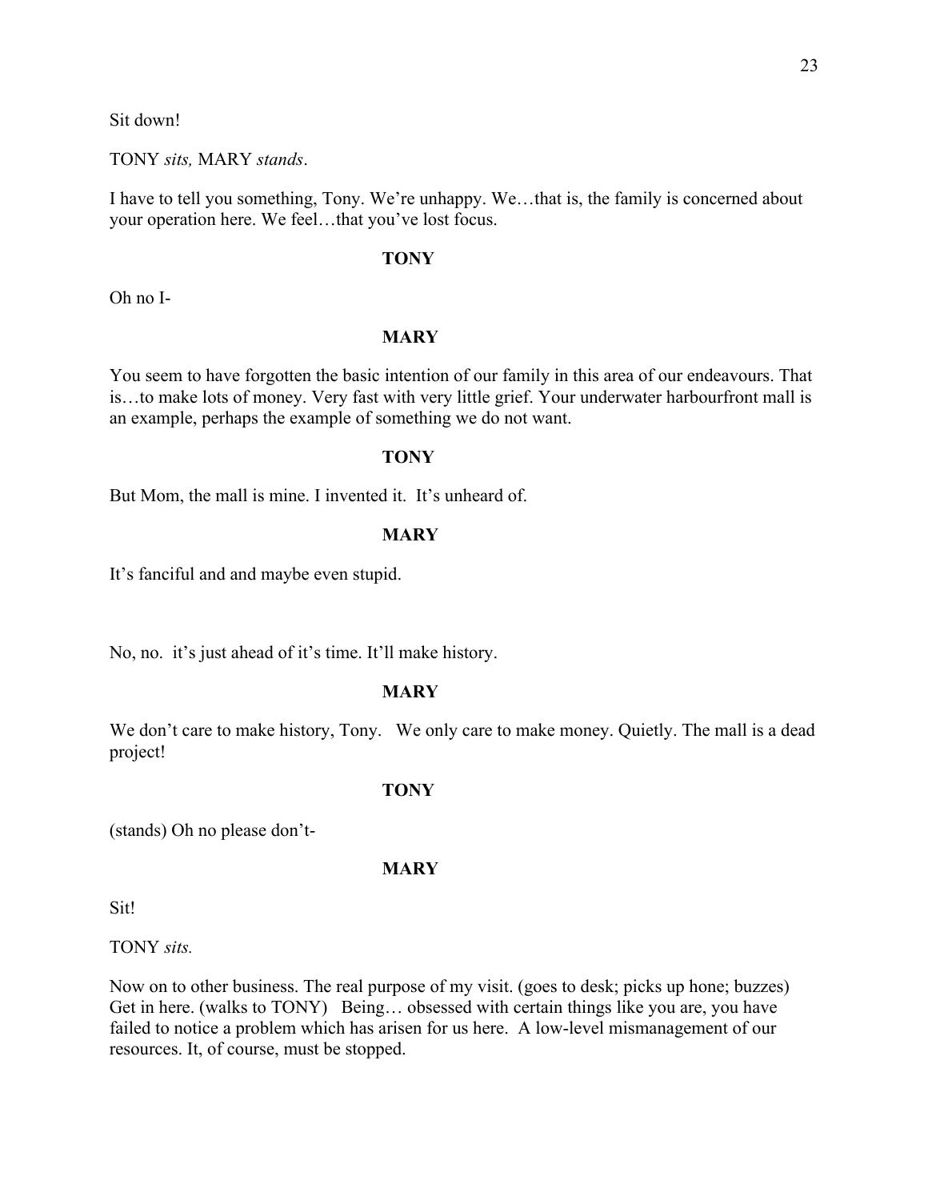Sit down!

TONY *sits,* MARY *stands*.

I have to tell you something, Tony. We're unhappy. We…that is, the family is concerned about your operation here. We feel…that you've lost focus.

**TONY**

Oh no I-

**MARY**

You seem to have forgotten the basic intention of our family in this area of our endeavours. That is…to make lots of money. Very fast with very little grief. Your underwater harbourfront mall is an example, perhaps the example of something we do not want.

**TONY**

But Mom, the mall is mine. I invented it. It's unheard of.

**MARY**

It's fanciful and and maybe even stupid.

No, no. it's just ahead of it's time. It'll make history.

**MARY**

We don't care to make history, Tony. We only care to make money. Quietly. The mall is a dead project!

**TONY**

(stands) Oh no please don't-

**MARY**

Sit!

TONY *sits.*

Now on to other business. The real purpose of my visit. (goes to desk; picks up hone; buzzes) Get in here. (walks to TONY) Being… obsessed with certain things like you are, you have failed to notice a problem which has arisen for us here. A low-level mismanagement of our resources. It, of course, must be stopped.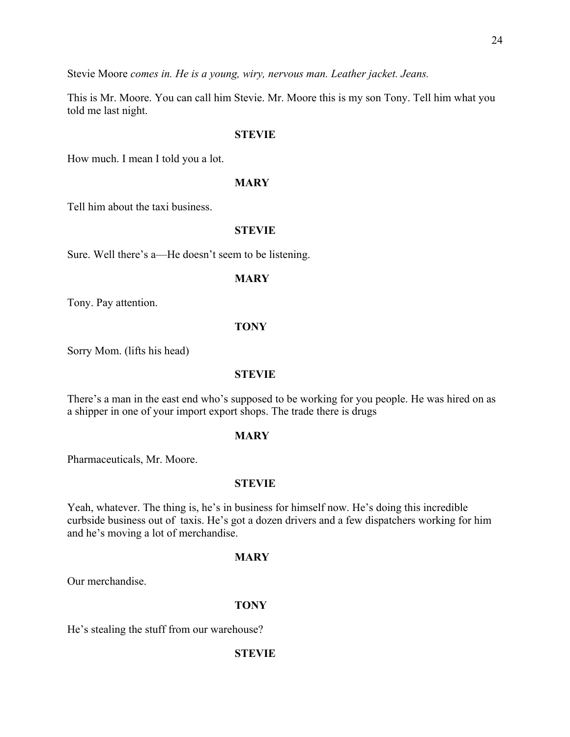Stevie Moore *comes in. He is a young, wiry, nervous man. Leather jacket. Jeans.*

This is Mr. Moore. You can call him Stevie. Mr. Moore this is my son Tony. Tell him what you told me last night.

**STEVIE**

How much. I mean I told you a lot.

**MARY**

Tell him about the taxi business.

**STEVIE**

Sure. Well there's a—He doesn't seem to be listening.

**MARY**

Tony. Pay attention.

**TONY**

Sorry Mom. (lifts his head)

**STEVIE**

There's a man in the east end who's supposed to be working for you people. He was hired on as a shipper in one of your import export shops. The trade there is drugs

**MARY**

Pharmaceuticals, Mr. Moore.

**STEVIE**

Yeah, whatever. The thing is, he's in business for himself now. He's doing this incredible curbside business out of taxis. He's got a dozen drivers and a few dispatchers working for him and he's moving a lot of merchandise.

**MARY**

Our merchandise.

**TONY**

He's stealing the stuff from our warehouse?

**STEVIE**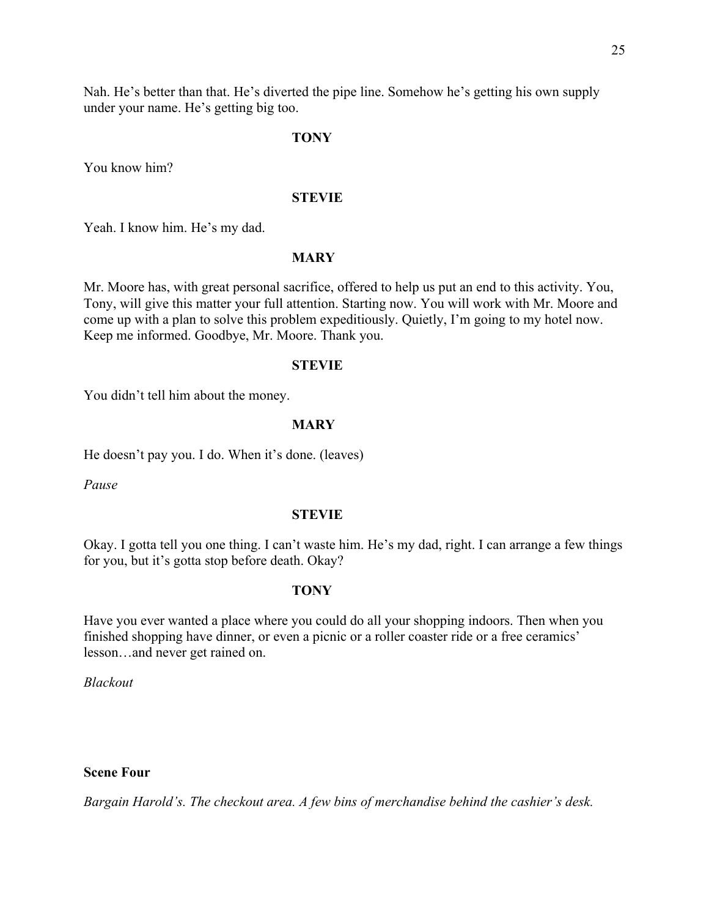Nah. He's better than that. He's diverted the pipe line. Somehow he's getting his own supply under your name. He's getting big too.

**TONY**

You know him?

**STEVIE**

Yeah. I know him. He's my dad.

**MARY**

Mr. Moore has, with great personal sacrifice, offered to help us put an end to this activity. You, Tony, will give this matter your full attention. Starting now. You will work with Mr. Moore and come up with a plan to solve this problem expeditiously. Quietly, I'm going to my hotel now. Keep me informed. Goodbye, Mr. Moore. Thank you.

**STEVIE**

You didn't tell him about the money.

**MARY**

He doesn't pay you. I do. When it's done. (leaves)

*Pause*

**STEVIE**

Okay. I gotta tell you one thing. I can't waste him. He's my dad, right. I can arrange a few things for you, but it's gotta stop before death. Okay?

**TONY**

Have you ever wanted a place where you could do all your shopping indoors. Then when you finished shopping have dinner, or even a picnic or a roller coaster ride or a free ceramics' lesson…and never get rained on.

*Blackout*

**Scene Four**

*Bargain Harold's. The checkout area. A few bins of merchandise behind the cashier's desk.*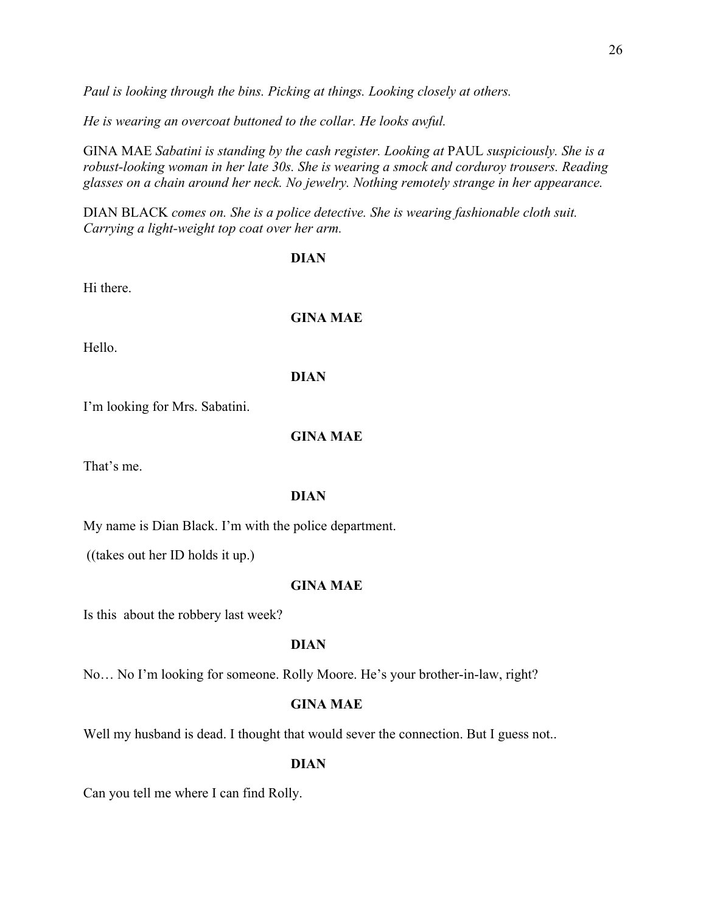*Paul is looking through the bins. Picking at things. Looking closely at others.*

*He is wearing an overcoat buttoned to the collar. He looks awful.*

GINA MAE *Sabatini is standing by the cash register. Looking at* PAUL *suspiciously. She is a robust-looking woman in her late 30s. She is wearing a smock and corduroy trousers. Reading glasses on a chain around her neck. No jewelry. Nothing remotely strange in her appearance.*

DIAN BLACK *comes on. She is a police detective. She is wearing fashionable cloth suit. Carrying a light-weight top coat over her arm.*

**DIAN**

Hi there.

**GINA MAE**

Hello.

**DIAN**

I'm looking for Mrs. Sabatini.

**GINA MAE**

That's me.

**DIAN**

My name is Dian Black. I'm with the police department.

((takes out her ID holds it up.)

**GINA MAE**

Is this  about the robbery last week?

**DIAN**

No… No I'm looking for someone. Rolly Moore. He's your brother-in-law, right?

**GINA MAE**

Well my husband is dead. I thought that would sever the connection. But I guess not..

**DIAN**

Can you tell me where I can find Rolly.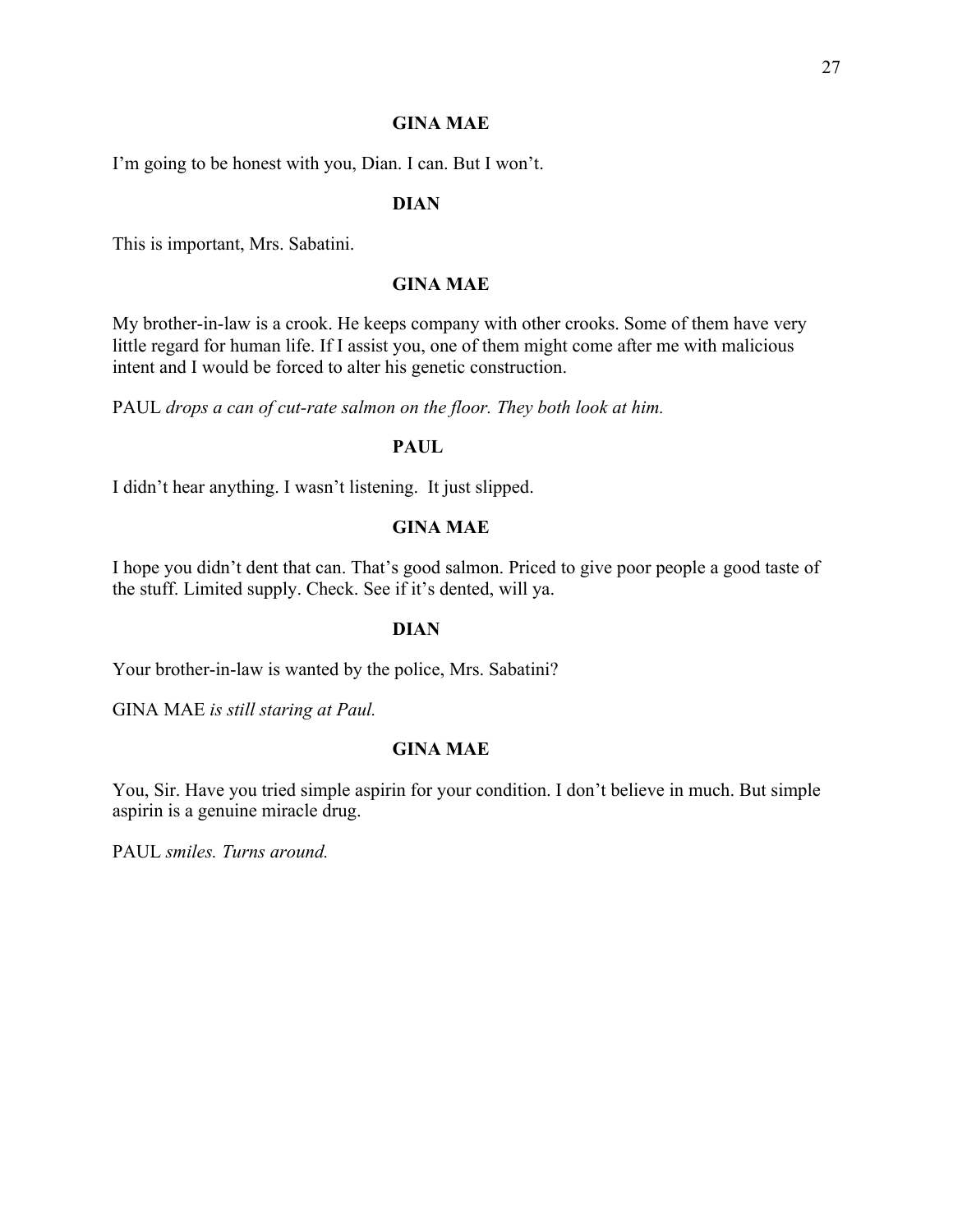**GINA MAE**

I'm going to be honest with you, Dian. I can. But I won't.

**DIAN**

This is important, Mrs. Sabatini.

**GINA MAE**

My brother-in-law is a crook. He keeps company with other crooks. Some of them have very little regard for human life. If I assist you, one of them might come after me with malicious intent and I would be forced to alter his genetic construction.

PAUL *drops a can of cut-rate salmon on the floor. They both look at him.*

**PAUL**

I didn't hear anything. I wasn't listening. It just slipped.

**GINA MAE**

I hope you didn't dent that can. That's good salmon. Priced to give poor people a good taste of the stuff. Limited supply. Check. See if it's dented, will ya.

**DIAN**

Your brother-in-law is wanted by the police, Mrs. Sabatini?

GINA MAE *is still staring at Paul.*

**GINA MAE**

You, Sir. Have you tried simple aspirin for your condition. I don't believe in much. But simple aspirin is a genuine miracle drug.

PAUL *smiles. Turns around.*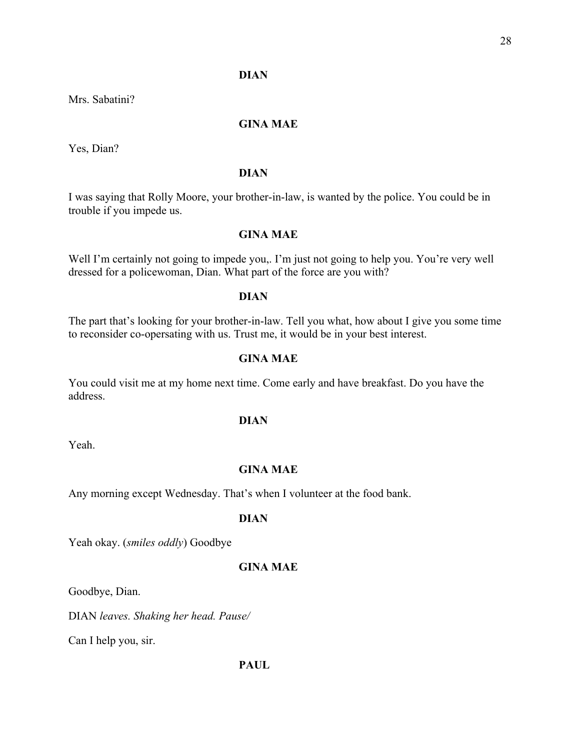**DIAN**

Mrs. Sabatini?

**GINA MAE**

Yes, Dian?

**DIAN**

I was saying that Rolly Moore, your brother-in-law, is wanted by the police. You could be in trouble if you impede us.

**GINA MAE**

Well I'm certainly not going to impede you,. I'm just not going to help you. You're very well dressed for a policewoman, Dian. What part of the force are you with?

**DIAN**

The part that's looking for your brother-in-law. Tell you what, how about I give you some time to reconsider co-opersating with us. Trust me, it would be in your best interest.

**GINA MAE**

You could visit me at my home next time. Come early and have breakfast. Do you have the address.

**DIAN**

Yeah.

**GINA MAE**

Any morning except Wednesday. That's when I volunteer at the food bank.

**DIAN**

Yeah okay. (*smiles oddly*) Goodbye

**GINA MAE**

Goodbye, Dian.

DIAN *leaves. Shaking her head. Pause/*

Can I help you, sir.

**PAUL**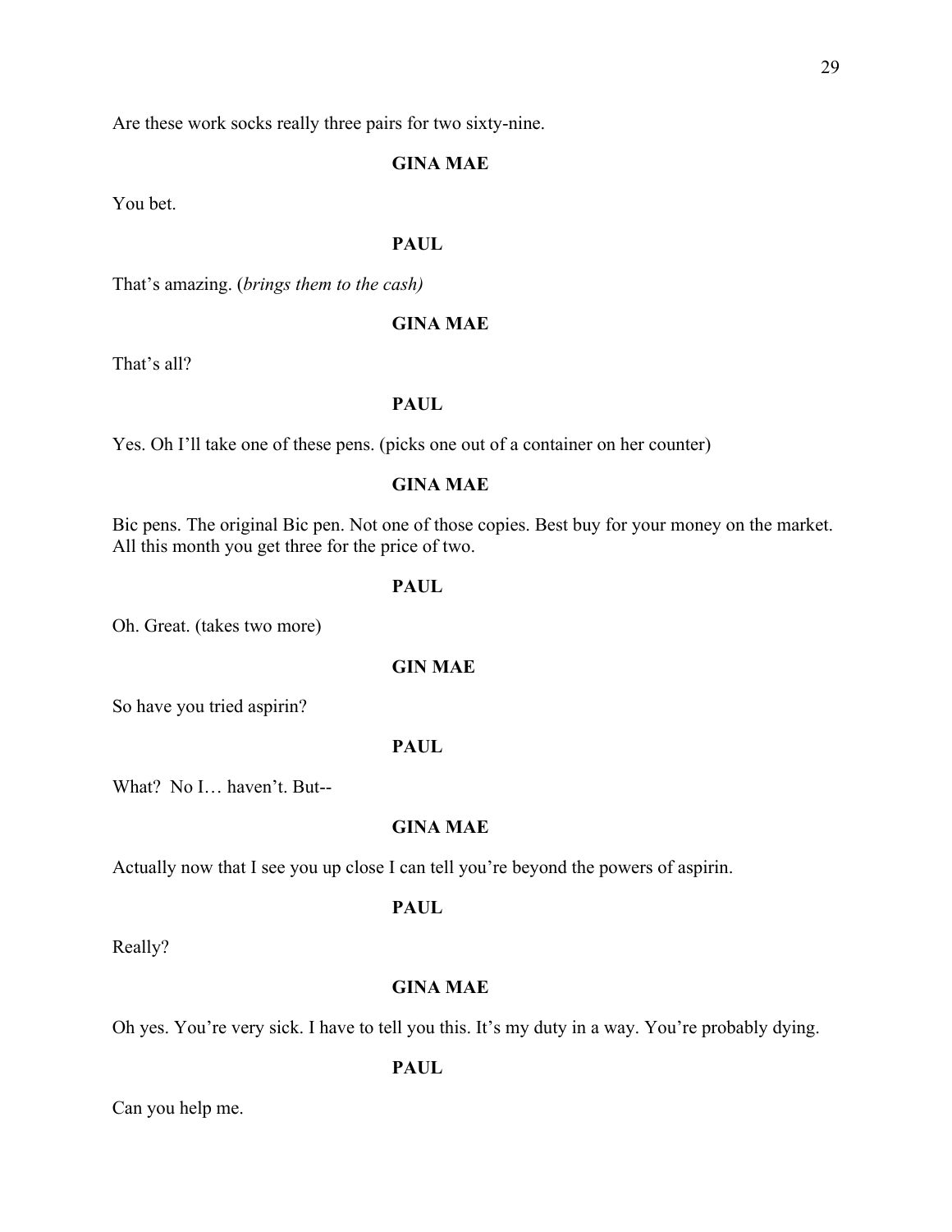Are these work socks really three pairs for two sixty-nine.

**GINA MAE**

You bet.

**PAUL**

That's amazing. (*brings them to the cash)*

**GINA MAE**

That's all?

**PAUL**

Yes. Oh I'll take one of these pens. (picks one out of a container on her counter)

**GINA MAE**

Bic pens. The original Bic pen. Not one of those copies. Best buy for your money on the market. All this month you get three for the price of two.

**PAUL**

Oh. Great. (takes two more)

**GIN MAE**

So have you tried aspirin?

**PAUL**

What? No I… haven't. But--

**GINA MAE**

Actually now that I see you up close I can tell you're beyond the powers of aspirin.

**PAUL**

Really?

**GINA MAE**

Oh yes. You're very sick. I have to tell you this. It's my duty in a way. You're probably dying.

**PAUL**

Can you help me.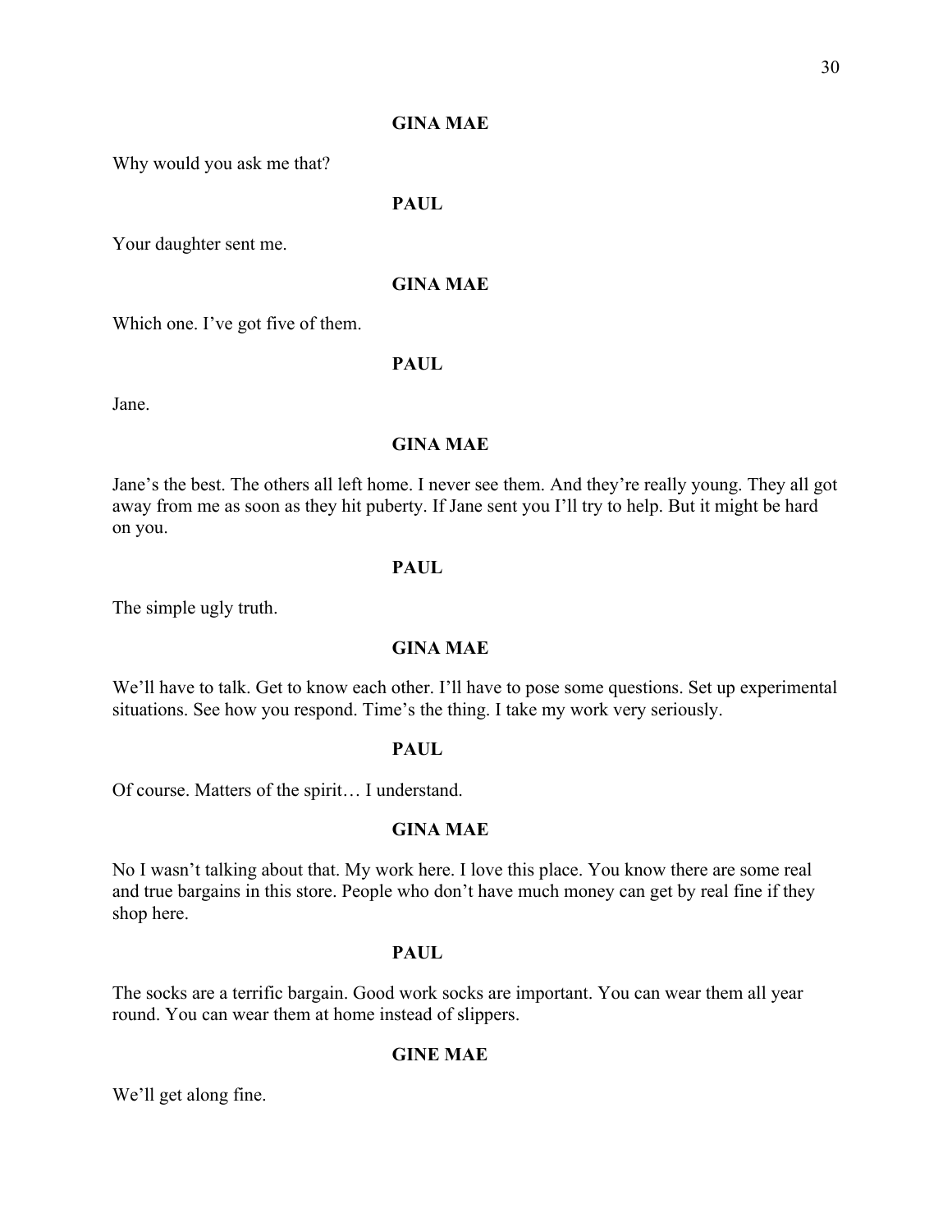**GINA MAE**

Why would you ask me that?

**PAUL**

Your daughter sent me.

**GINA MAE**

Which one. I've got five of them.

**PAUL**

Jane.

**GINA MAE**

Jane's the best. The others all left home. I never see them. And they're really young. They all got away from me as soon as they hit puberty. If Jane sent you I'll try to help. But it might be hard on you.

**PAUL**

The simple ugly truth.

**GINA MAE**

We'll have to talk. Get to know each other. I'll have to pose some questions. Set up experimental situations. See how you respond. Time's the thing. I take my work very seriously.

**PAUL**

Of course. Matters of the spirit… I understand.

**GINA MAE**

No I wasn't talking about that. My work here. I love this place. You know there are some real and true bargains in this store. People who don't have much money can get by real fine if they shop here.

**PAUL**

The socks are a terrific bargain. Good work socks are important. You can wear them all year round. You can wear them at home instead of slippers.

**GINE MAE**

We'll get along fine.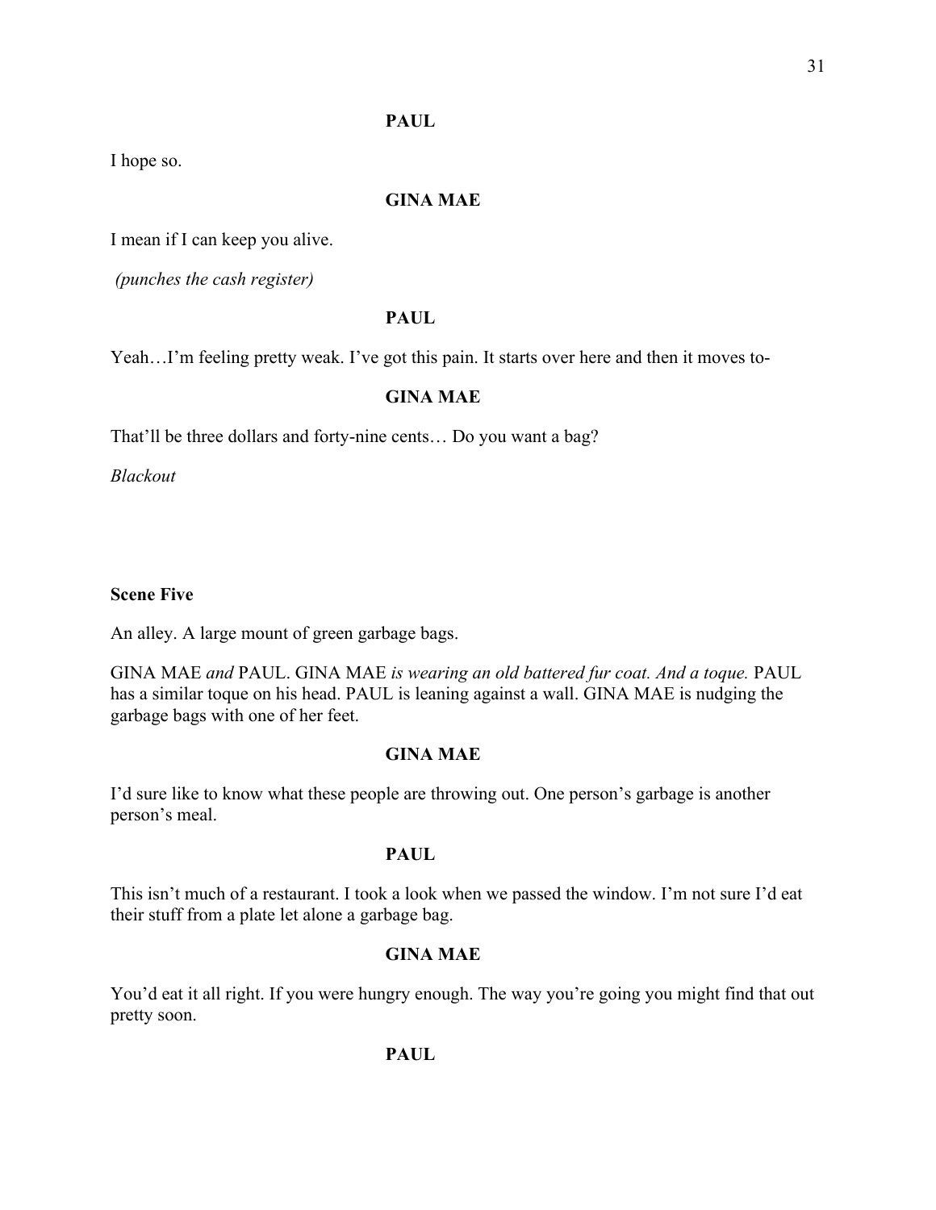**PAUL**

I hope so.

**GINA MAE**

I mean if I can keep you alive.

*(punches the cash register)*

**PAUL**

Yeah…I'm feeling pretty weak. I've got this pain. It starts over here and then it moves to-

**GINA MAE**

That'll be three dollars and forty-nine cents… Do you want a bag?

*Blackout*

**Scene Five**

An alley. A large mount of green garbage bags.

GINA MAE *and* PAUL. GINA MAE *is wearing an old battered fur coat. And a toque.* PAUL has a similar toque on his head. PAUL is leaning against a wall. GINA MAE is nudging the garbage bags with one of her feet.

**GINA MAE**

I'd sure like to know what these people are throwing out. One person's garbage is another person's meal.

**PAUL**

This isn't much of a restaurant. I took a look when we passed the window. I'm not sure I'd eat their stuff from a plate let alone a garbage bag.

**GINA MAE**

You'd eat it all right. If you were hungry enough. The way you're going you might find that out pretty soon.

**PAUL**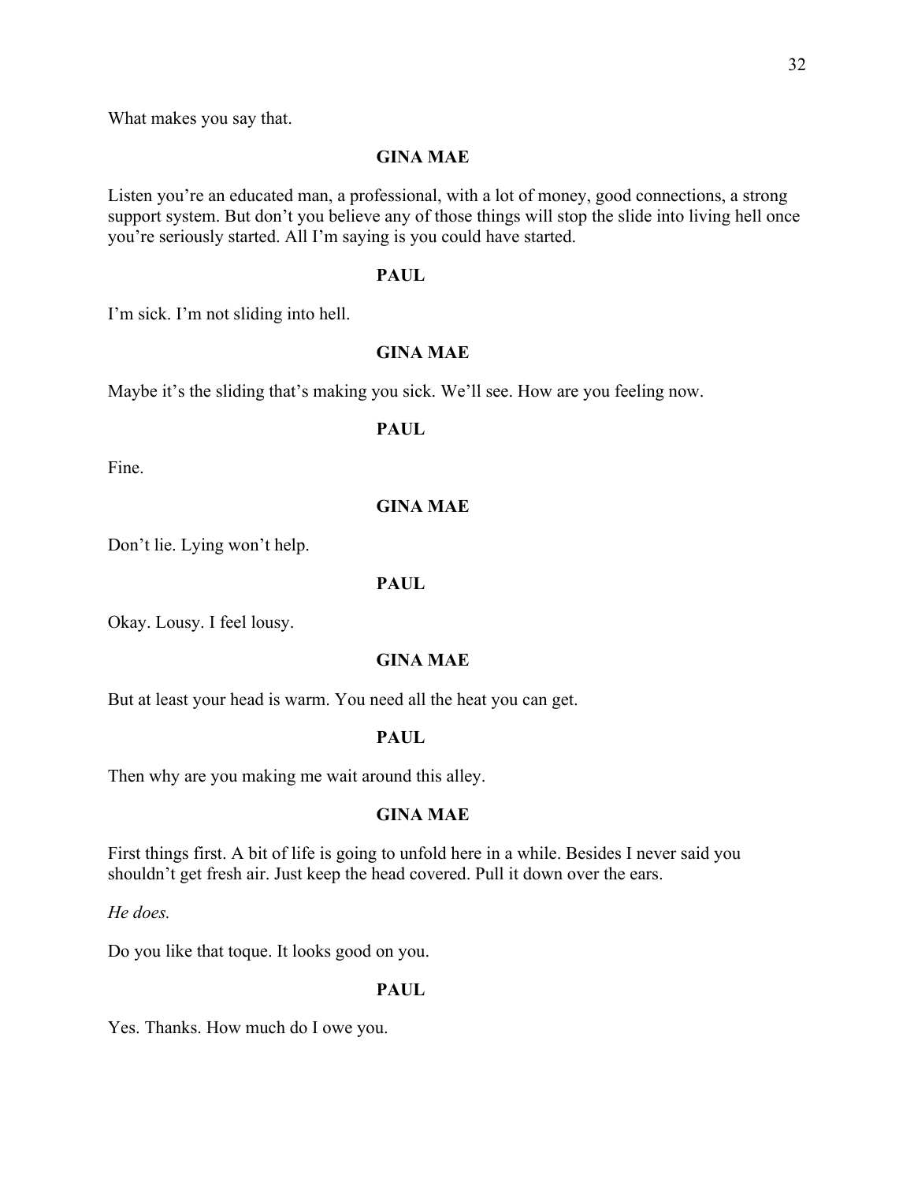What makes you say that.

**GINA MAE**

Listen you're an educated man, a professional, with a lot of money, good connections, a strong support system. But don't you believe any of those things will stop the slide into living hell once you're seriously started. All I'm saying is you could have started.

**PAUL**

I'm sick. I'm not sliding into hell.

**GINA MAE**

Maybe it's the sliding that's making you sick. We'll see. How are you feeling now.

**PAUL**

Fine.

**GINA MAE**

Don't lie. Lying won't help.

**PAUL**

Okay. Lousy. I feel lousy.

**GINA MAE**

But at least your head is warm. You need all the heat you can get.

**PAUL**

Then why are you making me wait around this alley.

**GINA MAE**

First things first. A bit of life is going to unfold here in a while. Besides I never said you shouldn't get fresh air. Just keep the head covered. Pull it down over the ears.

*He does.*

Do you like that toque. It looks good on you.

**PAUL**

Yes. Thanks. How much do I owe you.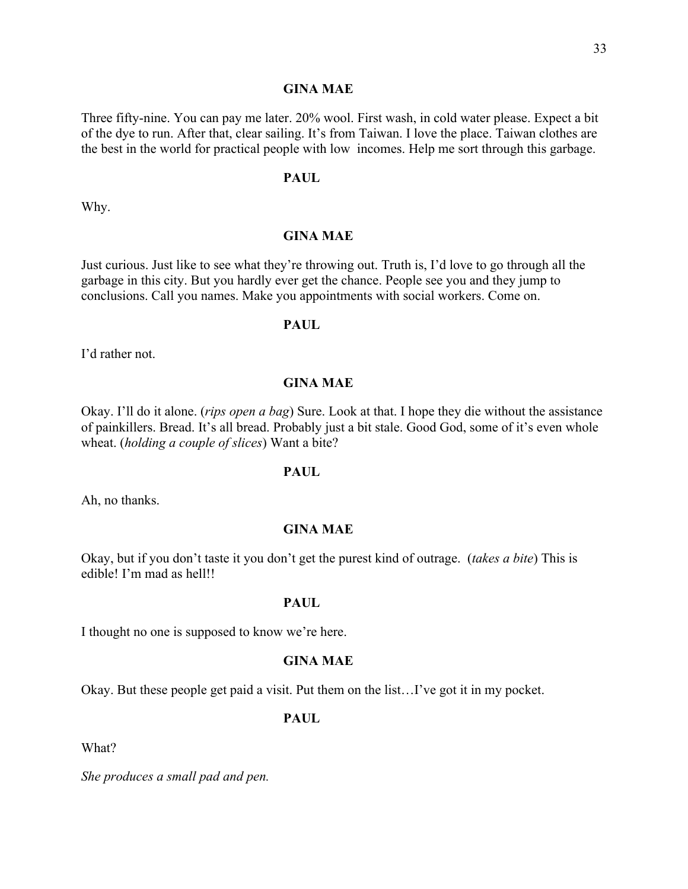**GINA MAE**

Three fifty-nine. You can pay me later. 20% wool. First wash, in cold water please. Expect a bit of the dye to run. After that, clear sailing. It's from Taiwan. I love the place. Taiwan clothes are the best in the world for practical people with low incomes. Help me sort through this garbage.

**PAUL**

Why.

**GINA MAE**

Just curious. Just like to see what they're throwing out. Truth is, I'd love to go through all the garbage in this city. But you hardly ever get the chance. People see you and they jump to conclusions. Call you names. Make you appointments with social workers. Come on.

**PAUL**

I'd rather not.

**GINA MAE**

Okay. I'll do it alone. (*rips open a bag*) Sure. Look at that. I hope they die without the assistance of painkillers. Bread. It's all bread. Probably just a bit stale. Good God, some of it's even whole wheat. (*holding a couple of slices*) Want a bite?

**PAUL**

Ah, no thanks.

**GINA MAE**

Okay, but if you don't taste it you don't get the purest kind of outrage. (*takes a bite*) This is edible! I'm mad as hell!!

**PAUL**

I thought no one is supposed to know we're here.

**GINA MAE**

Okay. But these people get paid a visit. Put them on the list…I've got it in my pocket.

**PAUL**

What?

*She produces a small pad and pen.*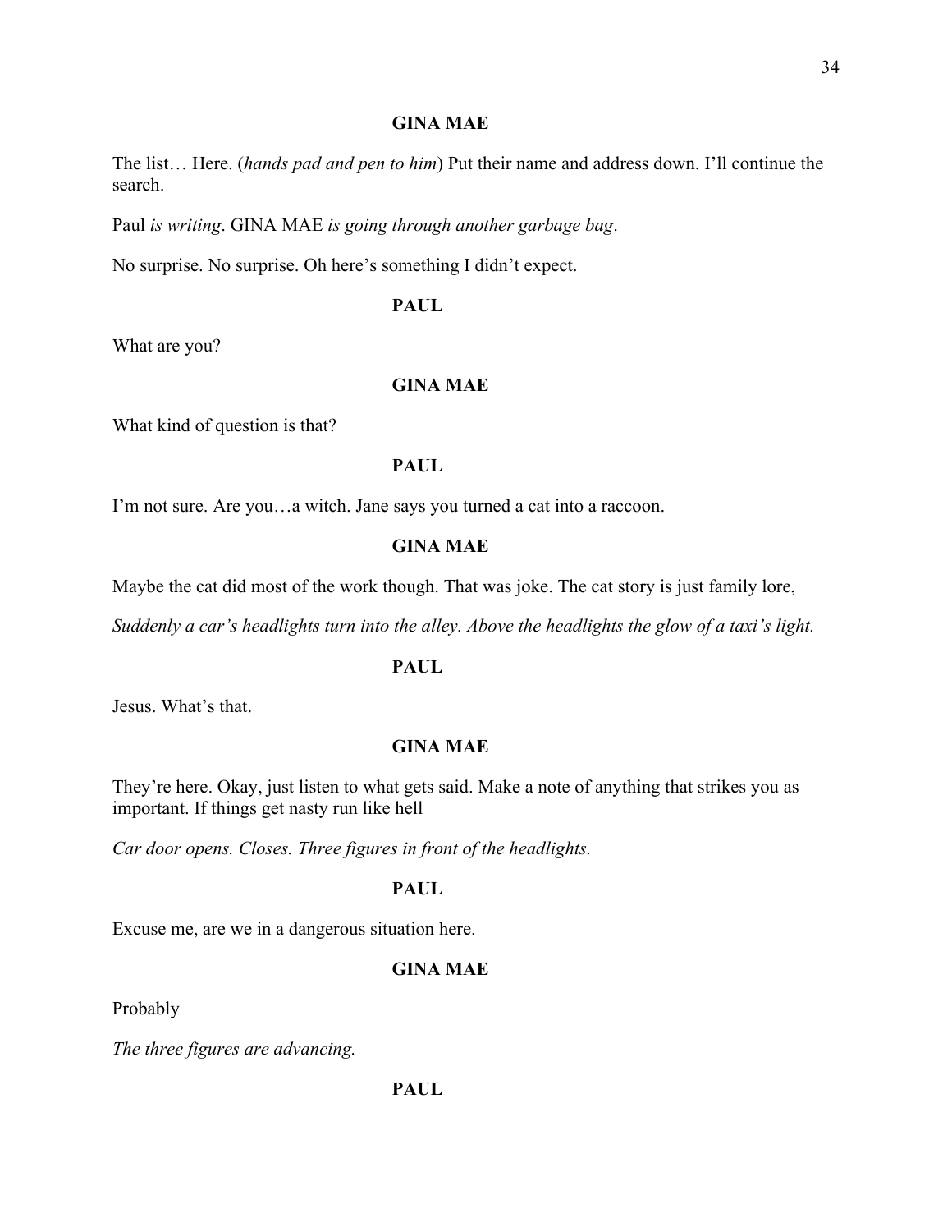**GINA MAE**

The list… Here. (*hands pad and pen to him*) Put their name and address down. I'll continue the search.

Paul *is writing*. GINA MAE *is going through another garbage bag*.

No surprise. No surprise. Oh here's something I didn't expect.

**PAUL**

What are you?

**GINA MAE**

What kind of question is that?

**PAUL**

I'm not sure. Are you…a witch. Jane says you turned a cat into a raccoon.

**GINA MAE**

Maybe the cat did most of the work though. That was joke. The cat story is just family lore,

*Suddenly a car's headlights turn into the alley. Above the headlights the glow of a taxi's light.*

**PAUL**

Jesus. What's that.

**GINA MAE**

They're here. Okay, just listen to what gets said. Make a note of anything that strikes you as important. If things get nasty run like hell

*Car door opens. Closes. Three figures in front of the headlights.*

**PAUL**

Excuse me, are we in a dangerous situation here.

**GINA MAE**

Probably

*The three figures are advancing.*

**PAUL**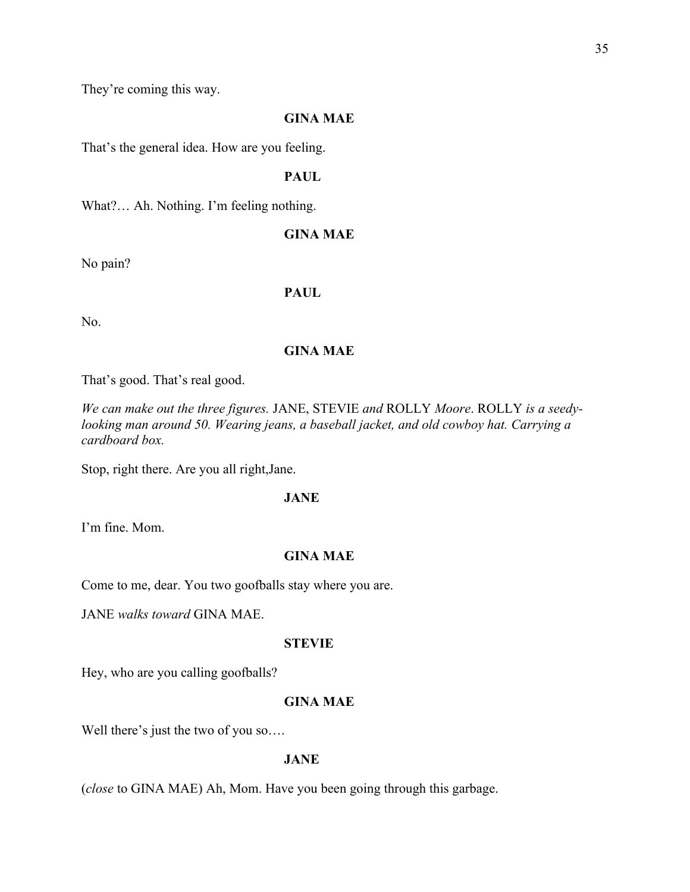They're coming this way.

**GINA MAE**

That's the general idea. How are you feeling.

**PAUL**

What?… Ah. Nothing. I'm feeling nothing.

**GINA MAE**

No pain?

**PAUL**

No.

**GINA MAE**

That's good. That's real good.

*We can make out the three figures.* JANE, STEVIE *and* ROLLY *Moore*. ROLLY *is a seedy-looking man around 50. Wearing jeans, a baseball jacket, and old cowboy hat. Carrying a cardboard box.*

Stop, right there. Are you all right,Jane.

**JANE**

I'm fine. Mom.

**GINA MAE**

Come to me, dear. You two goofballs stay where you are.

JANE *walks toward* GINA MAE.

**STEVIE**

Hey, who are you calling goofballs?

**GINA MAE**

Well there's just the two of you so….

**JANE**

(*close* to GINA MAE) Ah, Mom. Have you been going through this garbage.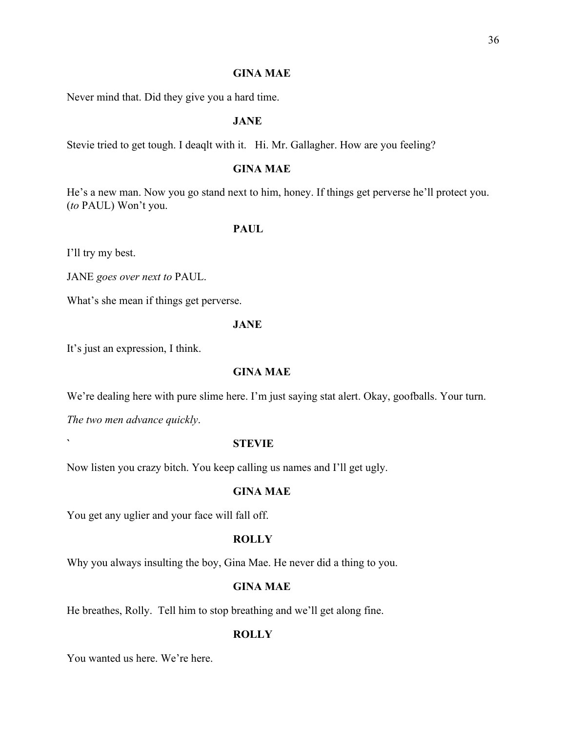**GINA MAE**

Never mind that. Did they give you a hard time.

**JANE**

Stevie tried to get tough. I deaqlt with it.   Hi. Mr. Gallagher. How are you feeling?

**GINA MAE**

He's a new man. Now you go stand next to him, honey. If things get perverse he'll protect you. (*to* PAUL) Won't you.

**PAUL**

I'll try my best.

JANE *goes over next to* PAUL.

What's she mean if things get perverse.

**JANE**

It's just an expression, I think.

**GINA MAE**

We're dealing here with pure slime here. I'm just saying stat alert. Okay, goofballs. Your turn.

*The two men advance quickly*.

` **STEVIE**

Now listen you crazy bitch. You keep calling us names and I'll get ugly.

**GINA MAE**

You get any uglier and your face will fall off.

**ROLLY**

Why you always insulting the boy, Gina Mae. He never did a thing to you.

**GINA MAE**

He breathes, Rolly.  Tell him to stop breathing and we'll get along fine.

**ROLLY**

You wanted us here. We're here.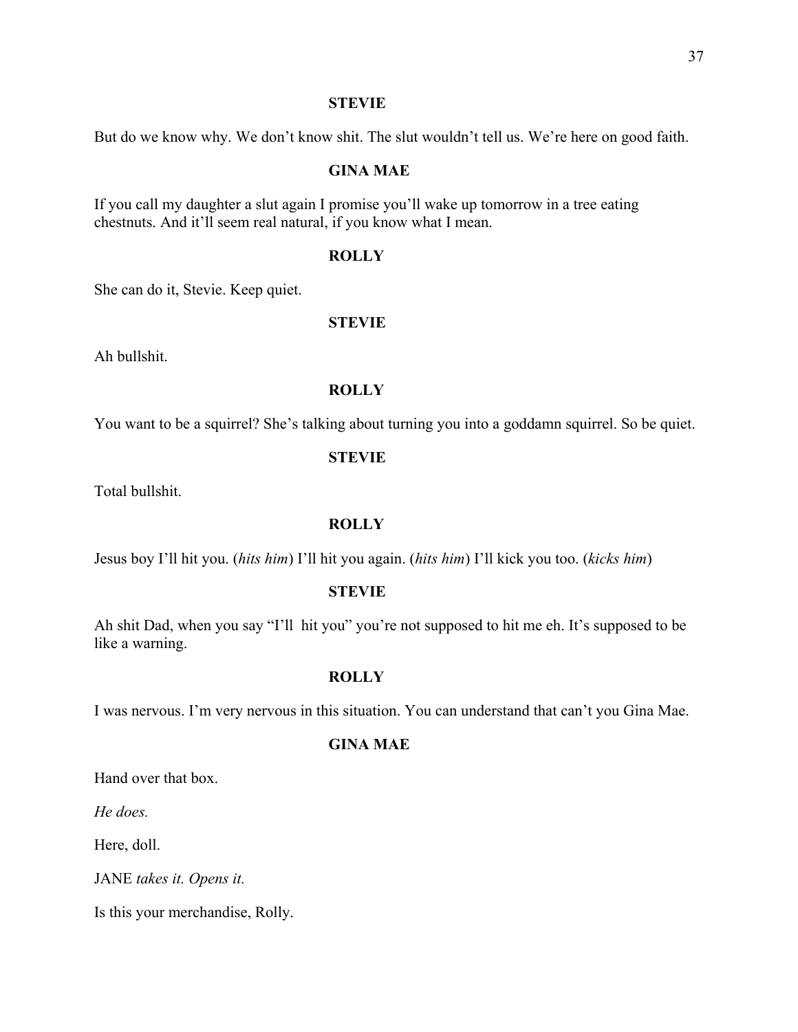**STEVIE**

But do we know why. We don't know shit. The slut wouldn't tell us. We're here on good faith.

**GINA MAE**

If you call my daughter a slut again I promise you'll wake up tomorrow in a tree eating chestnuts. And it'll seem real natural, if you know what I mean.

**ROLLY**

She can do it, Stevie. Keep quiet.

**STEVIE**

Ah bullshit.

**ROLLY**

You want to be a squirrel? She's talking about turning you into a goddamn squirrel. So be quiet.

**STEVIE**

Total bullshit.

**ROLLY**

Jesus boy I'll hit you. (*hits him*) I'll hit you again. (*hits him*) I'll kick you too. (*kicks him*)

**STEVIE**

Ah shit Dad, when you say "I'll hit you" you're not supposed to hit me eh. It's supposed to be like a warning.

**ROLLY**

I was nervous. I'm very nervous in this situation. You can understand that can't you Gina Mae.

**GINA MAE**

Hand over that box.

*He does.*

Here, doll.

JANE *takes it. Opens it.*

Is this your merchandise, Rolly.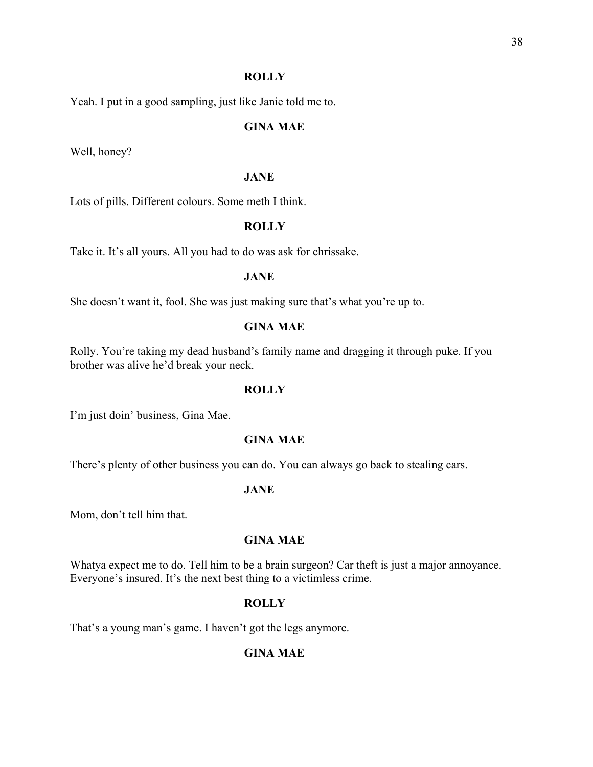**ROLLY**

Yeah. I put in a good sampling, just like Janie told me to.

**GINA MAE**

Well, honey?

**JANE**

Lots of pills. Different colours. Some meth I think.

**ROLLY**

Take it. It's all yours. All you had to do was ask for chrissake.

**JANE**

She doesn't want it, fool. She was just making sure that's what you're up to.

**GINA MAE**

Rolly. You're taking my dead husband's family name and dragging it through puke. If you brother was alive he'd break your neck.

**ROLLY**

I'm just doin' business, Gina Mae.

**GINA MAE**

There's plenty of other business you can do. You can always go back to stealing cars.

**JANE**

Mom, don't tell him that.

**GINA MAE**

Whatya expect me to do. Tell him to be a brain surgeon? Car theft is just a major annoyance. Everyone's insured. It's the next best thing to a victimless crime.

**ROLLY**

That's a young man's game. I haven't got the legs anymore.

**GINA MAE**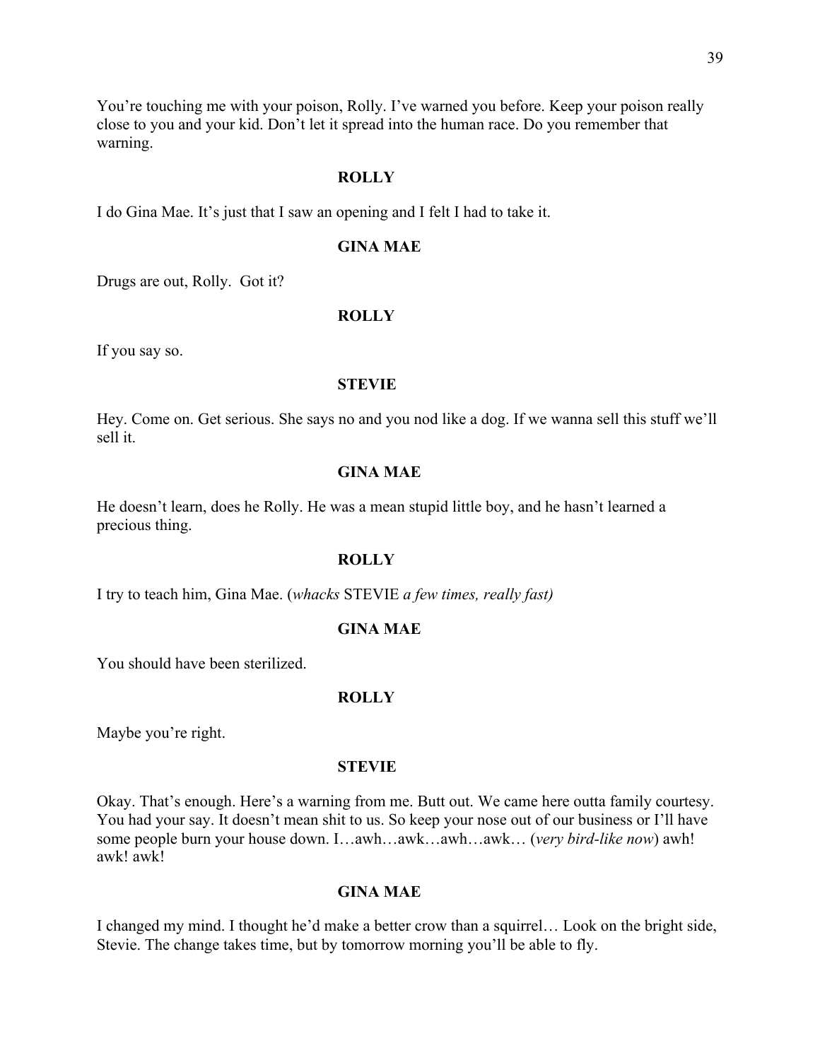You're touching me with your poison, Rolly. I've warned you before. Keep your poison really close to you and your kid. Don't let it spread into the human race. Do you remember that warning.

**ROLLY**

I do Gina Mae. It's just that I saw an opening and I felt I had to take it.

**GINA MAE**

Drugs are out, Rolly. Got it?

**ROLLY**

If you say so.

**STEVIE**

Hey. Come on. Get serious. She says no and you nod like a dog. If we wanna sell this stuff we'll sell it.

**GINA MAE**

He doesn't learn, does he Rolly. He was a mean stupid little boy, and he hasn't learned a precious thing.

**ROLLY**

I try to teach him, Gina Mae. (*whacks* STEVIE *a few times, really fast)*

**GINA MAE**

You should have been sterilized.

**ROLLY**

Maybe you're right.

**STEVIE**

Okay. That's enough. Here's a warning from me. Butt out. We came here outta family courtesy. You had your say. It doesn't mean shit to us. So keep your nose out of our business or I'll have some people burn your house down. I…awh…awk…awh…awk… (*very bird-like now*) awh! awk! awk!

**GINA MAE**

I changed my mind. I thought he'd make a better crow than a squirrel… Look on the bright side, Stevie. The change takes time, but by tomorrow morning you'll be able to fly.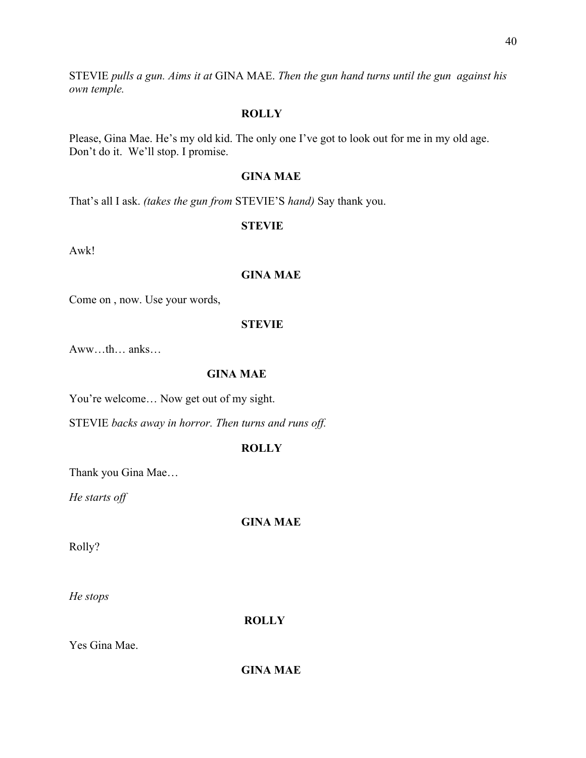STEVIE *pulls a gun. Aims it at* GINA MAE. *Then the gun hand turns until the gun against his own temple.*

**ROLLY**

Please, Gina Mae. He's my old kid. The only one I've got to look out for me in my old age. Don't do it. We'll stop. I promise.

**GINA MAE**

That's all I ask. *(takes the gun from* STEVIE'S *hand)* Say thank you.

**STEVIE**

Awk!

**GINA MAE**

Come on , now. Use your words,

**STEVIE**

Aww…th… anks…

**GINA MAE**

You're welcome… Now get out of my sight.

STEVIE *backs away in horror. Then turns and runs off.*

**ROLLY**

Thank you Gina Mae…

*He starts off*

**GINA MAE**

Rolly?

*He stops*

**ROLLY**

Yes Gina Mae.

**GINA MAE**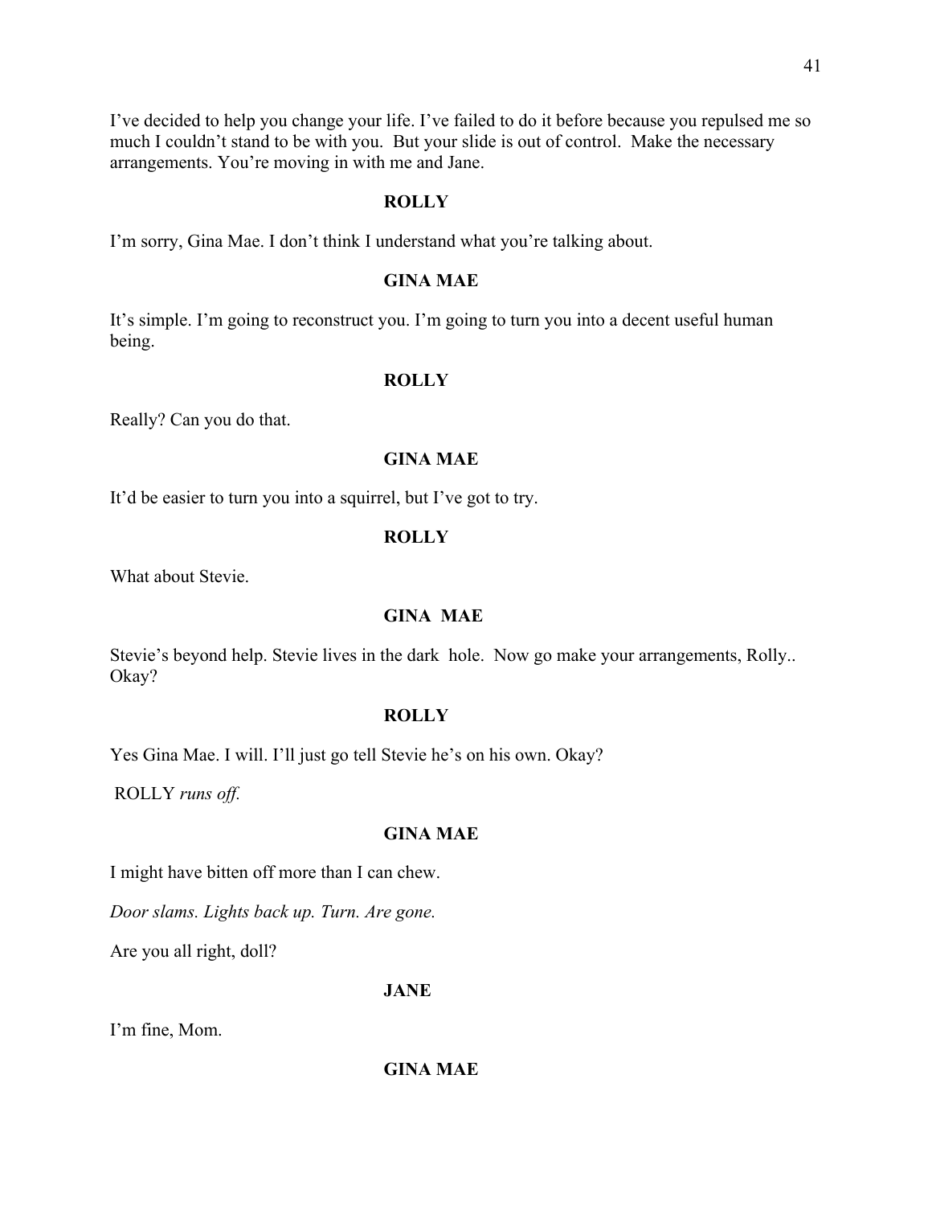I've decided to help you change your life. I've failed to do it before because you repulsed me so much I couldn't stand to be with you. But your slide is out of control. Make the necessary arrangements. You're moving in with me and Jane.

**ROLLY**

I'm sorry, Gina Mae. I don't think I understand what you're talking about.

**GINA MAE**

It's simple. I'm going to reconstruct you. I'm going to turn you into a decent useful human being.

**ROLLY**

Really? Can you do that.

**GINA MAE**

It'd be easier to turn you into a squirrel, but I've got to try.

**ROLLY**

What about Stevie.

**GINA MAE**

Stevie's beyond help. Stevie lives in the dark hole. Now go make your arrangements, Rolly.. Okay?

**ROLLY**

Yes Gina Mae. I will. I'll just go tell Stevie he's on his own. Okay?

ROLLY *runs off.*

**GINA MAE**

I might have bitten off more than I can chew.

*Door slams. Lights back up. Turn. Are gone.*

Are you all right, doll?

**JANE**

I'm fine, Mom.

**GINA MAE**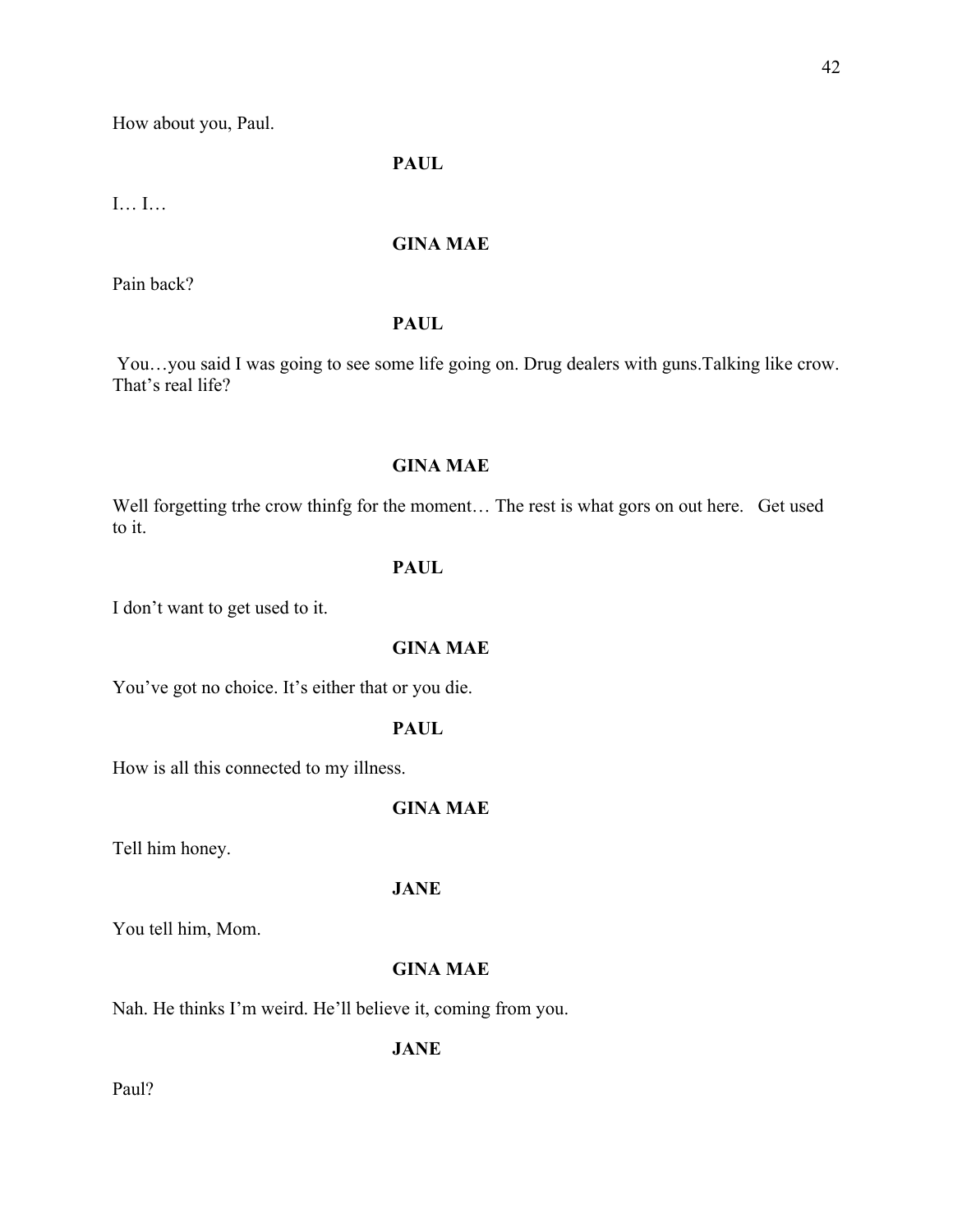How about you, Paul.

**PAUL**

I… I…

**GINA MAE**

Pain back?

**PAUL**

You…you said I was going to see some life going on. Drug dealers with guns.Talking like crow. That's real life?

**GINA MAE**

Well forgetting trhe crow thinfg for the moment… The rest is what gors on out here. Get used to it.

**PAUL**

I don't want to get used to it.

**GINA MAE**

You've got no choice. It's either that or you die.

**PAUL**

How is all this connected to my illness.

**GINA MAE**

Tell him honey.

**JANE**

You tell him, Mom.

**GINA MAE**

Nah. He thinks I'm weird. He'll believe it, coming from you.

**JANE**

Paul?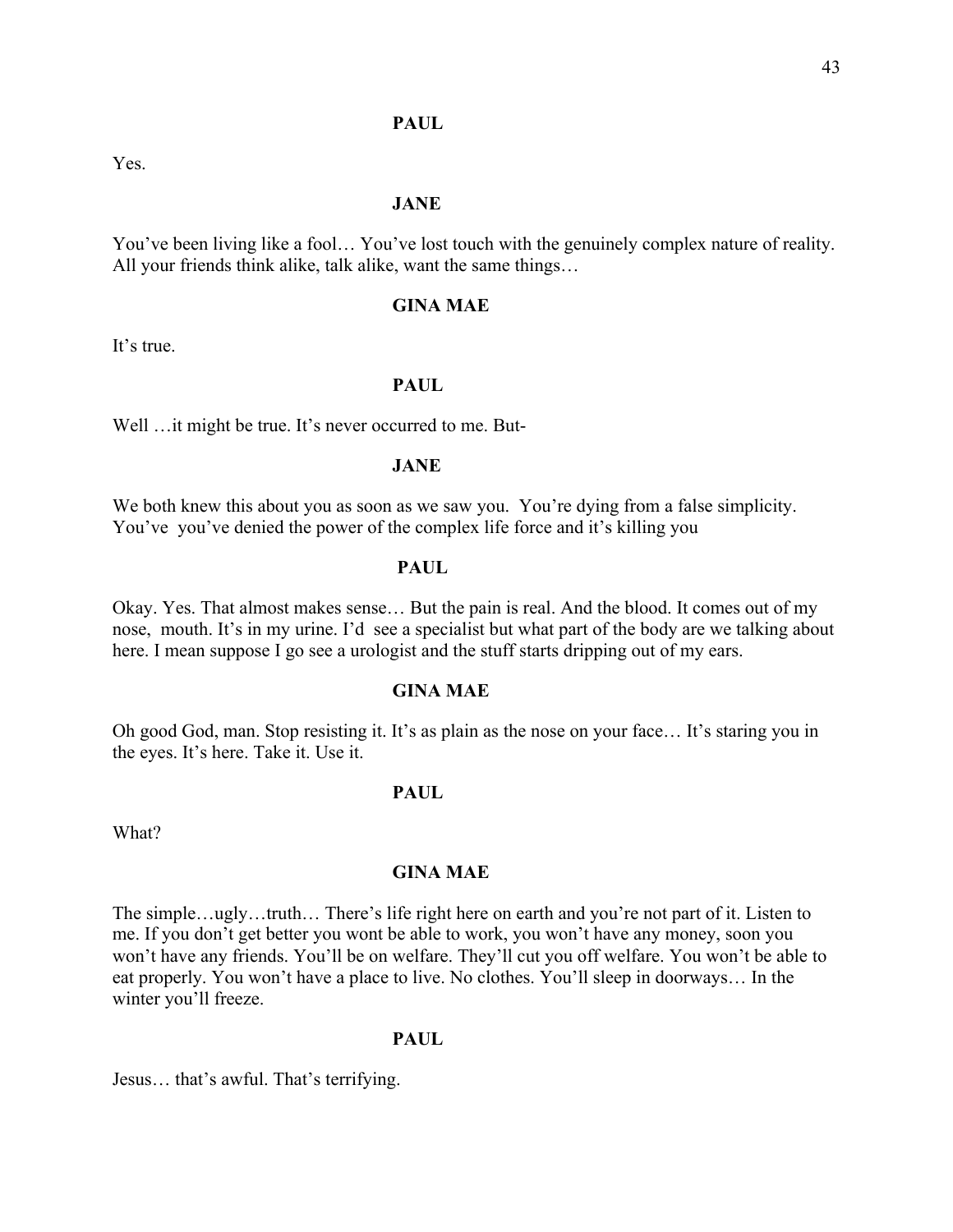**PAUL**

Yes.

**JANE**

You've been living like a fool… You've lost touch with the genuinely complex nature of reality. All your friends think alike, talk alike, want the same things…

**GINA MAE**

It's true.

**PAUL**

Well …it might be true. It's never occurred to me. But-

**JANE**

We both knew this about you as soon as we saw you. You're dying from a false simplicity. You've you've denied the power of the complex life force and it's killing you

**PAUL**

Okay. Yes. That almost makes sense… But the pain is real. And the blood. It comes out of my nose, mouth. It's in my urine. I'd see a specialist but what part of the body are we talking about here. I mean suppose I go see a urologist and the stuff starts dripping out of my ears.

**GINA MAE**

Oh good God, man. Stop resisting it. It's as plain as the nose on your face… It's staring you in the eyes. It's here. Take it. Use it.

**PAUL**

What?

**GINA MAE**

The simple…ugly…truth… There's life right here on earth and you're not part of it. Listen to me. If you don't get better you wont be able to work, you won't have any money, soon you won't have any friends. You'll be on welfare. They'll cut you off welfare. You won't be able to eat properly. You won't have a place to live. No clothes. You'll sleep in doorways… In the winter you'll freeze.

**PAUL**

Jesus… that's awful. That's terrifying.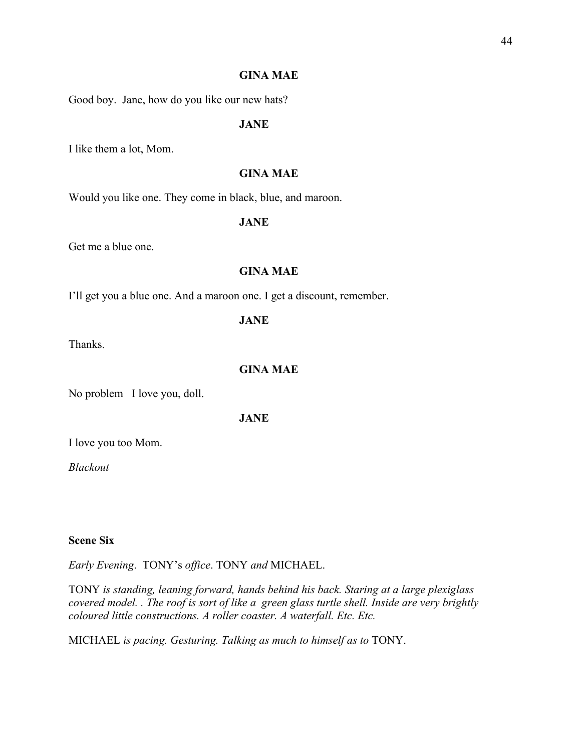**GINA MAE**

Good boy.  Jane, how do you like our new hats?

**JANE**

I like them a lot, Mom.

**GINA MAE**

Would you like one. They come in black, blue, and maroon.

**JANE**

Get me a blue one.

**GINA MAE**

I'll get you a blue one. And a maroon one. I get a discount, remember.

**JANE**

Thanks.

**GINA MAE**

No problem   I love you, doll.

**JANE**

I love you too Mom.

*Blackout*

**Scene Six**

*Early Evening*.  TONY's *office*. TONY *and* MICHAEL.

TONY *is standing, leaning forward, hands behind his back. Staring at a large plexiglass covered model. . The roof is sort of like a  green glass turtle shell. Inside are very brightly coloured little constructions. A roller coaster. A waterfall. Etc. Etc.*

MICHAEL *is pacing. Gesturing. Talking as much to himself as to* TONY.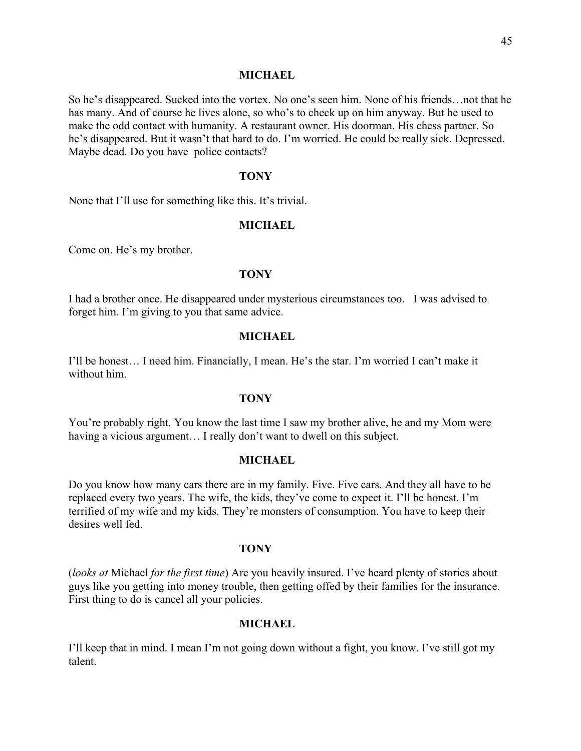**MICHAEL**

So he's disappeared. Sucked into the vortex. No one's seen him. None of his friends…not that he has many. And of course he lives alone, so who's to check up on him anyway. But he used to make the odd contact with humanity. A restaurant owner. His doorman. His chess partner. So he's disappeared. But it wasn't that hard to do. I'm worried. He could be really sick. Depressed. Maybe dead. Do you have police contacts?

**TONY**

None that I'll use for something like this. It's trivial.

**MICHAEL**

Come on. He's my brother.

**TONY**

I had a brother once. He disappeared under mysterious circumstances too. I was advised to forget him. I'm giving to you that same advice.

**MICHAEL**

I'll be honest… I need him. Financially, I mean. He's the star. I'm worried I can't make it without him.

**TONY**

You're probably right. You know the last time I saw my brother alive, he and my Mom were having a vicious argument… I really don't want to dwell on this subject.

**MICHAEL**

Do you know how many cars there are in my family. Five. Five cars. And they all have to be replaced every two years. The wife, the kids, they've come to expect it. I'll be honest. I'm terrified of my wife and my kids. They're monsters of consumption. You have to keep their desires well fed.

**TONY**

(*looks at* Michael *for the first time*) Are you heavily insured. I've heard plenty of stories about guys like you getting into money trouble, then getting offed by their families for the insurance. First thing to do is cancel all your policies.

**MICHAEL**

I'll keep that in mind. I mean I'm not going down without a fight, you know. I've still got my talent.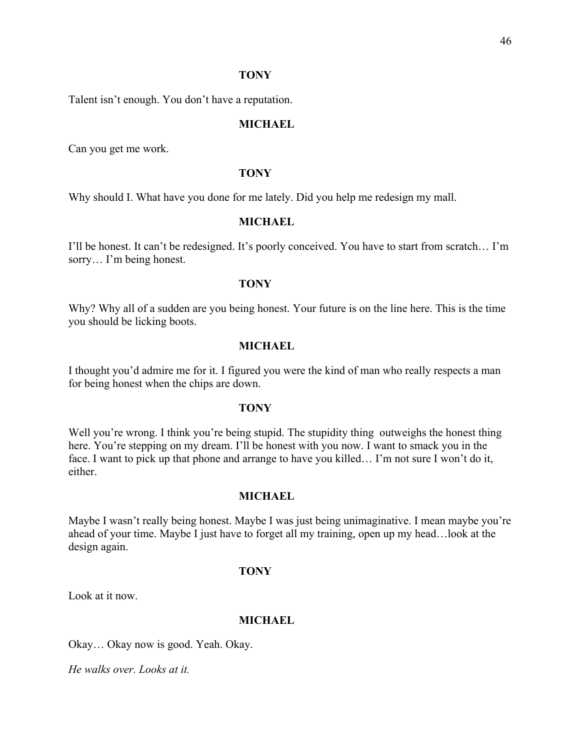**TONY**

Talent isn't enough. You don't have a reputation.

**MICHAEL**

Can you get me work.

**TONY**

Why should I. What have you done for me lately. Did you help me redesign my mall.

**MICHAEL**

I'll be honest. It can't be redesigned. It's poorly conceived. You have to start from scratch… I'm sorry… I'm being honest.

**TONY**

Why? Why all of a sudden are you being honest. Your future is on the line here. This is the time you should be licking boots.

**MICHAEL**

I thought you'd admire me for it. I figured you were the kind of man who really respects a man for being honest when the chips are down.

**TONY**

Well you're wrong. I think you're being stupid. The stupidity thing outweighs the honest thing here. You're stepping on my dream. I'll be honest with you now. I want to smack you in the face. I want to pick up that phone and arrange to have you killed… I'm not sure I won't do it, either.

**MICHAEL**

Maybe I wasn't really being honest. Maybe I was just being unimaginative. I mean maybe you're ahead of your time. Maybe I just have to forget all my training, open up my head…look at the design again.

**TONY**

Look at it now.

**MICHAEL**

Okay… Okay now is good. Yeah. Okay.

*He walks over. Looks at it.*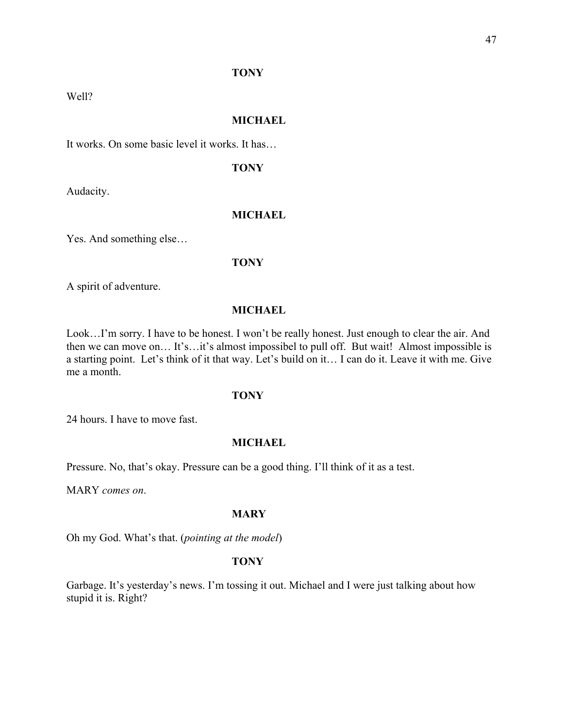**TONY**

Well?

**MICHAEL**

It works. On some basic level it works. It has…

**TONY**

Audacity.

**MICHAEL**

Yes. And something else…

**TONY**

A spirit of adventure.

**MICHAEL**

Look…I'm sorry. I have to be honest. I won't be really honest. Just enough to clear the air. And then we can move on… It's…it's almost impossibel to pull off. But wait! Almost impossible is a starting point. Let's think of it that way. Let's build on it… I can do it. Leave it with me. Give me a month.

**TONY**

24 hours. I have to move fast.

**MICHAEL**

Pressure. No, that's okay. Pressure can be a good thing. I'll think of it as a test.

MARY *comes on*.

**MARY**

Oh my God. What's that. (*pointing at the model*)

**TONY**

Garbage. It's yesterday's news. I'm tossing it out. Michael and I were just talking about how stupid it is. Right?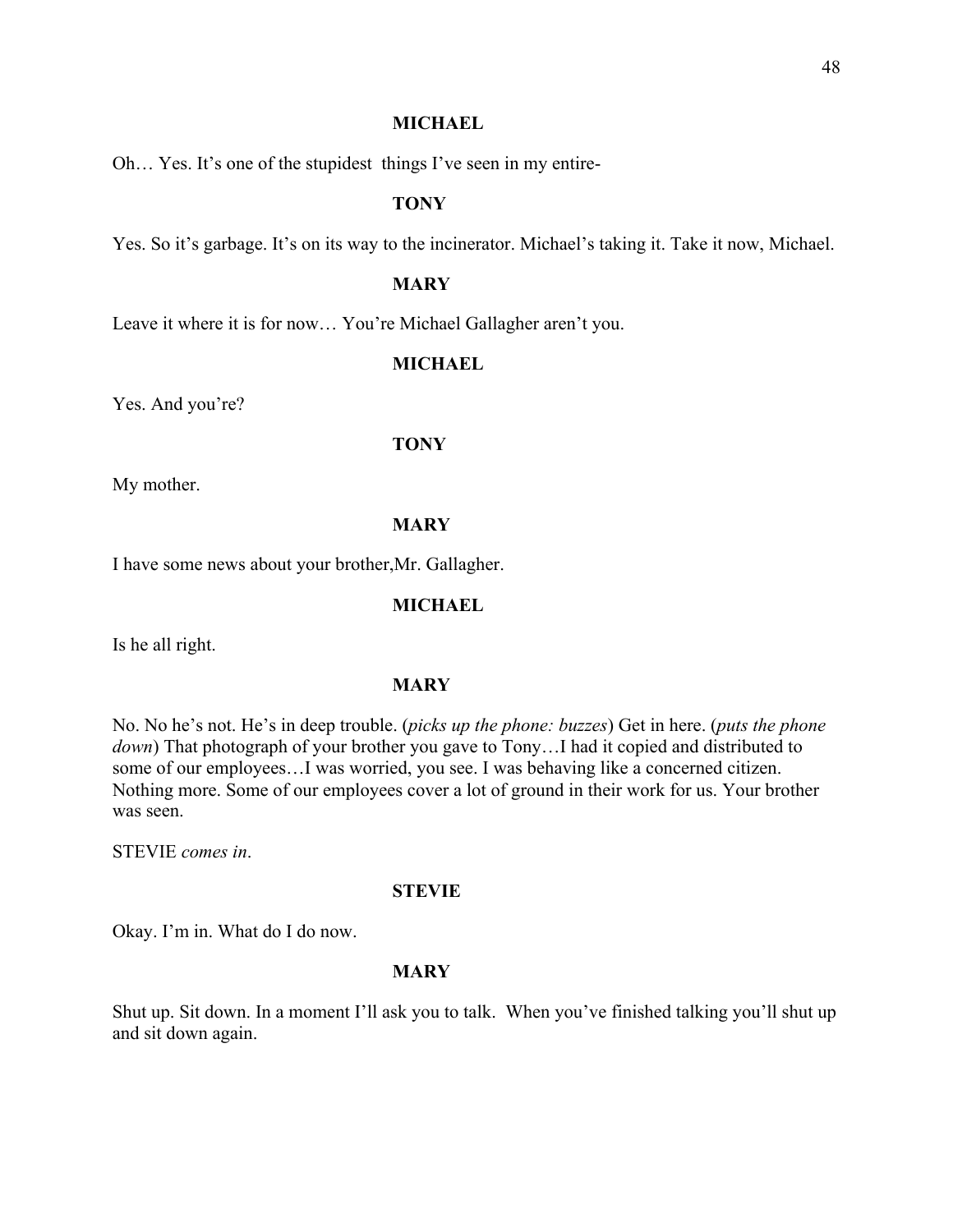**MICHAEL**

Oh… Yes. It's one of the stupidest  things I've seen in my entire-

**TONY**

Yes. So it's garbage. It's on its way to the incinerator. Michael's taking it. Take it now, Michael.

**MARY**

Leave it where it is for now… You're Michael Gallagher aren't you.

**MICHAEL**

Yes. And you're?

**TONY**

My mother.

**MARY**

I have some news about your brother,Mr. Gallagher.

**MICHAEL**

Is he all right.

**MARY**

No. No he's not. He's in deep trouble. (*picks up the phone: buzzes*) Get in here. (*puts the phone down*) That photograph of your brother you gave to Tony…I had it copied and distributed to some of our employees…I was worried, you see. I was behaving like a concerned citizen. Nothing more. Some of our employees cover a lot of ground in their work for us. Your brother was seen.

STEVIE *comes in*.

**STEVIE**

Okay. I'm in. What do I do now.

**MARY**

Shut up. Sit down. In a moment I'll ask you to talk.  When you've finished talking you'll shut up and sit down again.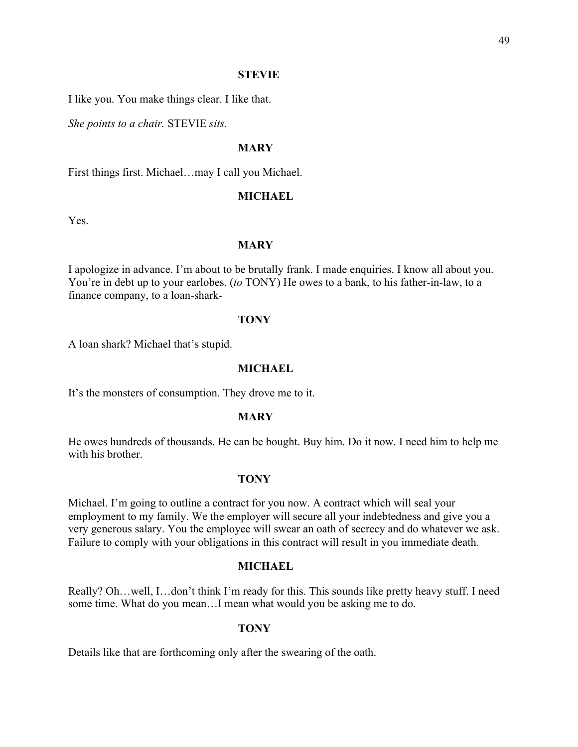**STEVIE**

I like you. You make things clear. I like that.

*She points to a chair.* STEVIE *sits.*

**MARY**

First things first. Michael…may I call you Michael.

**MICHAEL**

Yes.

**MARY**

I apologize in advance. I'm about to be brutally frank. I made enquiries. I know all about you. You're in debt up to your earlobes. (*to* TONY) He owes to a bank, to his father-in-law, to a finance company, to a loan-shark-

**TONY**

A loan shark? Michael that's stupid.

**MICHAEL**

It's the monsters of consumption. They drove me to it.

**MARY**

He owes hundreds of thousands. He can be bought. Buy him. Do it now. I need him to help me with his brother.

**TONY**

Michael. I'm going to outline a contract for you now. A contract which will seal your employment to my family. We the employer will secure all your indebtedness and give you a very generous salary. You the employee will swear an oath of secrecy and do whatever we ask. Failure to comply with your obligations in this contract will result in you immediate death.

**MICHAEL**

Really? Oh…well, I…don't think I'm ready for this. This sounds like pretty heavy stuff. I need some time. What do you mean…I mean what would you be asking me to do.

**TONY**

Details like that are forthcoming only after the swearing of the oath.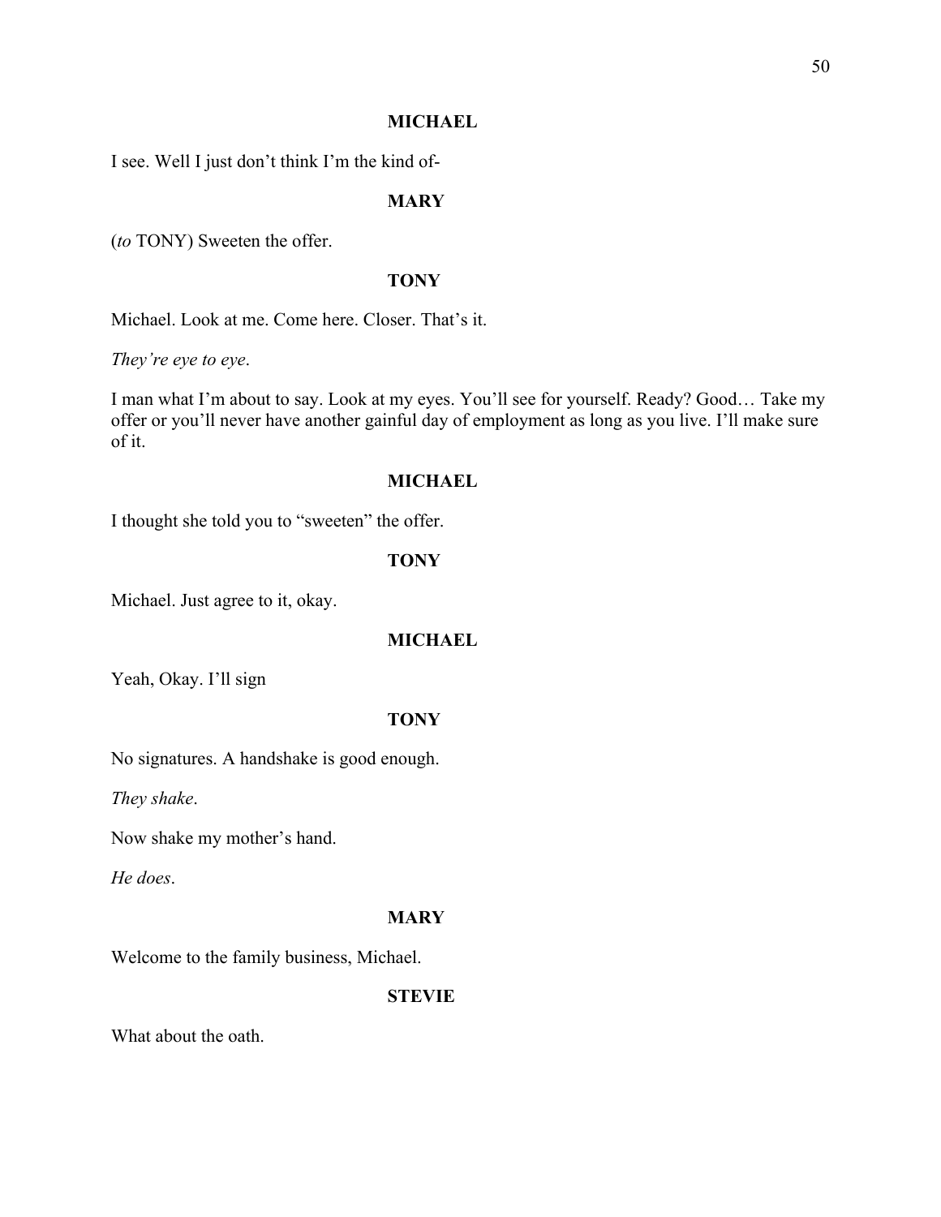**MICHAEL**

I see. Well I just don't think I'm the kind of-

**MARY**

(*to* TONY) Sweeten the offer.

**TONY**

Michael. Look at me. Come here. Closer. That's it.

*They're eye to eye*.

I man what I'm about to say. Look at my eyes. You'll see for yourself. Ready? Good… Take my offer or you'll never have another gainful day of employment as long as you live. I'll make sure of it.

**MICHAEL**

I thought she told you to "sweeten" the offer.

**TONY**

Michael. Just agree to it, okay.

**MICHAEL**

Yeah, Okay. I'll sign

**TONY**

No signatures. A handshake is good enough.

*They shake*.

Now shake my mother's hand.

*He does*.

**MARY**

Welcome to the family business, Michael.

**STEVIE**

What about the oath.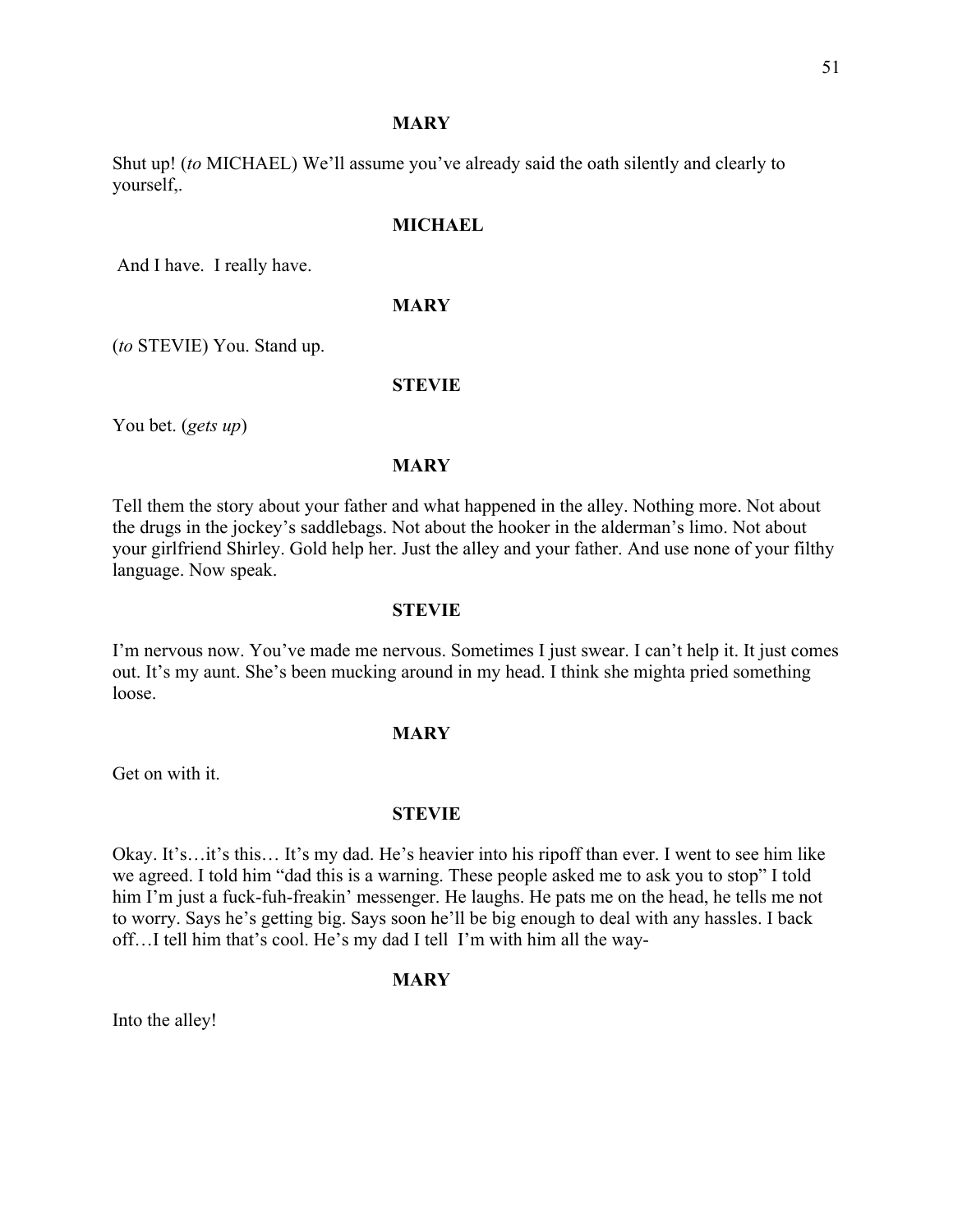**MARY**

Shut up! (*to* MICHAEL) We'll assume you've already said the oath silently and clearly to yourself,.

**MICHAEL**

And I have. I really have.

**MARY**

(*to* STEVIE) You. Stand up.

**STEVIE**

You bet. (*gets up*)

**MARY**

Tell them the story about your father and what happened in the alley. Nothing more. Not about the drugs in the jockey's saddlebags. Not about the hooker in the alderman's limo. Not about your girlfriend Shirley. Gold help her. Just the alley and your father. And use none of your filthy language. Now speak.

**STEVIE**

I'm nervous now. You've made me nervous. Sometimes I just swear. I can't help it. It just comes out. It's my aunt. She's been mucking around in my head. I think she mighta pried something loose.

**MARY**

Get on with it.

**STEVIE**

Okay. It's…it's this… It's my dad. He's heavier into his ripoff than ever. I went to see him like we agreed. I told him "dad this is a warning. These people asked me to ask you to stop" I told him I'm just a fuck-fuh-freakin' messenger. He laughs. He pats me on the head, he tells me not to worry. Says he's getting big. Says soon he'll be big enough to deal with any hassles. I back off…I tell him that's cool. He's my dad I tell I'm with him all the way-

**MARY**

Into the alley!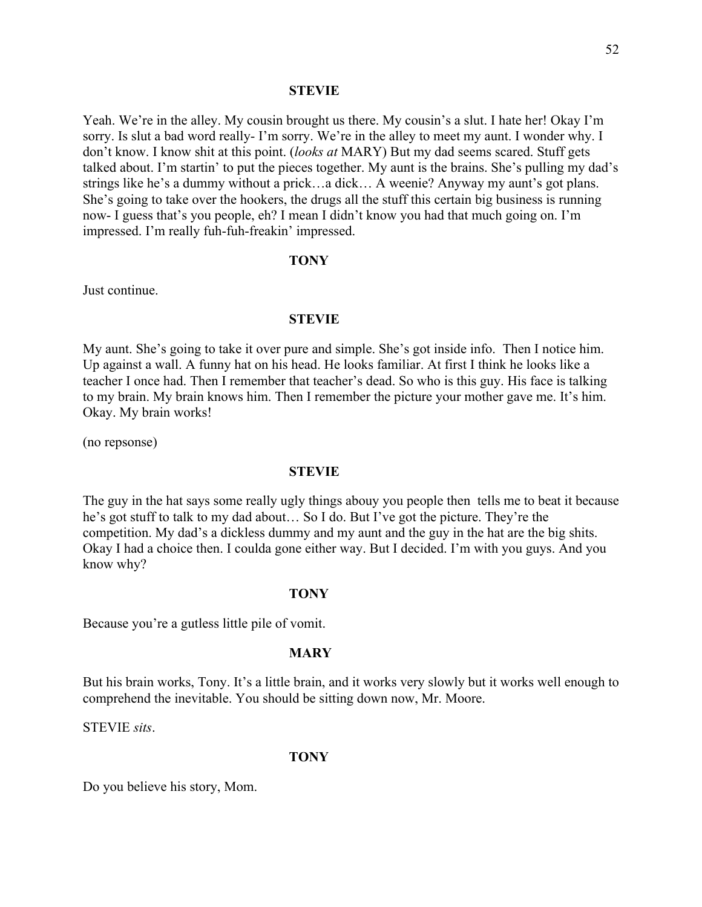**STEVIE**

Yeah. We're in the alley. My cousin brought us there. My cousin's a slut. I hate her! Okay I'm sorry. Is slut a bad word really- I'm sorry. We're in the alley to meet my aunt. I wonder why. I don't know. I know shit at this point. (*looks at* MARY) But my dad seems scared. Stuff gets talked about. I'm startin' to put the pieces together. My aunt is the brains. She's pulling my dad's strings like he's a dummy without a prick…a dick… A weenie? Anyway my aunt's got plans. She's going to take over the hookers, the drugs all the stuff this certain big business is running now- I guess that's you people, eh? I mean I didn't know you had that much going on. I'm impressed. I'm really fuh-fuh-freakin' impressed.

**TONY**

Just continue.

**STEVIE**

My aunt. She's going to take it over pure and simple. She's got inside info. Then I notice him. Up against a wall. A funny hat on his head. He looks familiar. At first I think he looks like a teacher I once had. Then I remember that teacher's dead. So who is this guy. His face is talking to my brain. My brain knows him. Then I remember the picture your mother gave me. It's him. Okay. My brain works!

(no repsonse)

**STEVIE**

The guy in the hat says some really ugly things abouy you people then tells me to beat it because he's got stuff to talk to my dad about… So I do. But I've got the picture. They're the competition. My dad's a dickless dummy and my aunt and the guy in the hat are the big shits. Okay I had a choice then. I coulda gone either way. But I decided. I'm with you guys. And you know why?

**TONY**

Because you're a gutless little pile of vomit.

**MARY**

But his brain works, Tony. It's a little brain, and it works very slowly but it works well enough to comprehend the inevitable. You should be sitting down now, Mr. Moore.

STEVIE *sits*.

**TONY**

Do you believe his story, Mom.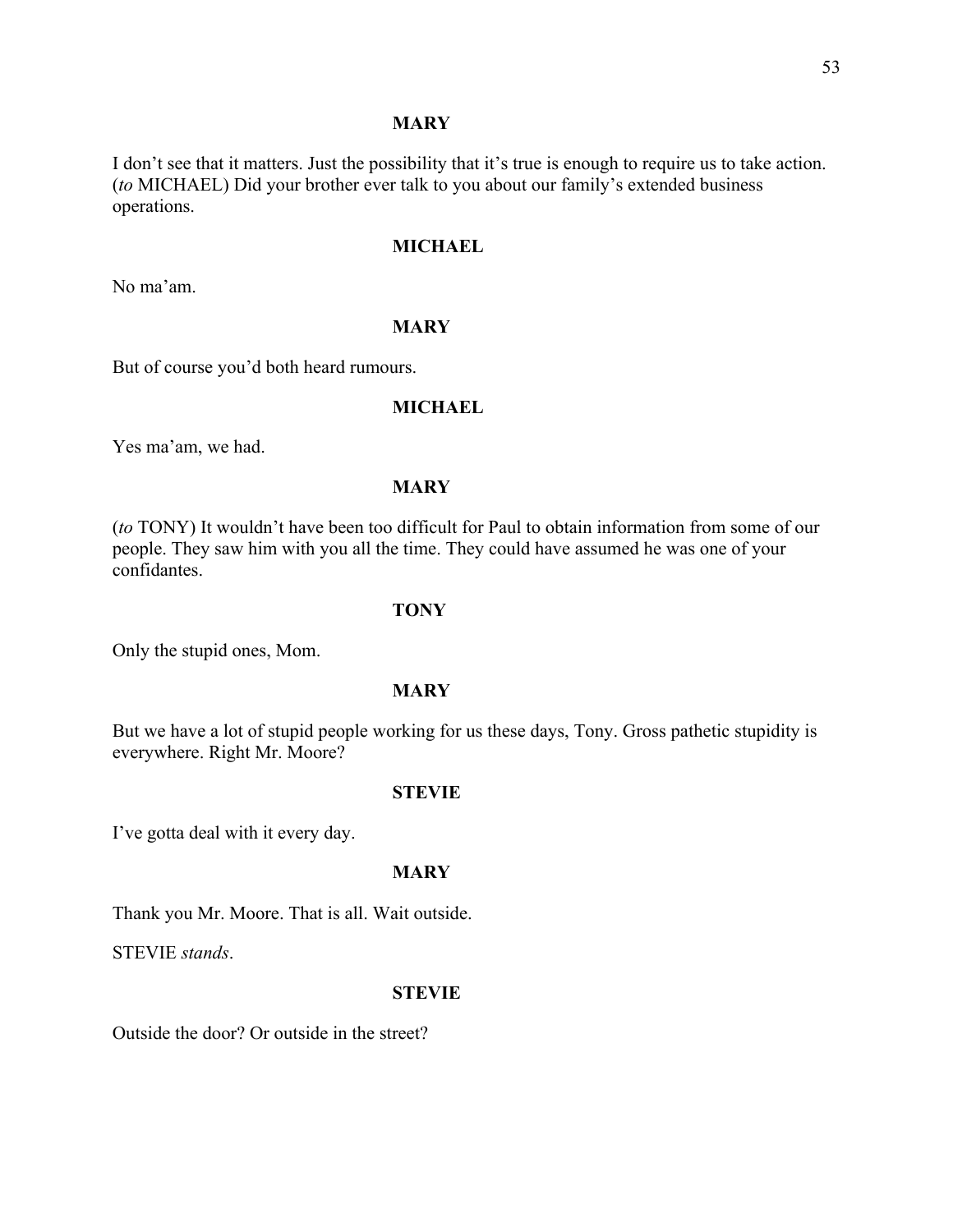**MARY**

I don't see that it matters. Just the possibility that it's true is enough to require us to take action. (*to* MICHAEL) Did your brother ever talk to you about our family's extended business operations.

**MICHAEL**

No ma'am.

**MARY**

But of course you'd both heard rumours.

**MICHAEL**

Yes ma'am, we had.

**MARY**

(*to* TONY) It wouldn't have been too difficult for Paul to obtain information from some of our people. They saw him with you all the time. They could have assumed he was one of your confidantes.

**TONY**

Only the stupid ones, Mom.

**MARY**

But we have a lot of stupid people working for us these days, Tony. Gross pathetic stupidity is everywhere. Right Mr. Moore?

**STEVIE**

I've gotta deal with it every day.

**MARY**

Thank you Mr. Moore. That is all. Wait outside.

STEVIE *stands*.

**STEVIE**

Outside the door? Or outside in the street?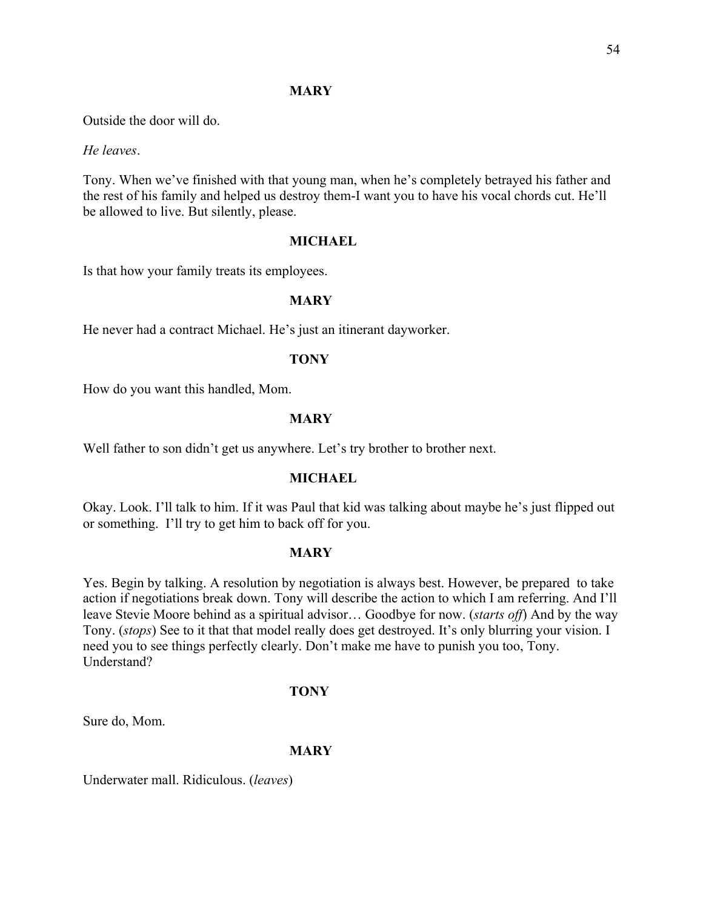**MARY**

Outside the door will do.

*He leaves*.

Tony. When we've finished with that young man, when he's completely betrayed his father and the rest of his family and helped us destroy them-I want you to have his vocal chords cut. He'll be allowed to live. But silently, please.

**MICHAEL**

Is that how your family treats its employees.

**MARY**

He never had a contract Michael. He's just an itinerant dayworker.

**TONY**

How do you want this handled, Mom.

**MARY**

Well father to son didn't get us anywhere. Let's try brother to brother next.

**MICHAEL**

Okay. Look. I'll talk to him. If it was Paul that kid was talking about maybe he's just flipped out or something. I'll try to get him to back off for you.

**MARY**

Yes. Begin by talking. A resolution by negotiation is always best. However, be prepared to take action if negotiations break down. Tony will describe the action to which I am referring. And I'll leave Stevie Moore behind as a spiritual advisor… Goodbye for now. (*starts off*) And by the way Tony. (*stops*) See to it that that model really does get destroyed. It's only blurring your vision. I need you to see things perfectly clearly. Don't make me have to punish you too, Tony. Understand?

**TONY**

Sure do, Mom.

**MARY**

Underwater mall. Ridiculous. (*leaves*)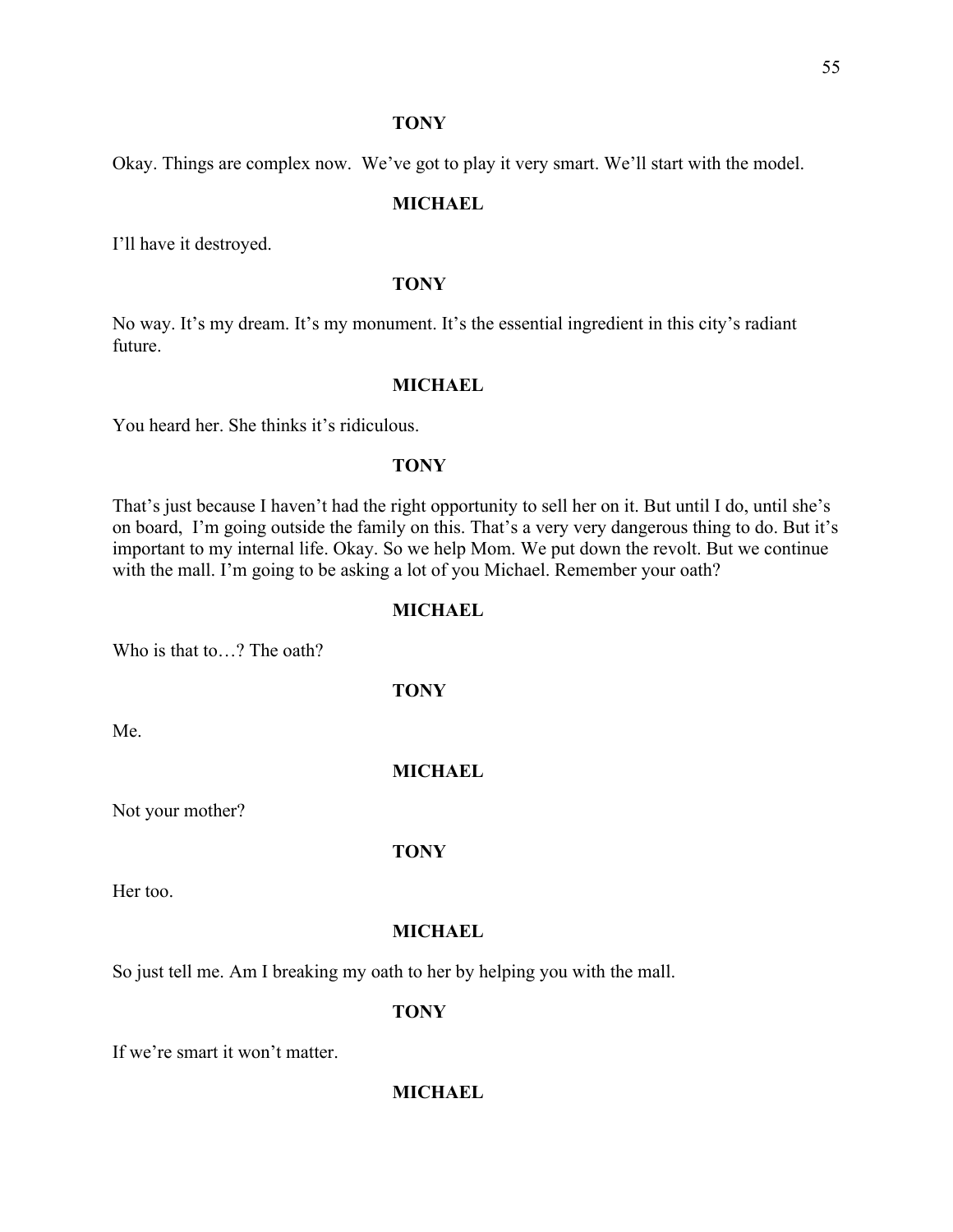**TONY**

Okay. Things are complex now.  We've got to play it very smart. We'll start with the model.

**MICHAEL**

I'll have it destroyed.

**TONY**

No way. It's my dream. It's my monument. It's the essential ingredient in this city's radiant future.

**MICHAEL**

You heard her. She thinks it's ridiculous.

**TONY**

That's just because I haven't had the right opportunity to sell her on it. But until I do, until she's on board,  I'm going outside the family on this. That's a very very dangerous thing to do. But it's important to my internal life. Okay. So we help Mom. We put down the revolt. But we continue with the mall. I'm going to be asking a lot of you Michael. Remember your oath?

**MICHAEL**

Who is that to…? The oath?

**TONY**

Me.

**MICHAEL**

Not your mother?

**TONY**

Her too.

**MICHAEL**

So just tell me. Am I breaking my oath to her by helping you with the mall.

**TONY**

If we're smart it won't matter.

**MICHAEL**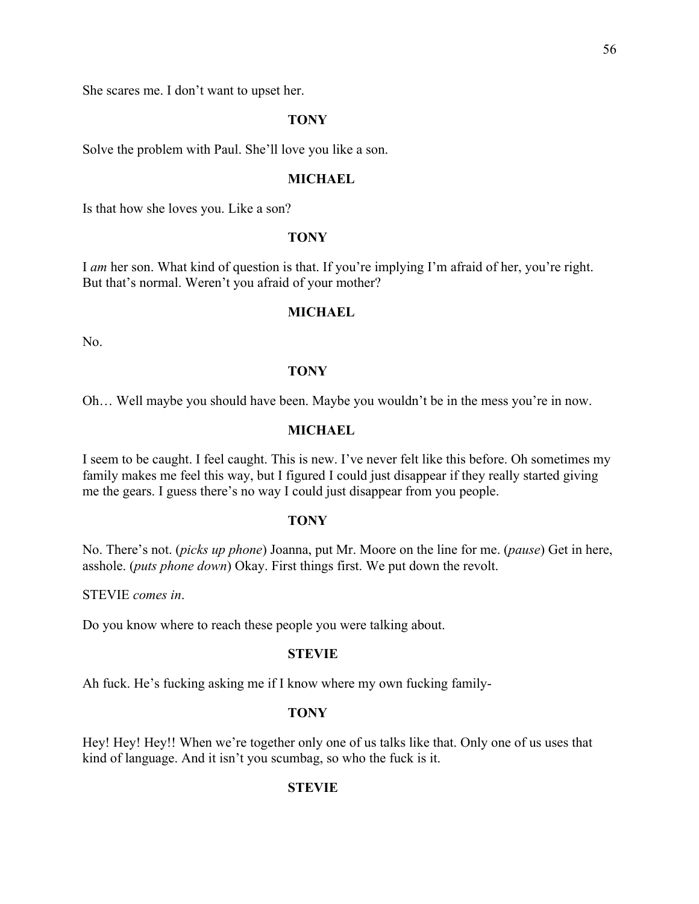She scares me. I don't want to upset her.

**TONY**

Solve the problem with Paul. She'll love you like a son.

**MICHAEL**

Is that how she loves you. Like a son?

**TONY**

I *am* her son. What kind of question is that. If you're implying I'm afraid of her, you're right. But that's normal. Weren't you afraid of your mother?

**MICHAEL**

No.

**TONY**

Oh… Well maybe you should have been. Maybe you wouldn't be in the mess you're in now.

**MICHAEL**

I seem to be caught. I feel caught. This is new. I've never felt like this before. Oh sometimes my family makes me feel this way, but I figured I could just disappear if they really started giving me the gears. I guess there's no way I could just disappear from you people.

**TONY**

No. There's not. (*picks up phone*) Joanna, put Mr. Moore on the line for me. (*pause*) Get in here, asshole. (*puts phone down*) Okay. First things first. We put down the revolt.

STEVIE *comes in*.

Do you know where to reach these people you were talking about.

**STEVIE**

Ah fuck. He's fucking asking me if I know where my own fucking family-

**TONY**

Hey! Hey! Hey!! When we're together only one of us talks like that. Only one of us uses that kind of language. And it isn't you scumbag, so who the fuck is it.

**STEVIE**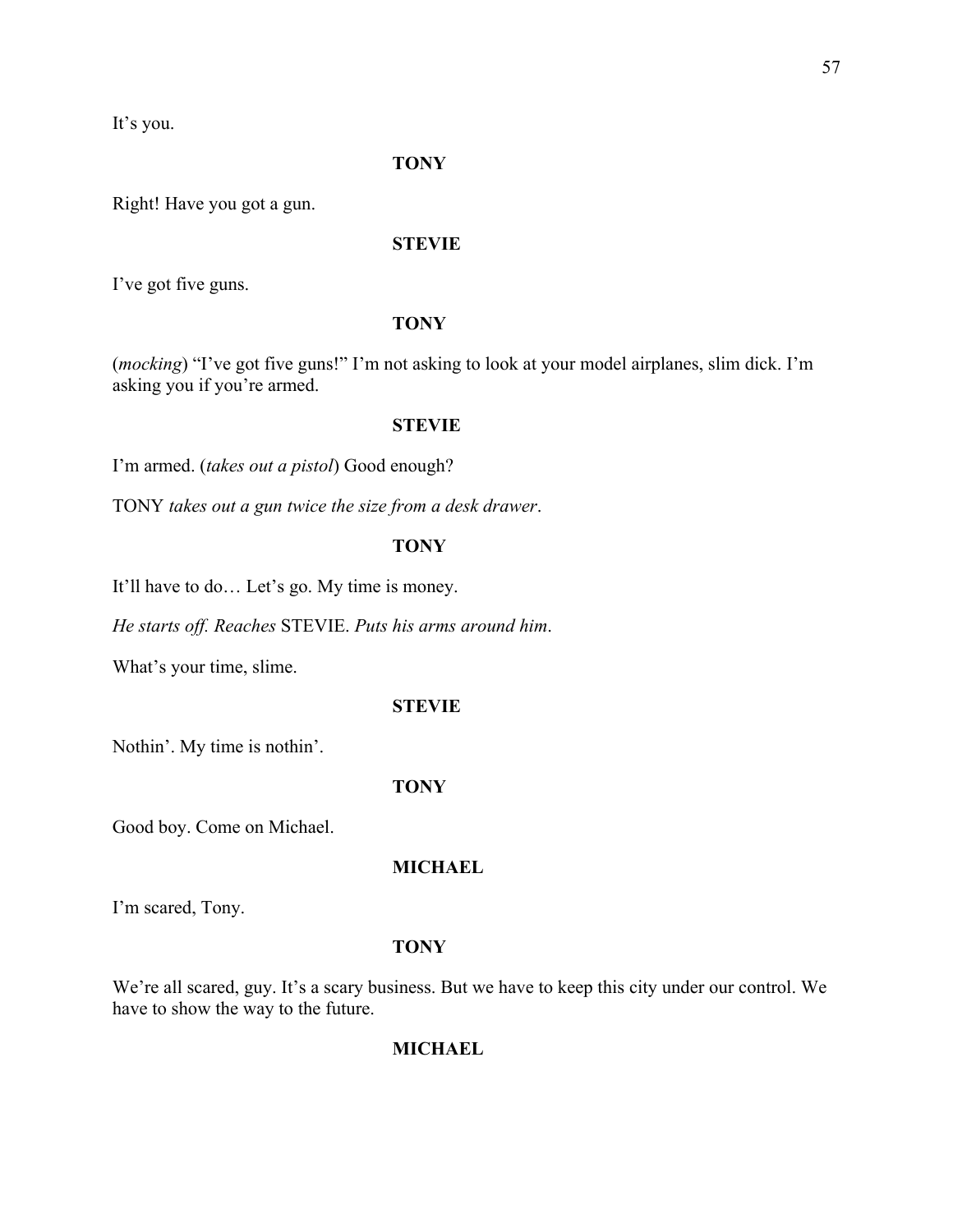It's you.

**TONY**

Right! Have you got a gun.

**STEVIE**

I've got five guns.

**TONY**

(*mocking*) "I've got five guns!" I'm not asking to look at your model airplanes, slim dick. I'm asking you if you're armed.

**STEVIE**

I'm armed. (*takes out a pistol*) Good enough?

TONY *takes out a gun twice the size from a desk drawer*.

**TONY**

It'll have to do… Let's go. My time is money.

*He starts off. Reaches* STEVIE. *Puts his arms around him*.

What's your time, slime.

**STEVIE**

Nothin'. My time is nothin'.

**TONY**

Good boy. Come on Michael.

**MICHAEL**

I'm scared, Tony.

**TONY**

We're all scared, guy. It's a scary business. But we have to keep this city under our control. We have to show the way to the future.

**MICHAEL**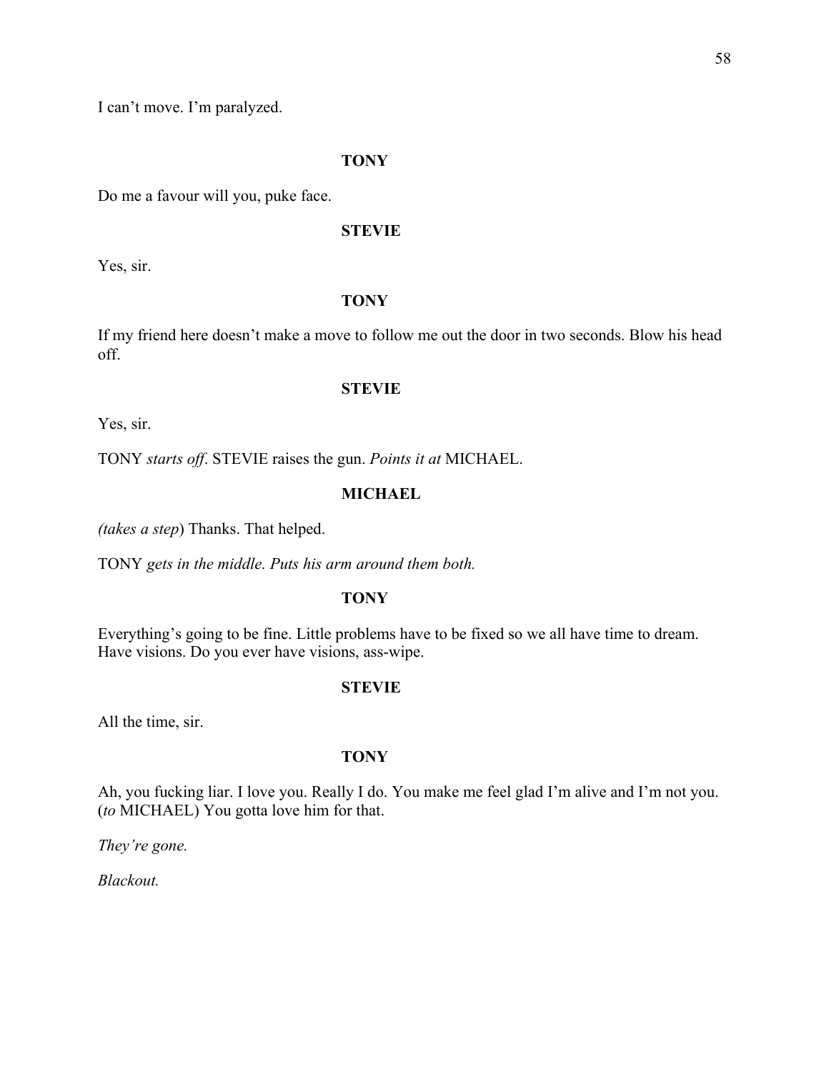I can't move. I'm paralyzed.

**TONY**

Do me a favour will you, puke face.

**STEVIE**

Yes, sir.

**TONY**

If my friend here doesn't make a move to follow me out the door in two seconds. Blow his head off.

**STEVIE**

Yes, sir.

TONY *starts off*. STEVIE raises the gun. *Points it at* MICHAEL.

**MICHAEL**

*(takes a step*) Thanks. That helped.

TONY *gets in the middle. Puts his arm around them both.*

**TONY**

Everything's going to be fine. Little problems have to be fixed so we all have time to dream. Have visions. Do you ever have visions, ass-wipe.

**STEVIE**

All the time, sir.

**TONY**

Ah, you fucking liar. I love you. Really I do. You make me feel glad I'm alive and I'm not you. (*to* MICHAEL) You gotta love him for that.

*They're gone.*

*Blackout.*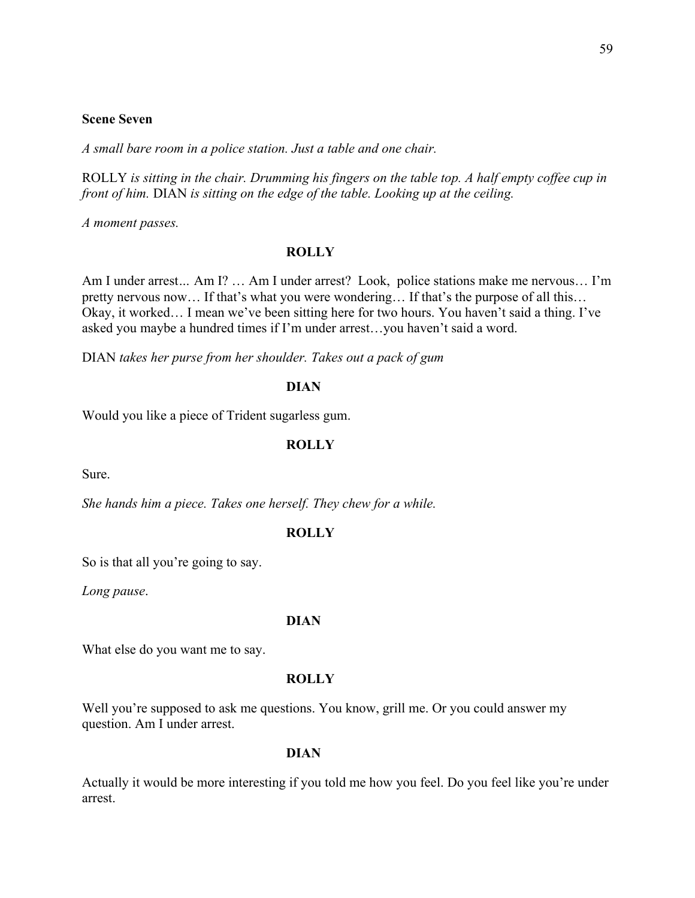**Scene Seven**

*A small bare room in a police station. Just a table and one chair.*

ROLLY *is sitting in the chair. Drumming his fingers on the table top. A half empty coffee cup in front of him.* DIAN *is sitting on the edge of the table. Looking up at the ceiling.*

*A moment passes.*

**ROLLY**

Am I under arrest... Am I? … Am I under arrest? Look, police stations make me nervous… I'm pretty nervous now… If that's what you were wondering… If that's the purpose of all this… Okay, it worked… I mean we've been sitting here for two hours. You haven't said a thing. I've asked you maybe a hundred times if I'm under arrest…you haven't said a word.

DIAN *takes her purse from her shoulder. Takes out a pack of gum*

**DIAN**

Would you like a piece of Trident sugarless gum.

**ROLLY**

Sure.

*She hands him a piece. Takes one herself. They chew for a while.*

**ROLLY**

So is that all you're going to say.

*Long pause*.

**DIAN**

What else do you want me to say.

**ROLLY**

Well you're supposed to ask me questions. You know, grill me. Or you could answer my question. Am I under arrest.

**DIAN**

Actually it would be more interesting if you told me how you feel. Do you feel like you're under arrest.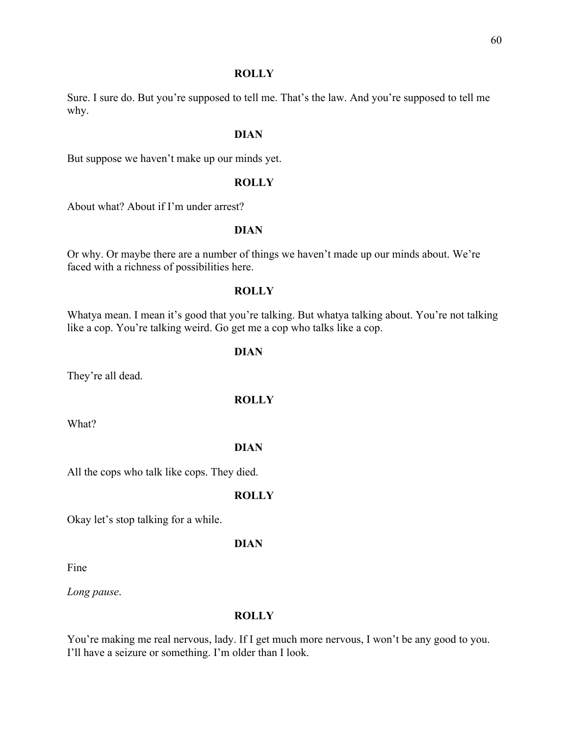**ROLLY**

Sure. I sure do. But you're supposed to tell me. That's the law. And you're supposed to tell me why.

**DIAN**

But suppose we haven't make up our minds yet.

**ROLLY**

About what? About if I'm under arrest?

**DIAN**

Or why. Or maybe there are a number of things we haven't made up our minds about. We're faced with a richness of possibilities here.

**ROLLY**

Whatya mean. I mean it's good that you're talking. But whatya talking about. You're not talking like a cop. You're talking weird. Go get me a cop who talks like a cop.

**DIAN**

They're all dead.

**ROLLY**

What?

**DIAN**

All the cops who talk like cops. They died.

**ROLLY**

Okay let's stop talking for a while.

**DIAN**

Fine

*Long pause*.

**ROLLY**

You're making me real nervous, lady. If I get much more nervous, I won't be any good to you. I'll have a seizure or something. I'm older than I look.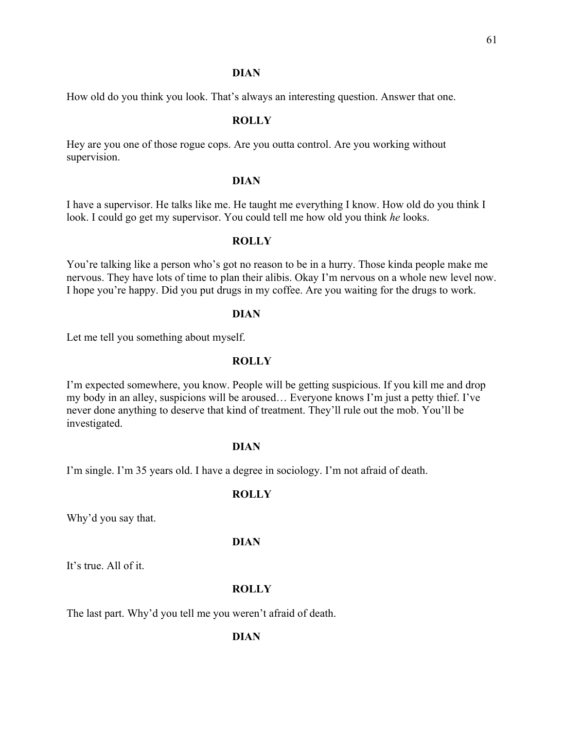**DIAN**

How old do you think you look. That's always an interesting question. Answer that one.

**ROLLY**

Hey are you one of those rogue cops. Are you outta control. Are you working without supervision.

**DIAN**

I have a supervisor. He talks like me. He taught me everything I know. How old do you think I look. I could go get my supervisor. You could tell me how old you think *he* looks.

**ROLLY**

You're talking like a person who's got no reason to be in a hurry. Those kinda people make me nervous. They have lots of time to plan their alibis. Okay I'm nervous on a whole new level now. I hope you're happy. Did you put drugs in my coffee. Are you waiting for the drugs to work.

**DIAN**

Let me tell you something about myself.

**ROLLY**

I'm expected somewhere, you know. People will be getting suspicious. If you kill me and drop my body in an alley, suspicions will be aroused… Everyone knows I'm just a petty thief. I've never done anything to deserve that kind of treatment. They'll rule out the mob. You'll be investigated.

**DIAN**

I'm single. I'm 35 years old. I have a degree in sociology. I'm not afraid of death.

**ROLLY**

Why'd you say that.

**DIAN**

It's true. All of it.

**ROLLY**

The last part. Why'd you tell me you weren't afraid of death.

**DIAN**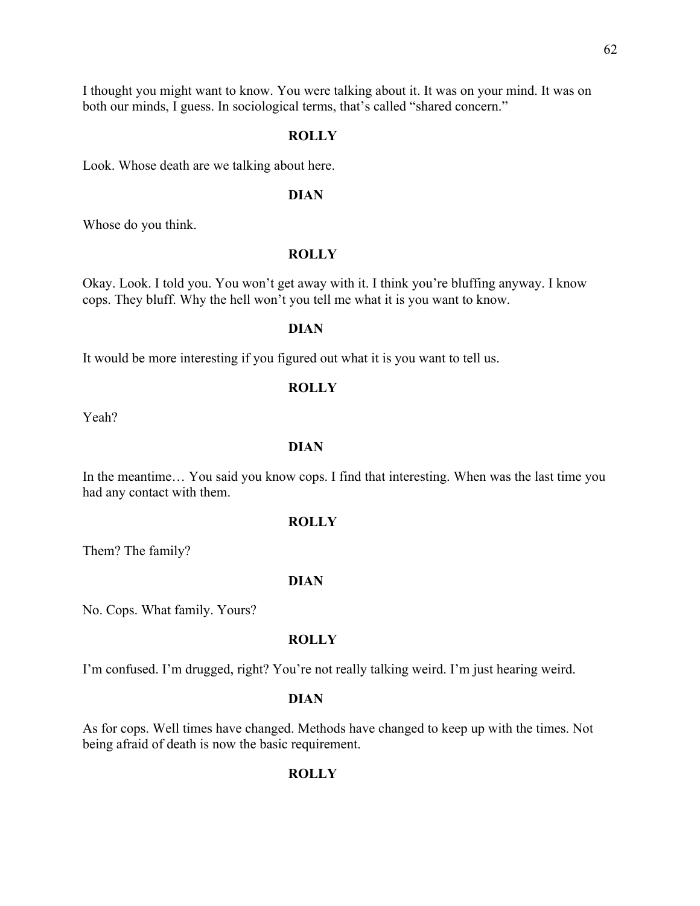I thought you might want to know. You were talking about it. It was on your mind. It was on both our minds, I guess. In sociological terms, that's called "shared concern."

**ROLLY**

Look. Whose death are we talking about here.

**DIAN**

Whose do you think.

**ROLLY**

Okay. Look. I told you. You won't get away with it. I think you're bluffing anyway. I know cops. They bluff. Why the hell won't you tell me what it is you want to know.

**DIAN**

It would be more interesting if you figured out what it is you want to tell us.

**ROLLY**

Yeah?

**DIAN**

In the meantime… You said you know cops. I find that interesting. When was the last time you had any contact with them.

**ROLLY**

Them? The family?

**DIAN**

No. Cops. What family. Yours?

**ROLLY**

I'm confused. I'm drugged, right? You're not really talking weird. I'm just hearing weird.

**DIAN**

As for cops. Well times have changed. Methods have changed to keep up with the times. Not being afraid of death is now the basic requirement.

**ROLLY**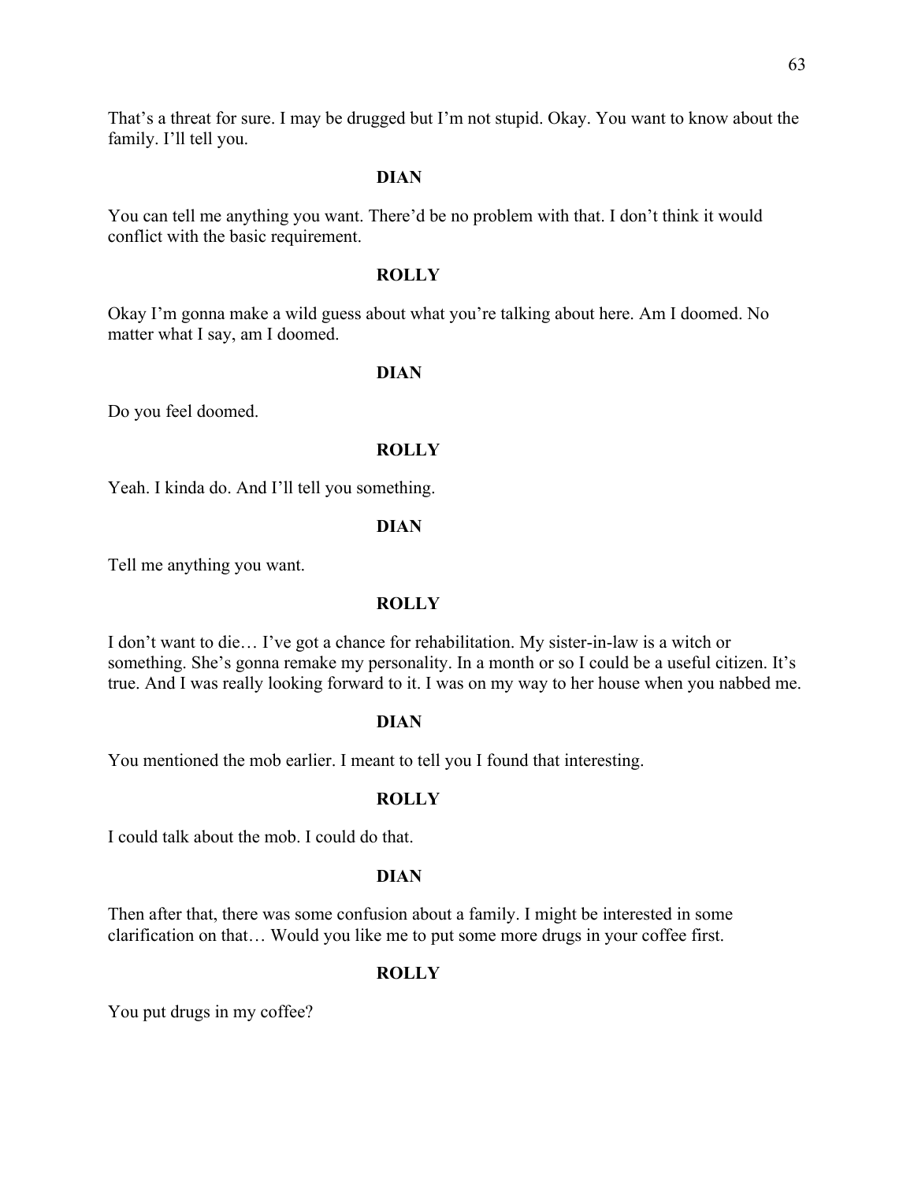That's a threat for sure. I may be drugged but I'm not stupid. Okay. You want to know about the family. I'll tell you.

**DIAN**

You can tell me anything you want. There'd be no problem with that. I don't think it would conflict with the basic requirement.

**ROLLY**

Okay I'm gonna make a wild guess about what you're talking about here. Am I doomed. No matter what I say, am I doomed.

**DIAN**

Do you feel doomed.

**ROLLY**

Yeah. I kinda do. And I'll tell you something.

**DIAN**

Tell me anything you want.

**ROLLY**

I don't want to die… I've got a chance for rehabilitation. My sister-in-law is a witch or something. She's gonna remake my personality. In a month or so I could be a useful citizen. It's true. And I was really looking forward to it. I was on my way to her house when you nabbed me.

**DIAN**

You mentioned the mob earlier. I meant to tell you I found that interesting.

**ROLLY**

I could talk about the mob. I could do that.

**DIAN**

Then after that, there was some confusion about a family. I might be interested in some clarification on that… Would you like me to put some more drugs in your coffee first.

**ROLLY**

You put drugs in my coffee?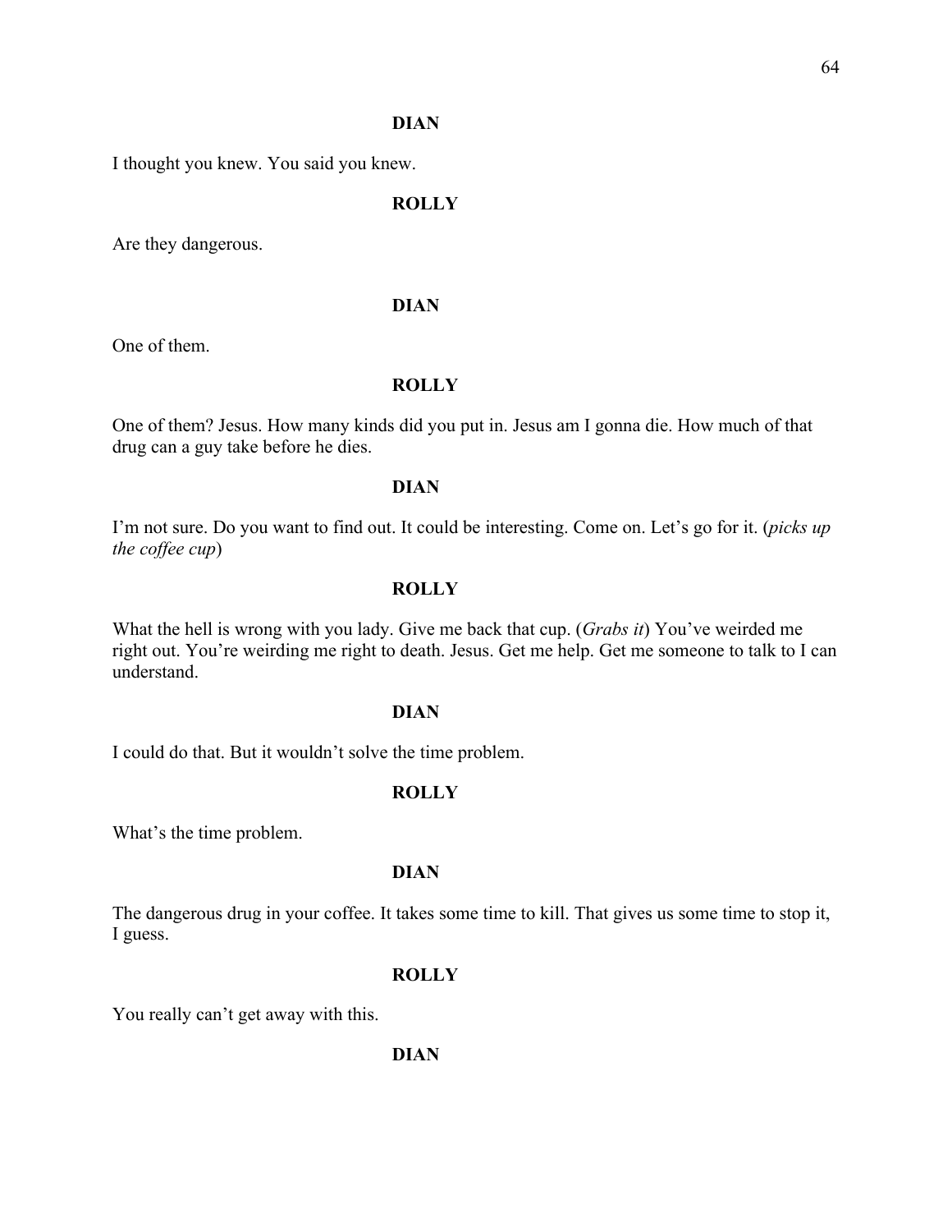**DIAN**

I thought you knew. You said you knew.

**ROLLY**

Are they dangerous.

**DIAN**

One of them.

**ROLLY**

One of them? Jesus. How many kinds did you put in. Jesus am I gonna die. How much of that drug can a guy take before he dies.

**DIAN**

I'm not sure. Do you want to find out. It could be interesting. Come on. Let's go for it. (*picks up the coffee cup*)

**ROLLY**

What the hell is wrong with you lady. Give me back that cup. (*Grabs it*) You've weirded me right out. You're weirding me right to death. Jesus. Get me help. Get me someone to talk to I can understand.

**DIAN**

I could do that. But it wouldn't solve the time problem.

**ROLLY**

What's the time problem.

**DIAN**

The dangerous drug in your coffee. It takes some time to kill. That gives us some time to stop it, I guess.

**ROLLY**

You really can't get away with this.

**DIAN**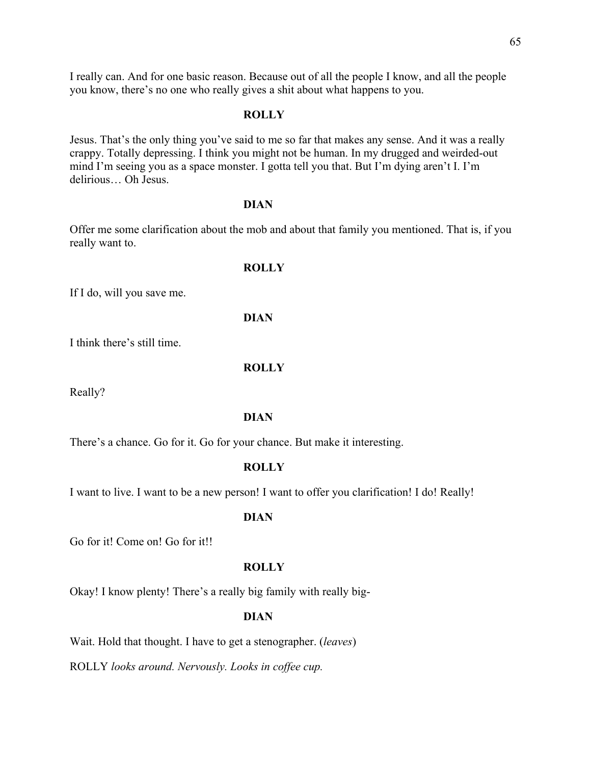I really can. And for one basic reason. Because out of all the people I know, and all the people you know, there's no one who really gives a shit about what happens to you.

**ROLLY**

Jesus. That's the only thing you've said to me so far that makes any sense. And it was a really crappy. Totally depressing. I think you might not be human. In my drugged and weirded-out mind I'm seeing you as a space monster. I gotta tell you that. But I'm dying aren't I. I'm delirious… Oh Jesus.

**DIAN**

Offer me some clarification about the mob and about that family you mentioned. That is, if you really want to.

**ROLLY**

If I do, will you save me.

**DIAN**

I think there's still time.

**ROLLY**

Really?

**DIAN**

There's a chance. Go for it. Go for your chance. But make it interesting.

**ROLLY**

I want to live. I want to be a new person! I want to offer you clarification! I do! Really!

**DIAN**

Go for it! Come on! Go for it!!

**ROLLY**

Okay! I know plenty! There's a really big family with really big-

**DIAN**

Wait. Hold that thought. I have to get a stenographer. (*leaves*)

ROLLY *looks around. Nervously. Looks in coffee cup.*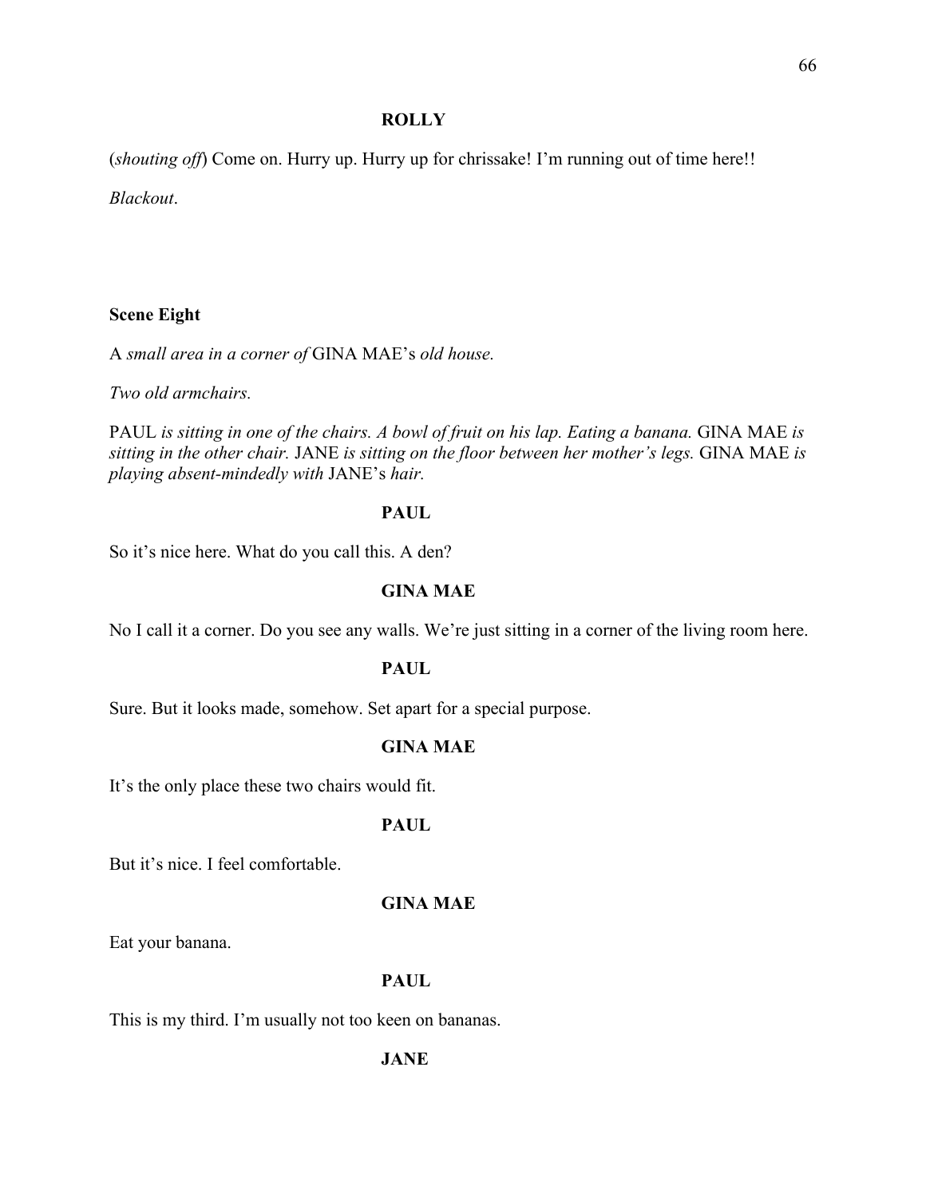**ROLLY**

(*shouting off*) Come on. Hurry up. Hurry up for chrissake! I'm running out of time here!!

*Blackout*.

**Scene Eight**

A *small area in a corner of* GINA MAE's *old house.*

*Two old armchairs.*

PAUL *is sitting in one of the chairs. A bowl of fruit on his lap. Eating a banana.* GINA MAE *is sitting in the other chair.* JANE *is sitting on the floor between her mother's legs.* GINA MAE *is playing absent-mindedly with* JANE's *hair.*

**PAUL**

So it's nice here. What do you call this. A den?

**GINA MAE**

No I call it a corner. Do you see any walls. We're just sitting in a corner of the living room here.

**PAUL**

Sure. But it looks made, somehow. Set apart for a special purpose.

**GINA MAE**

It's the only place these two chairs would fit.

**PAUL**

But it's nice. I feel comfortable.

**GINA MAE**

Eat your banana.

**PAUL**

This is my third. I'm usually not too keen on bananas.

**JANE**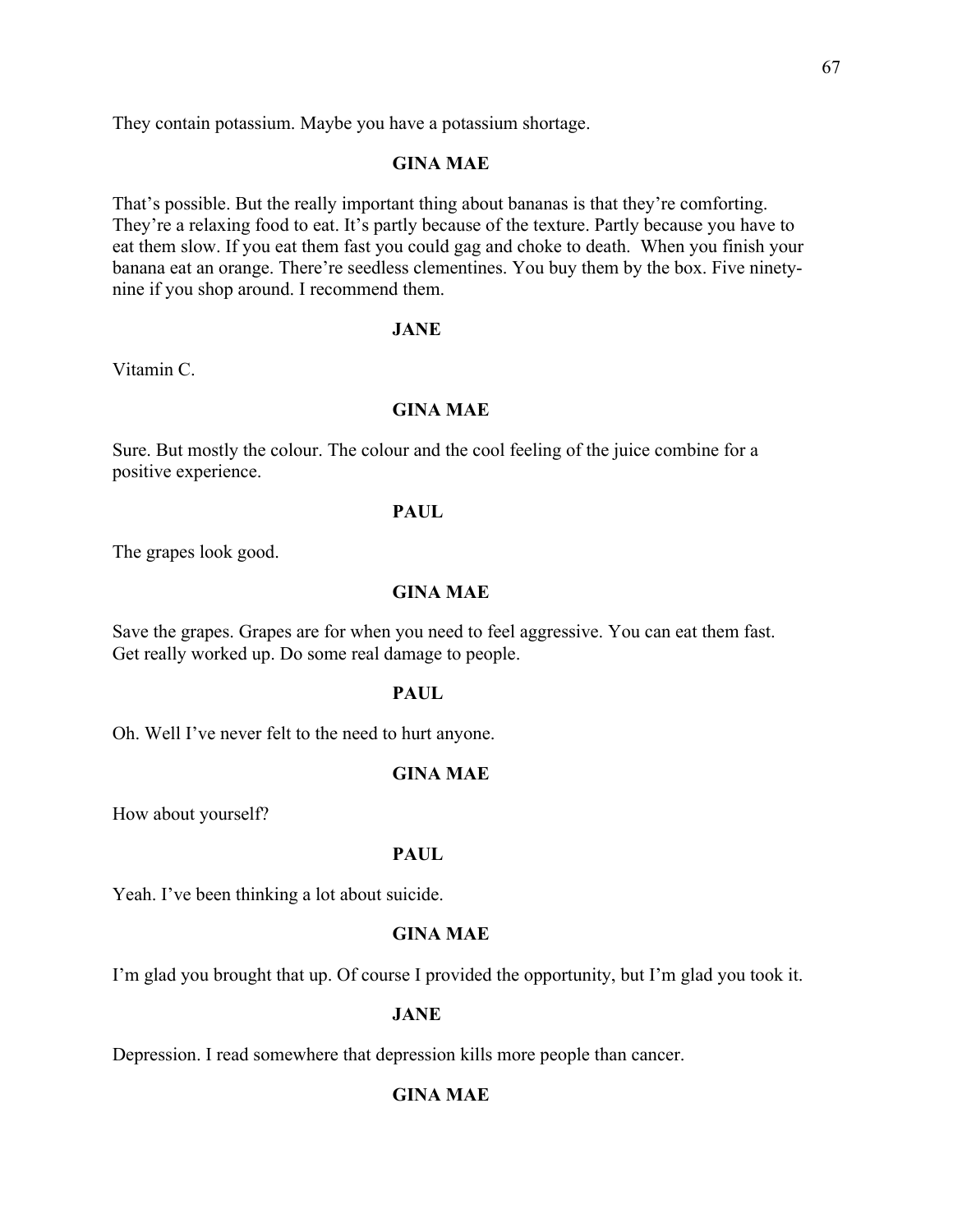They contain potassium. Maybe you have a potassium shortage.

**GINA MAE**

That's possible. But the really important thing about bananas is that they're comforting. They're a relaxing food to eat. It's partly because of the texture. Partly because you have to eat them slow. If you eat them fast you could gag and choke to death. When you finish your banana eat an orange. There're seedless clementines. You buy them by the box. Five ninety-nine if you shop around. I recommend them.

**JANE**

Vitamin C.

**GINA MAE**

Sure. But mostly the colour. The colour and the cool feeling of the juice combine for a positive experience.

**PAUL**

The grapes look good.

**GINA MAE**

Save the grapes. Grapes are for when you need to feel aggressive. You can eat them fast. Get really worked up. Do some real damage to people.

**PAUL**

Oh. Well I've never felt to the need to hurt anyone.

**GINA MAE**

How about yourself?

**PAUL**

Yeah. I've been thinking a lot about suicide.

**GINA MAE**

I'm glad you brought that up. Of course I provided the opportunity, but I'm glad you took it.

**JANE**

Depression. I read somewhere that depression kills more people than cancer.

**GINA MAE**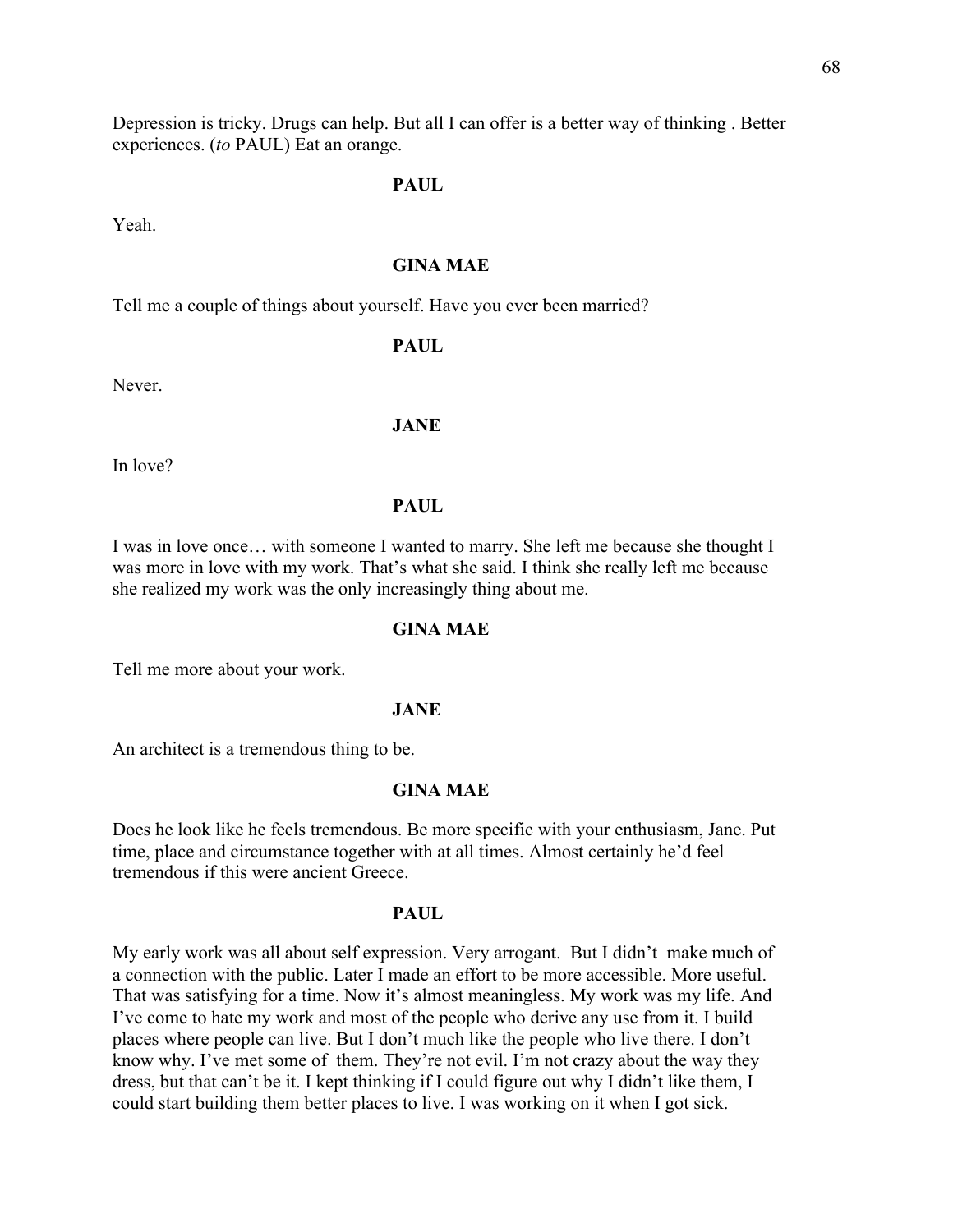Depression is tricky. Drugs can help. But all I can offer is a better way of thinking . Better experiences. (*to* PAUL) Eat an orange.

**PAUL**

Yeah.

**GINA MAE**

Tell me a couple of things about yourself. Have you ever been married?

**PAUL**

Never.

**JANE**

In love?

**PAUL**

I was in love once… with someone I wanted to marry. She left me because she thought I was more in love with my work. That's what she said. I think she really left me because she realized my work was the only increasingly thing about me.

**GINA MAE**

Tell me more about your work.

**JANE**

An architect is a tremendous thing to be.

**GINA MAE**

Does he look like he feels tremendous. Be more specific with your enthusiasm, Jane. Put time, place and circumstance together with at all times. Almost certainly he'd feel tremendous if this were ancient Greece.

**PAUL**

My early work was all about self expression. Very arrogant. But I didn't make much of a connection with the public. Later I made an effort to be more accessible. More useful. That was satisfying for a time. Now it's almost meaningless. My work was my life. And I've come to hate my work and most of the people who derive any use from it. I build places where people can live. But I don't much like the people who live there. I don't know why. I've met some of them. They're not evil. I'm not crazy about the way they dress, but that can't be it. I kept thinking if I could figure out why I didn't like them, I could start building them better places to live. I was working on it when I got sick.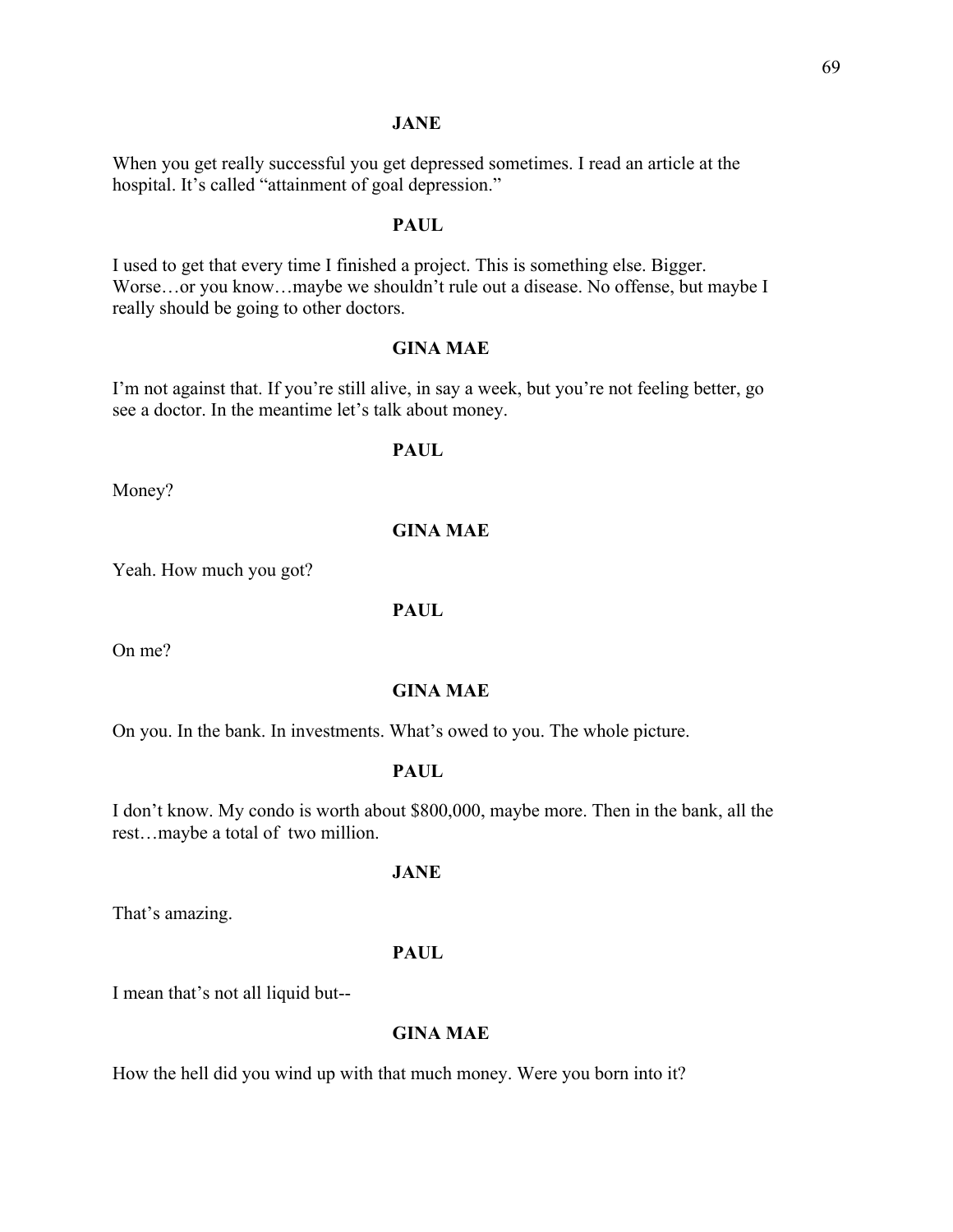**JANE**

When you get really successful you get depressed sometimes. I read an article at the hospital. It's called "attainment of goal depression."

**PAUL**

I used to get that every time I finished a project. This is something else. Bigger. Worse…or you know…maybe we shouldn't rule out a disease. No offense, but maybe I really should be going to other doctors.

**GINA MAE**

I'm not against that. If you're still alive, in say a week, but you're not feeling better, go see a doctor. In the meantime let's talk about money.

**PAUL**

Money?

**GINA MAE**

Yeah. How much you got?

**PAUL**

On me?

**GINA MAE**

On you. In the bank. In investments. What's owed to you. The whole picture.

**PAUL**

I don't know. My condo is worth about $800,000, maybe more. Then in the bank, all the rest…maybe a total of two million.

**JANE**

That's amazing.

**PAUL**

I mean that's not all liquid but--

**GINA MAE**

How the hell did you wind up with that much money. Were you born into it?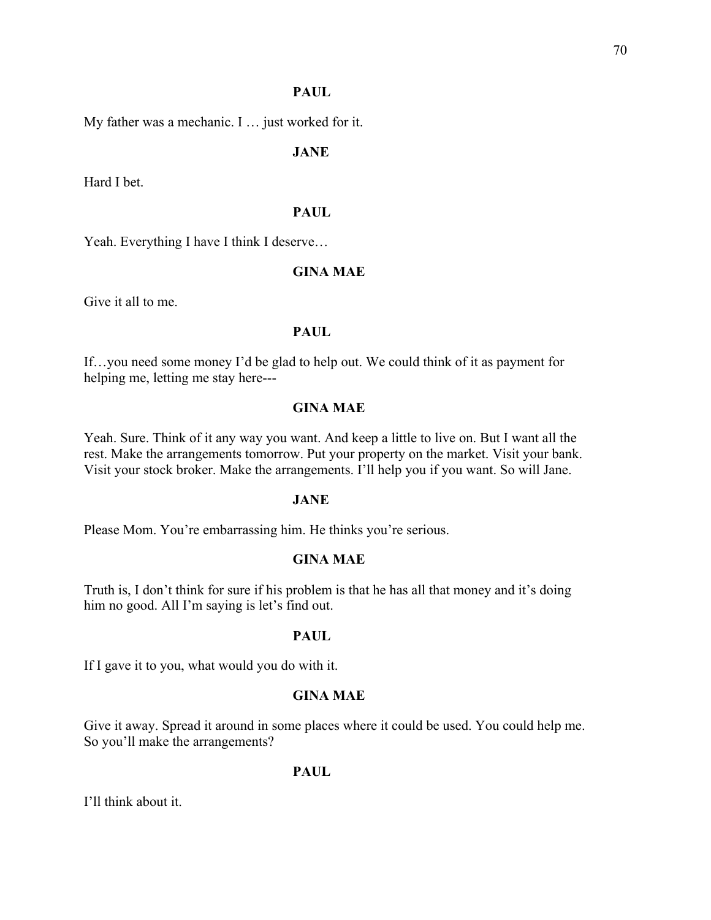**PAUL**

My father was a mechanic. I … just worked for it.

**JANE**

Hard I bet.

**PAUL**

Yeah. Everything I have I think I deserve…

**GINA MAE**

Give it all to me.

**PAUL**

If…you need some money I'd be glad to help out. We could think of it as payment for helping me, letting me stay here---

**GINA MAE**

Yeah. Sure. Think of it any way you want. And keep a little to live on. But I want all the rest. Make the arrangements tomorrow. Put your property on the market. Visit your bank. Visit your stock broker. Make the arrangements. I'll help you if you want. So will Jane.

**JANE**

Please Mom. You're embarrassing him. He thinks you're serious.

**GINA MAE**

Truth is, I don't think for sure if his problem is that he has all that money and it's doing him no good. All I'm saying is let's find out.

**PAUL**

If I gave it to you, what would you do with it.

**GINA MAE**

Give it away. Spread it around in some places where it could be used. You could help me. So you'll make the arrangements?

**PAUL**

I'll think about it.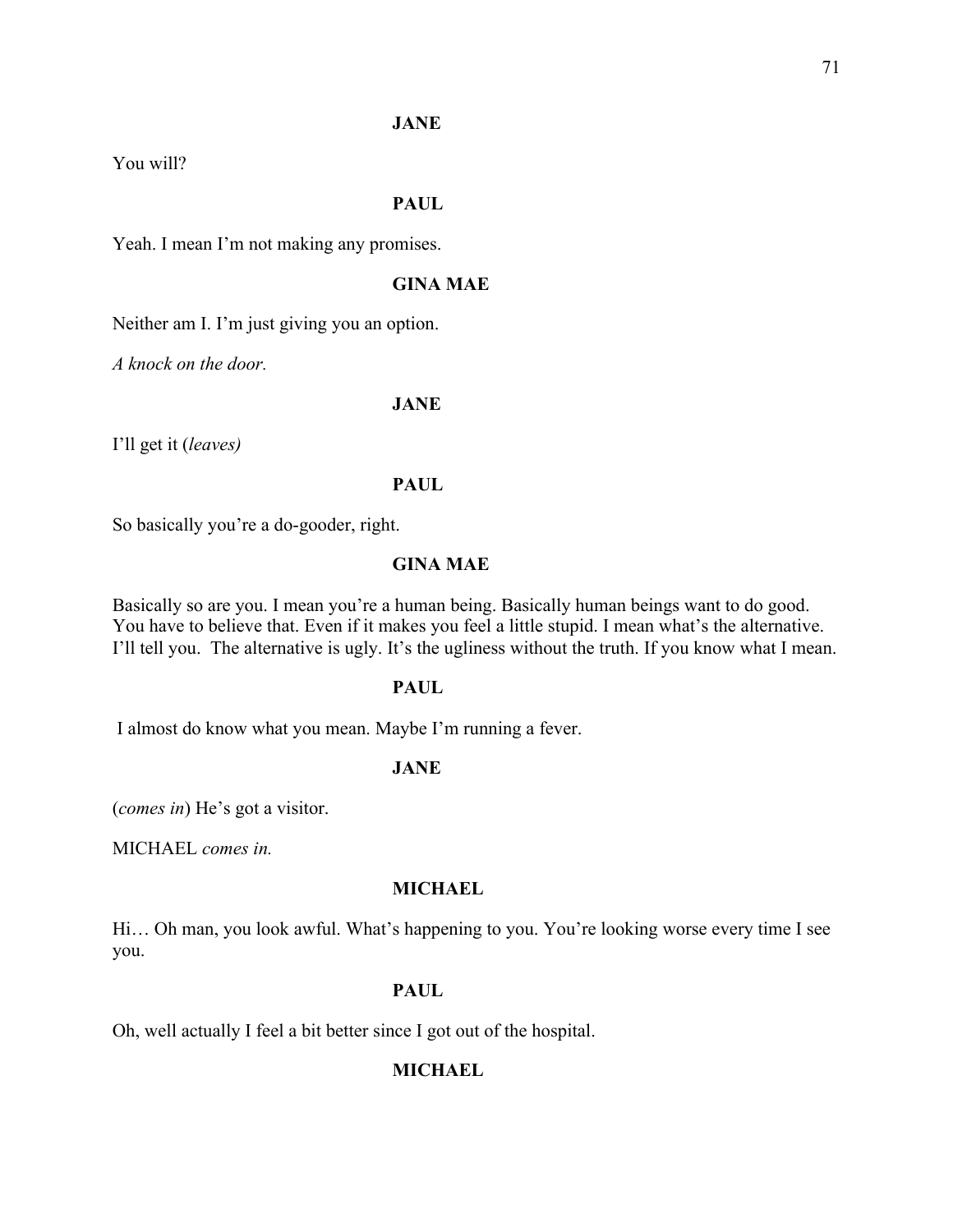**JANE**

You will?

**PAUL**

Yeah. I mean I'm not making any promises.

**GINA MAE**

Neither am I. I'm just giving you an option.

*A knock on the door.*

**JANE**

I'll get it (*leaves)*

**PAUL**

So basically you're a do-gooder, right.

**GINA MAE**

Basically so are you. I mean you're a human being. Basically human beings want to do good. You have to believe that. Even if it makes you feel a little stupid. I mean what's the alternative. I'll tell you. The alternative is ugly. It's the ugliness without the truth. If you know what I mean.

**PAUL**

I almost do know what you mean. Maybe I'm running a fever.

**JANE**

(*comes in*) He's got a visitor.

MICHAEL *comes in.*

**MICHAEL**

Hi… Oh man, you look awful. What's happening to you. You're looking worse every time I see you.

**PAUL**

Oh, well actually I feel a bit better since I got out of the hospital.

**MICHAEL**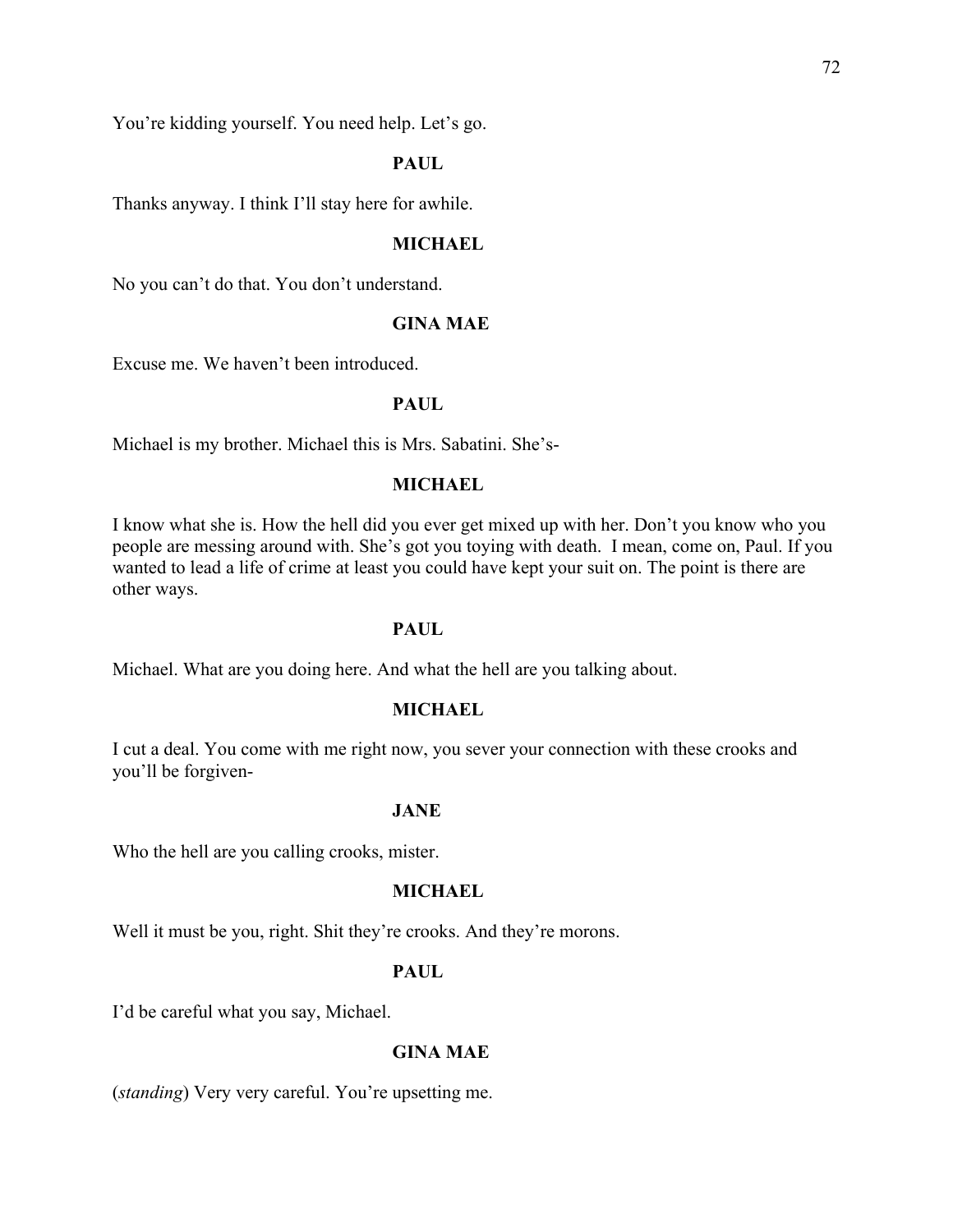You're kidding yourself. You need help. Let's go.

**PAUL**

Thanks anyway. I think I'll stay here for awhile.

**MICHAEL**

No you can't do that. You don't understand.

**GINA MAE**

Excuse me. We haven't been introduced.

**PAUL**

Michael is my brother. Michael this is Mrs. Sabatini. She's-

**MICHAEL**

I know what she is. How the hell did you ever get mixed up with her. Don't you know who you people are messing around with. She's got you toying with death.  I mean, come on, Paul. If you wanted to lead a life of crime at least you could have kept your suit on. The point is there are other ways.

**PAUL**

Michael. What are you doing here. And what the hell are you talking about.

**MICHAEL**

I cut a deal. You come with me right now, you sever your connection with these crooks and you'll be forgiven-

**JANE**

Who the hell are you calling crooks, mister.

**MICHAEL**

Well it must be you, right. Shit they're crooks. And they're morons.

**PAUL**

I'd be careful what you say, Michael.

**GINA MAE**

(*standing*) Very very careful. You're upsetting me.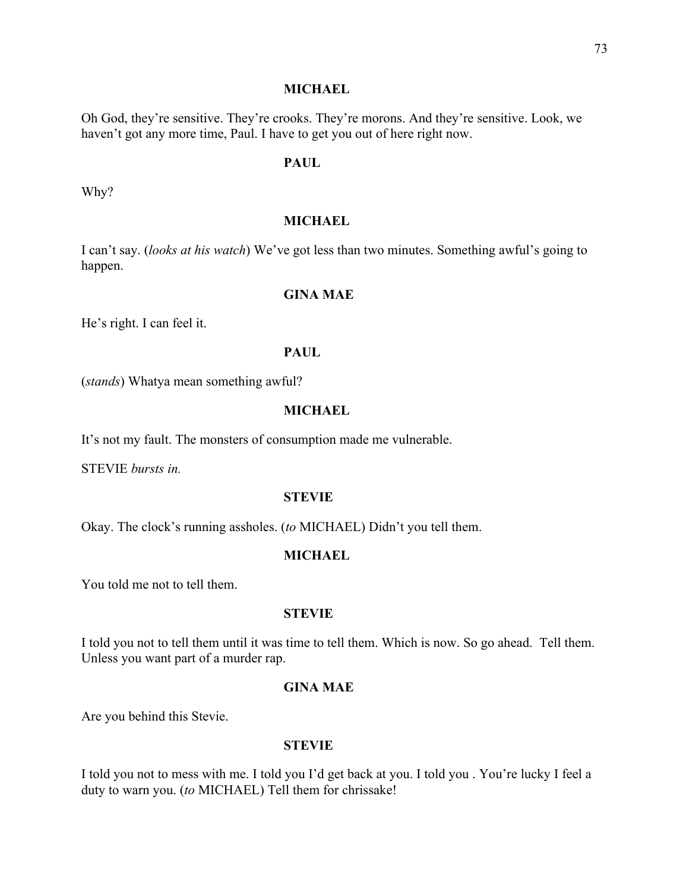**MICHAEL**

Oh God, they're sensitive. They're crooks. They're morons. And they're sensitive. Look, we haven't got any more time, Paul. I have to get you out of here right now.

**PAUL**

Why?

**MICHAEL**

I can't say. (*looks at his watch*) We've got less than two minutes. Something awful's going to happen.

**GINA MAE**

He's right. I can feel it.

**PAUL**

(*stands*) Whatya mean something awful?

**MICHAEL**

It's not my fault. The monsters of consumption made me vulnerable.

STEVIE *bursts in.*

**STEVIE**

Okay. The clock's running assholes. (*to* MICHAEL) Didn't you tell them.

**MICHAEL**

You told me not to tell them.

**STEVIE**

I told you not to tell them until it was time to tell them. Which is now. So go ahead. Tell them. Unless you want part of a murder rap.

**GINA MAE**

Are you behind this Stevie.

**STEVIE**

I told you not to mess with me. I told you I'd get back at you. I told you . You're lucky I feel a duty to warn you. (*to* MICHAEL) Tell them for chrissake!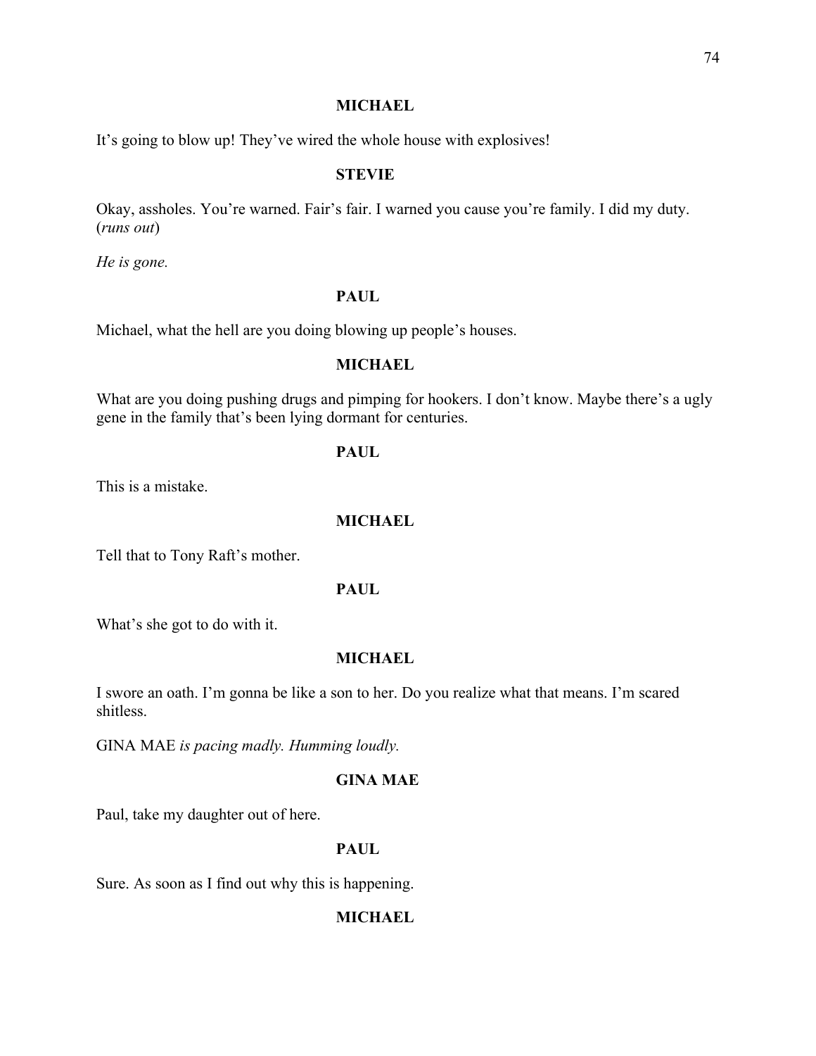**MICHAEL**

It's going to blow up! They've wired the whole house with explosives!

**STEVIE**

Okay, assholes. You're warned. Fair's fair. I warned you cause you're family. I did my duty. (*runs out*)

*He is gone.*

**PAUL**

Michael, what the hell are you doing blowing up people's houses.

**MICHAEL**

What are you doing pushing drugs and pimping for hookers. I don't know. Maybe there's a ugly gene in the family that's been lying dormant for centuries.

**PAUL**

This is a mistake.

**MICHAEL**

Tell that to Tony Raft's mother.

**PAUL**

What's she got to do with it.

**MICHAEL**

I swore an oath. I'm gonna be like a son to her. Do you realize what that means. I'm scared shitless.

GINA MAE *is pacing madly. Humming loudly.*

**GINA MAE**

Paul, take my daughter out of here.

**PAUL**

Sure. As soon as I find out why this is happening.

**MICHAEL**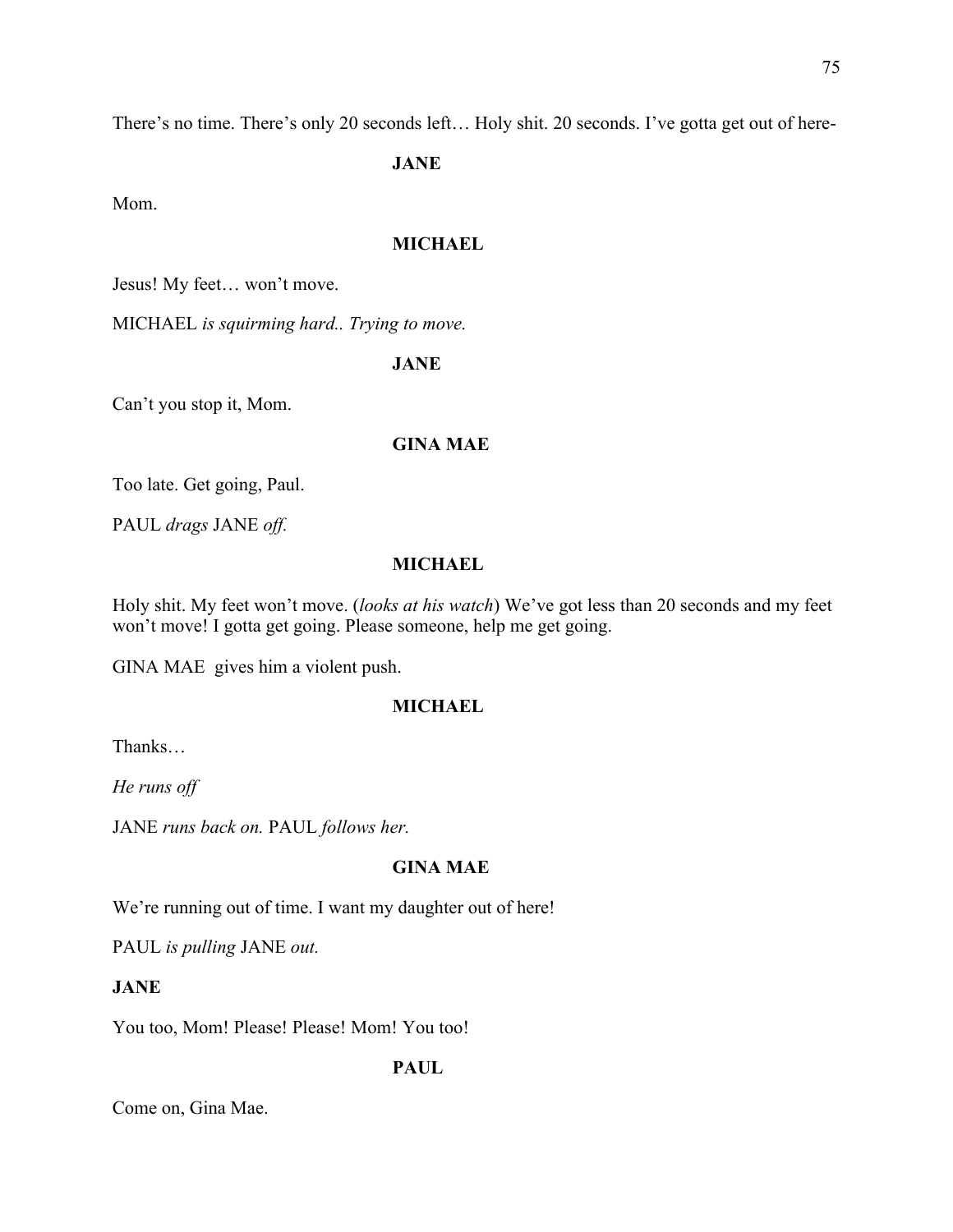There's no time. There's only 20 seconds left… Holy shit. 20 seconds. I've gotta get out of here-

**JANE**

Mom.

**MICHAEL**

Jesus! My feet… won't move.

MICHAEL *is squirming hard.. Trying to move.*

**JANE**

Can't you stop it, Mom.

**GINA MAE**

Too late. Get going, Paul.

PAUL *drags* JANE *off.*

**MICHAEL**

Holy shit. My feet won't move. (*looks at his watch*) We've got less than 20 seconds and my feet won't move! I gotta get going. Please someone, help me get going.

GINA MAE gives him a violent push.

**MICHAEL**

Thanks…

*He runs off*

JANE *runs back on.* PAUL *follows her.*

**GINA MAE**

We're running out of time. I want my daughter out of here!

PAUL *is pulling* JANE *out.*

**JANE**

You too, Mom! Please! Please! Mom! You too!

**PAUL**

Come on, Gina Mae.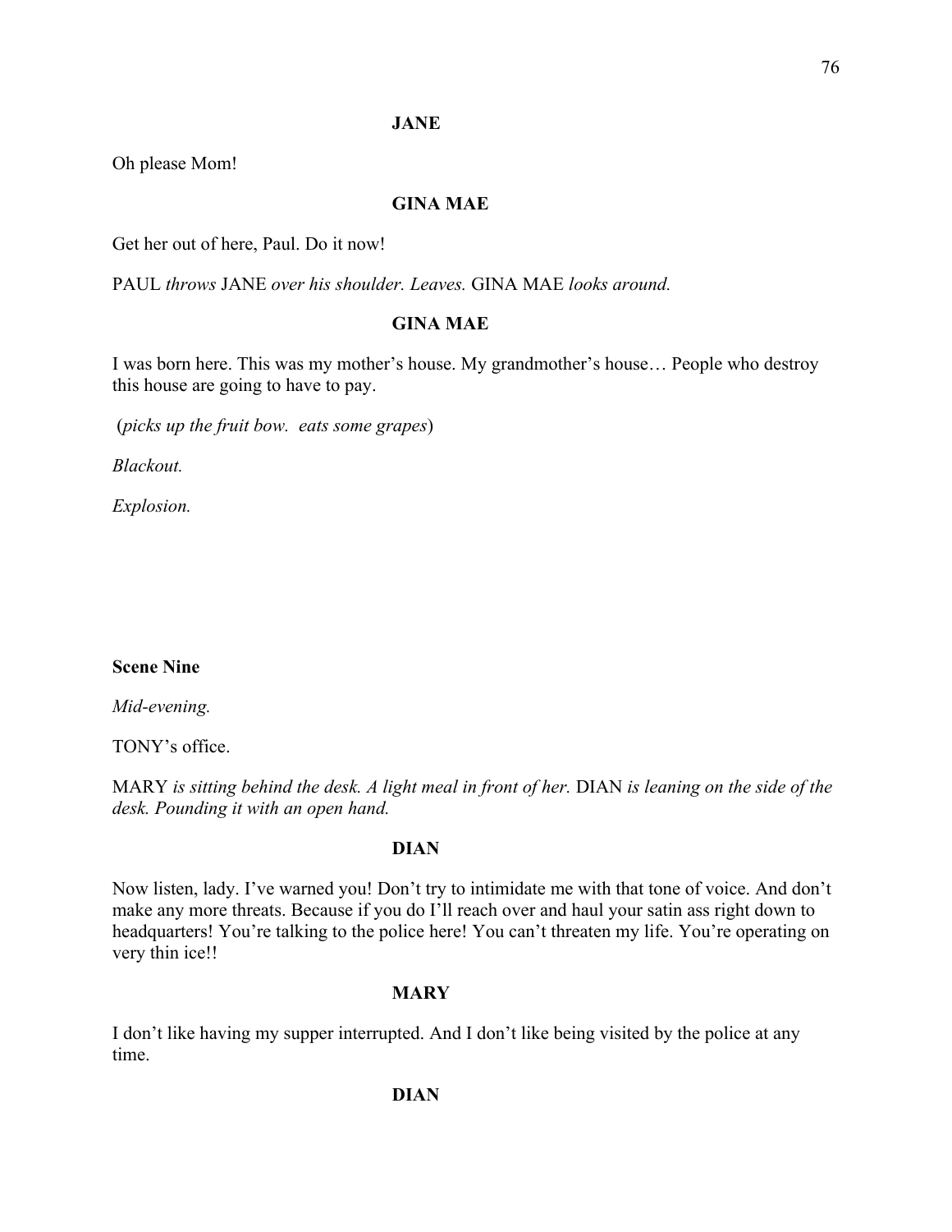**JANE**

Oh please Mom!

**GINA MAE**

Get her out of here, Paul. Do it now!

PAUL *throws* JANE *over his shoulder. Leaves.* GINA MAE *looks around.*

**GINA MAE**

I was born here. This was my mother's house. My grandmother's house… People who destroy this house are going to have to pay.

(*picks up the fruit bow. eats some grapes*)

*Blackout.*

*Explosion.*

**Scene Nine**

*Mid-evening.*

TONY's office.

MARY *is sitting behind the desk. A light meal in front of her.* DIAN *is leaning on the side of the desk. Pounding it with an open hand.*

**DIAN**

Now listen, lady. I've warned you! Don't try to intimidate me with that tone of voice. And don't make any more threats. Because if you do I'll reach over and haul your satin ass right down to headquarters! You're talking to the police here! You can't threaten my life. You're operating on very thin ice!!

**MARY**

I don't like having my supper interrupted. And I don't like being visited by the police at any time.

**DIAN**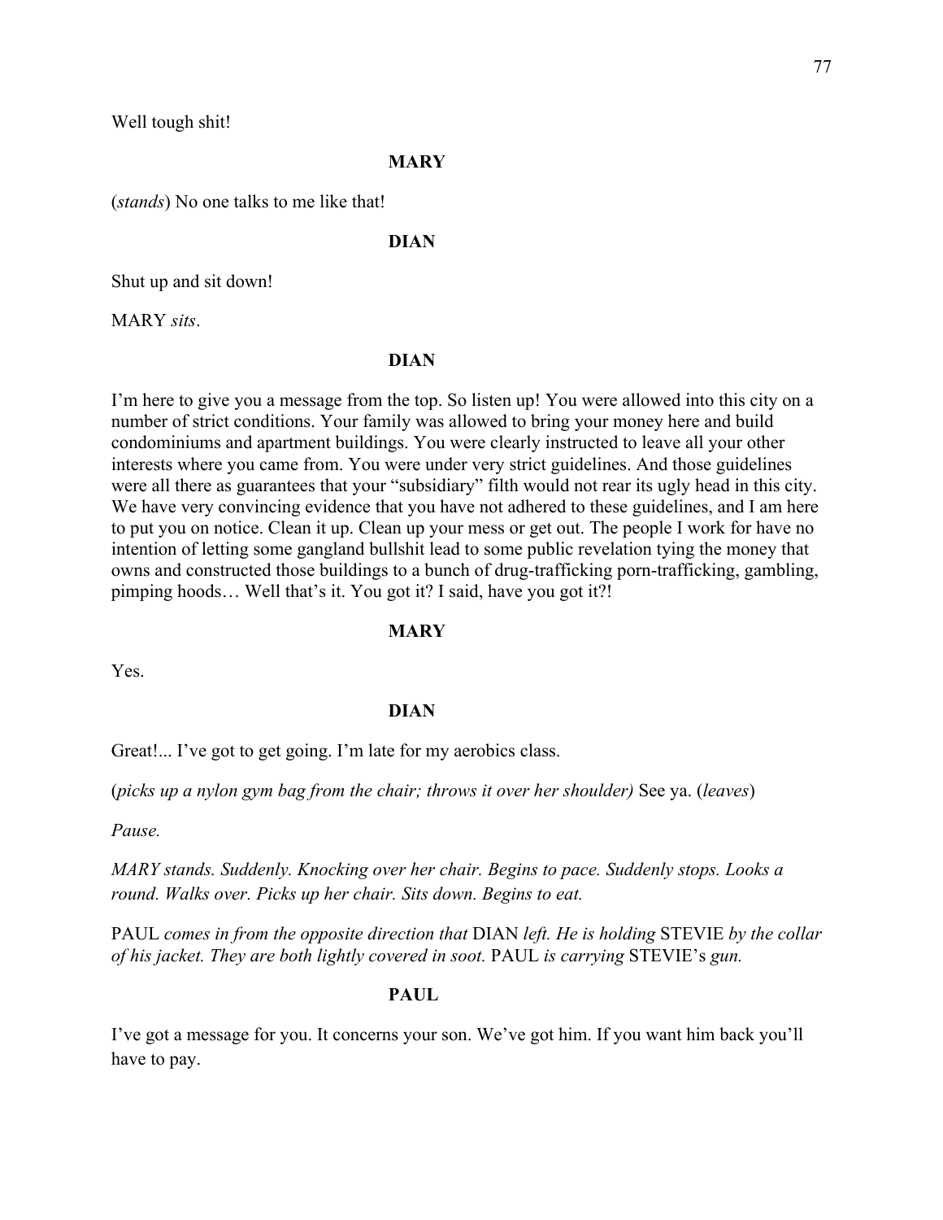Well tough shit!

**MARY**

(*stands*) No one talks to me like that!

**DIAN**

Shut up and sit down!

MARY *sits*.

**DIAN**

I'm here to give you a message from the top. So listen up! You were allowed into this city on a number of strict conditions. Your family was allowed to bring your money here and build condominiums and apartment buildings. You were clearly instructed to leave all your other interests where you came from. You were under very strict guidelines. And those guidelines were all there as guarantees that your "subsidiary" filth would not rear its ugly head in this city. We have very convincing evidence that you have not adhered to these guidelines, and I am here to put you on notice. Clean it up. Clean up your mess or get out. The people I work for have no intention of letting some gangland bullshit lead to some public revelation tying the money that owns and constructed those buildings to a bunch of drug-trafficking porn-trafficking, gambling, pimping hoods… Well that's it. You got it? I said, have you got it?!

**MARY**

Yes.

**DIAN**

Great!... I've got to get going. I'm late for my aerobics class.

(*picks up a nylon gym bag from the chair; throws it over her shoulder)* See ya. (*leaves*)

*Pause.*

*MARY stands. Suddenly. Knocking over her chair. Begins to pace. Suddenly stops. Looks a round. Walks over. Picks up her chair. Sits down. Begins to eat.*

PAUL *comes in from the opposite direction that* DIAN *left. He is holding* STEVIE *by the collar of his jacket. They are both lightly covered in soot.* PAUL *is carrying* STEVIE's *gun.*

**PAUL**

I've got a message for you. It concerns your son. We've got him. If you want him back you'll have to pay.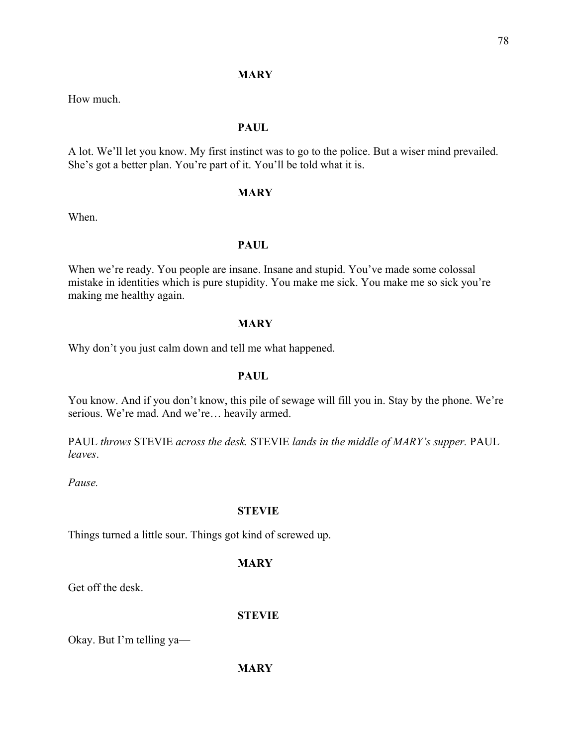**MARY**

How much.

**PAUL**

A lot. We'll let you know. My first instinct was to go to the police. But a wiser mind prevailed. She's got a better plan. You're part of it. You'll be told what it is.

**MARY**

When.

**PAUL**

When we're ready. You people are insane. Insane and stupid. You've made some colossal mistake in identities which is pure stupidity. You make me sick. You make me so sick you're making me healthy again.

**MARY**

Why don't you just calm down and tell me what happened.

**PAUL**

You know. And if you don't know, this pile of sewage will fill you in. Stay by the phone. We're serious. We're mad. And we're… heavily armed.

PAUL *throws* STEVIE *across the desk.* STEVIE *lands in the middle of MARY's supper.* PAUL *leaves*.

*Pause.*

**STEVIE**

Things turned a little sour. Things got kind of screwed up.

**MARY**

Get off the desk.

**STEVIE**

Okay. But I'm telling ya—

**MARY**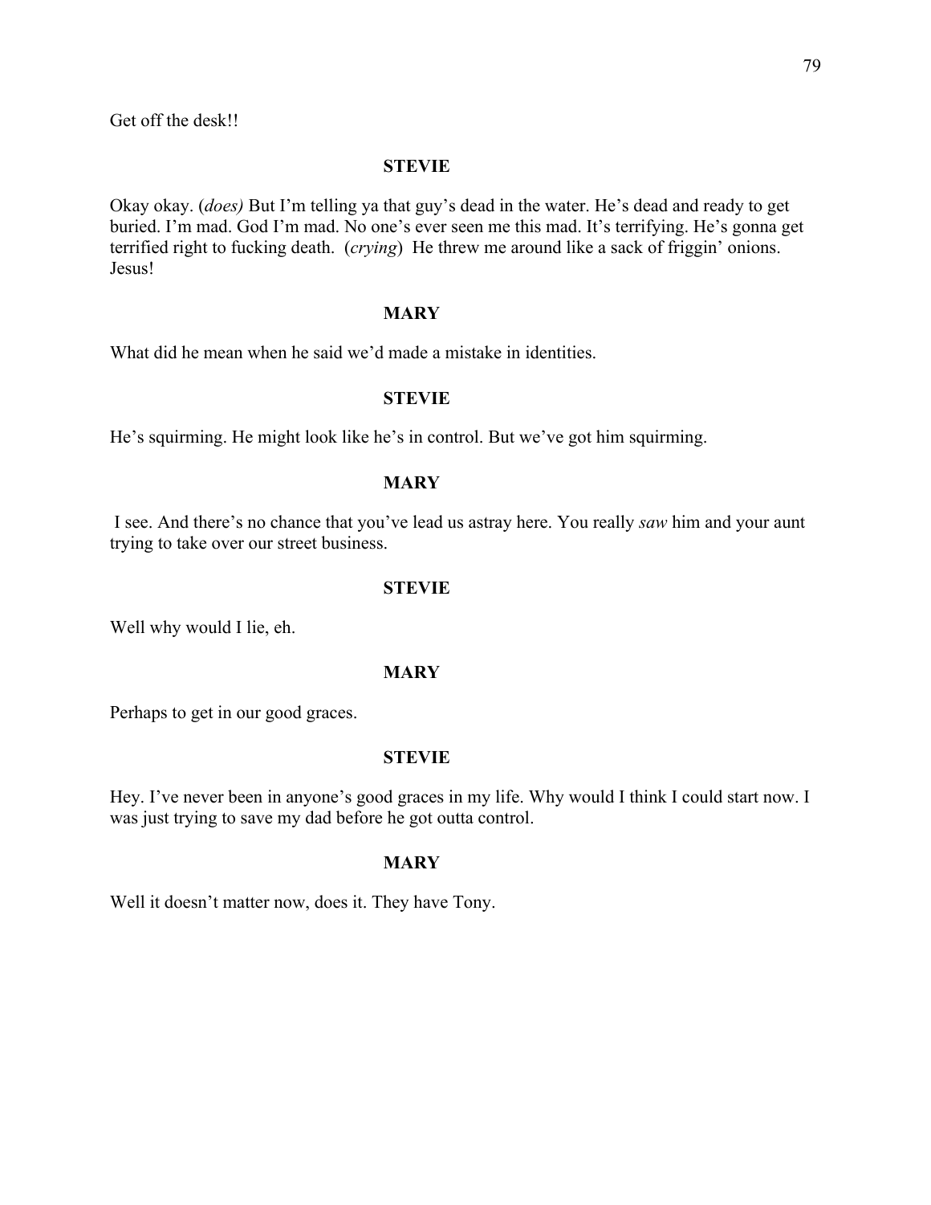Get off the desk!!

**STEVIE**

Okay okay. (*does)* But I'm telling ya that guy's dead in the water. He's dead and ready to get buried. I'm mad. God I'm mad. No one's ever seen me this mad. It's terrifying. He's gonna get terrified right to fucking death. (*crying*) He threw me around like a sack of friggin' onions. Jesus!

**MARY**

What did he mean when he said we'd made a mistake in identities.

**STEVIE**

He's squirming. He might look like he's in control. But we've got him squirming.

**MARY**

I see. And there's no chance that you've lead us astray here. You really *saw* him and your aunt trying to take over our street business.

**STEVIE**

Well why would I lie, eh.

**MARY**

Perhaps to get in our good graces.

**STEVIE**

Hey. I've never been in anyone's good graces in my life. Why would I think I could start now. I was just trying to save my dad before he got outta control.

**MARY**

Well it doesn't matter now, does it. They have Tony.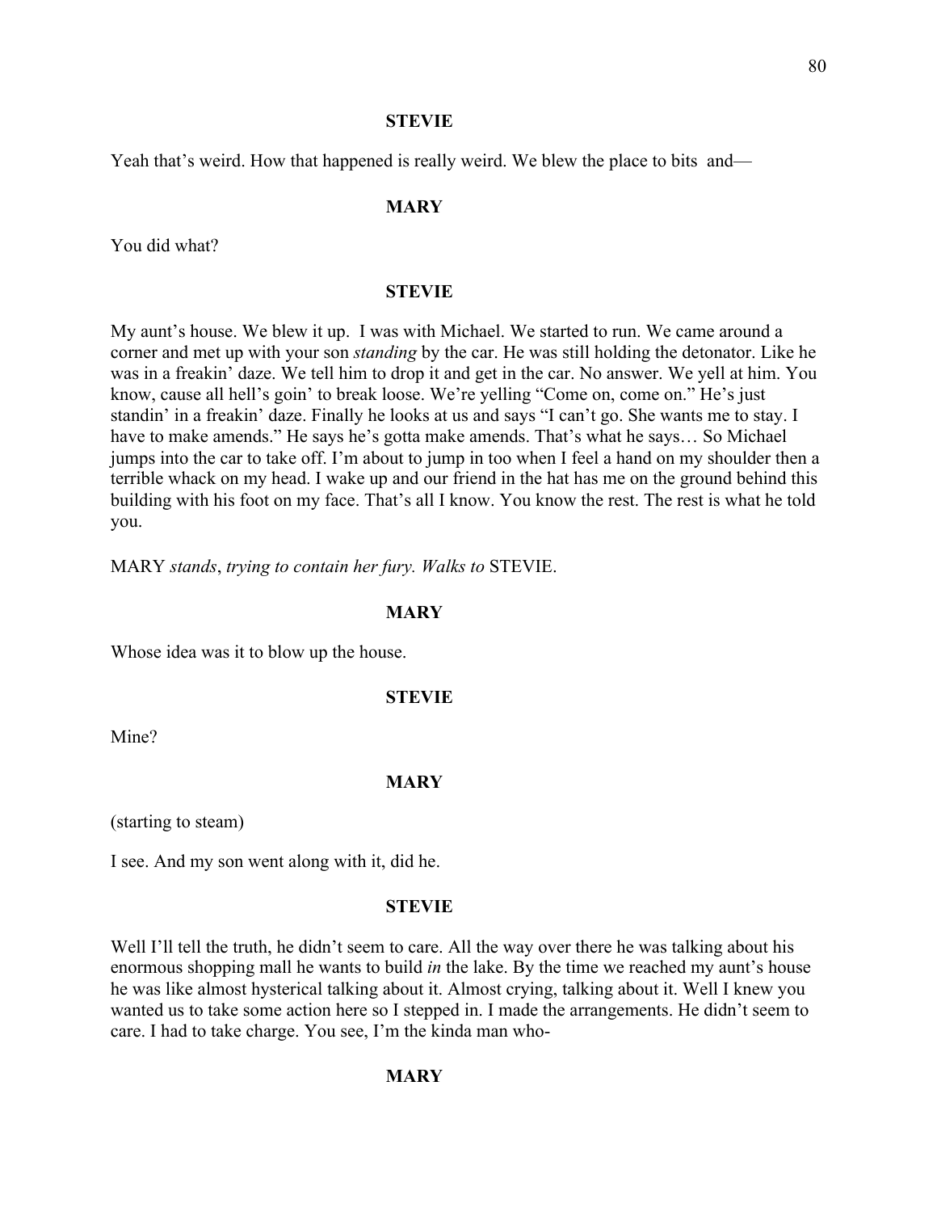**STEVIE**

Yeah that's weird. How that happened is really weird. We blew the place to bits and—

**MARY**

You did what?

**STEVIE**

My aunt's house. We blew it up. I was with Michael. We started to run. We came around a corner and met up with your son *standing* by the car. He was still holding the detonator. Like he was in a freakin' daze. We tell him to drop it and get in the car. No answer. We yell at him. You know, cause all hell's goin' to break loose. We're yelling "Come on, come on." He's just standin' in a freakin' daze. Finally he looks at us and says "I can't go. She wants me to stay. I have to make amends." He says he's gotta make amends. That's what he says… So Michael jumps into the car to take off. I'm about to jump in too when I feel a hand on my shoulder then a terrible whack on my head. I wake up and our friend in the hat has me on the ground behind this building with his foot on my face. That's all I know. You know the rest. The rest is what he told you.

MARY *stands*, *trying to contain her fury. Walks to* STEVIE.

**MARY**

Whose idea was it to blow up the house.

**STEVIE**

Mine?

**MARY**

(starting to steam)

I see. And my son went along with it, did he.

**STEVIE**

Well I'll tell the truth, he didn't seem to care. All the way over there he was talking about his enormous shopping mall he wants to build *in* the lake. By the time we reached my aunt's house he was like almost hysterical talking about it. Almost crying, talking about it. Well I knew you wanted us to take some action here so I stepped in. I made the arrangements. He didn't seem to care. I had to take charge. You see, I'm the kinda man who-

**MARY**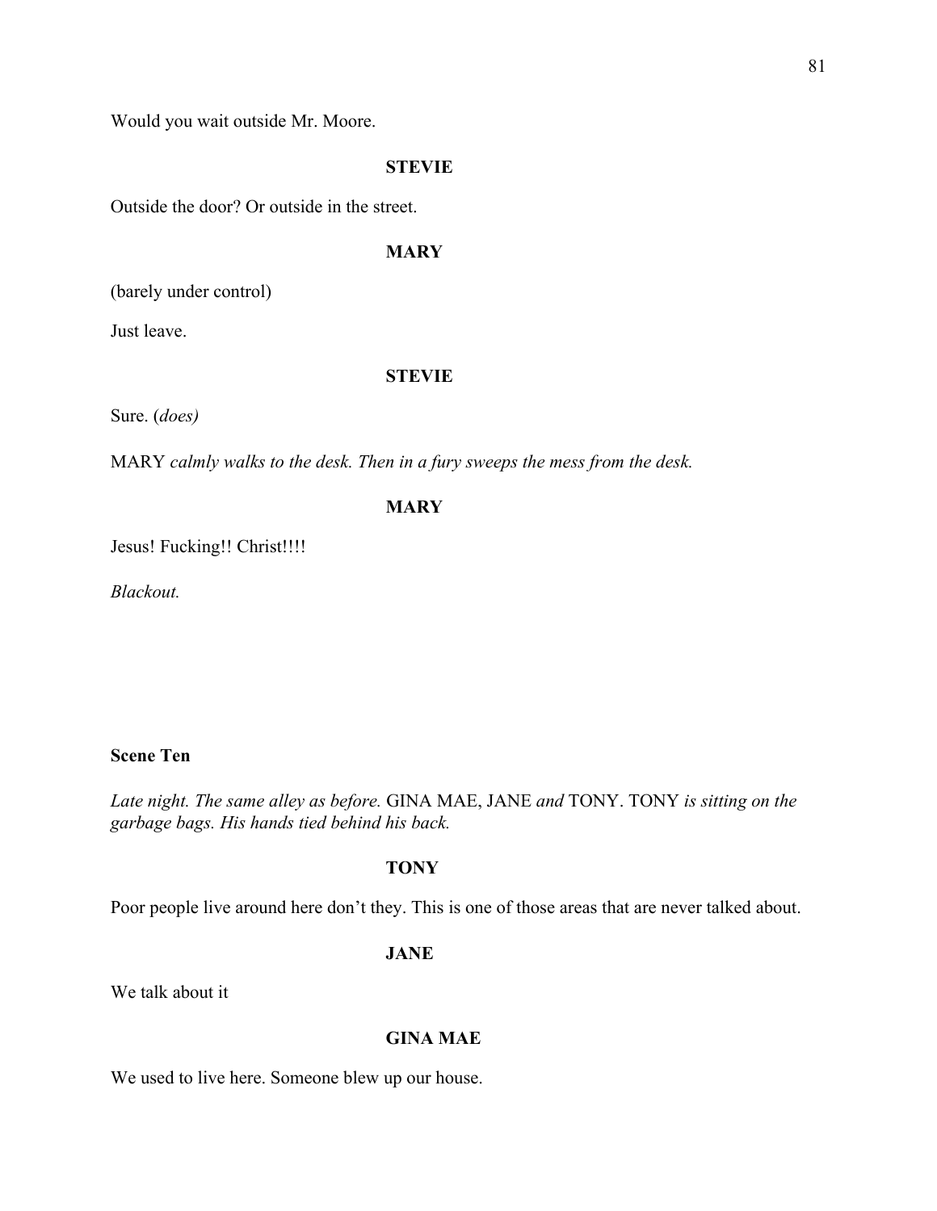Would you wait outside Mr. Moore.

**STEVIE**

Outside the door? Or outside in the street.

**MARY**

(barely under control)

Just leave.

**STEVIE**

Sure. (*does)*

MARY *calmly walks to the desk. Then in a fury sweeps the mess from the desk.*

**MARY**

Jesus! Fucking!! Christ!!!!

*Blackout.*

**Scene Ten**

*Late night. The same alley as before.* GINA MAE, JANE *and* TONY. TONY *is sitting on the garbage bags. His hands tied behind his back.*

**TONY**

Poor people live around here don't they. This is one of those areas that are never talked about.

**JANE**

We talk about it

**GINA MAE**

We used to live here. Someone blew up our house.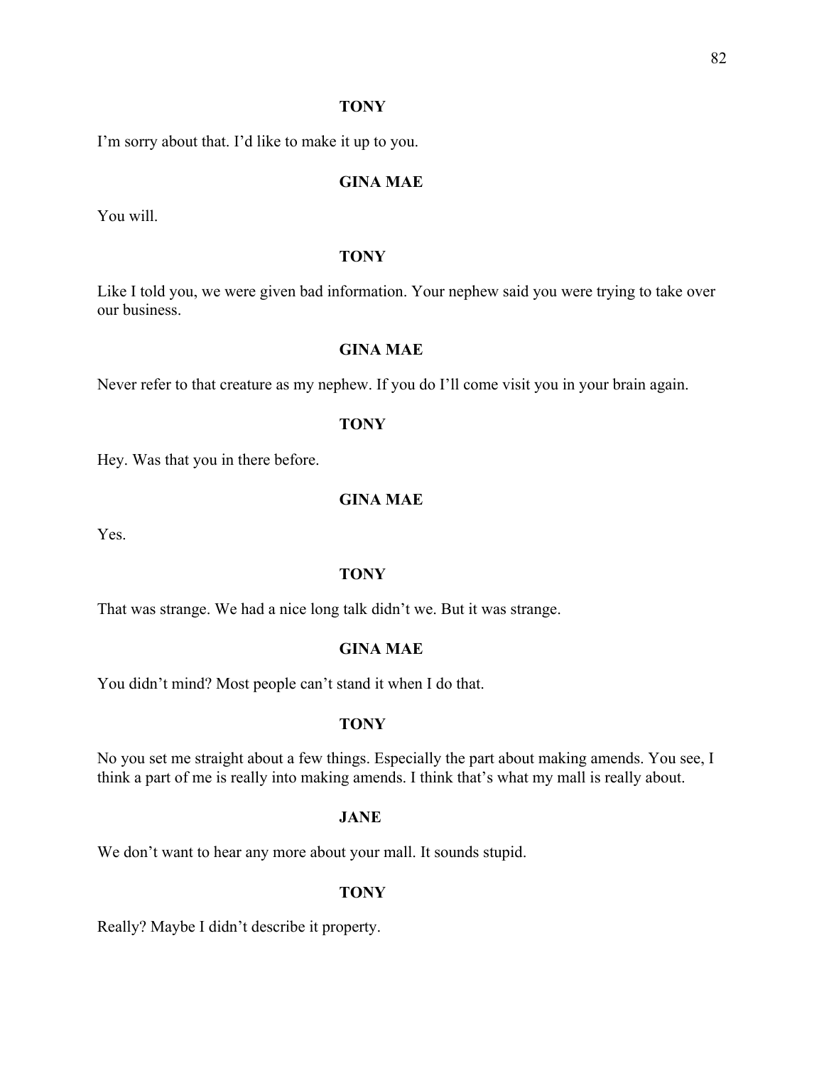**TONY**

I'm sorry about that. I'd like to make it up to you.

**GINA MAE**

You will.

**TONY**

Like I told you, we were given bad information. Your nephew said you were trying to take over our business.

**GINA MAE**

Never refer to that creature as my nephew. If you do I'll come visit you in your brain again.

**TONY**

Hey. Was that you in there before.

**GINA MAE**

Yes.

**TONY**

That was strange. We had a nice long talk didn't we. But it was strange.

**GINA MAE**

You didn't mind? Most people can't stand it when I do that.

**TONY**

No you set me straight about a few things. Especially the part about making amends. You see, I think a part of me is really into making amends. I think that's what my mall is really about.

**JANE**

We don't want to hear any more about your mall. It sounds stupid.

**TONY**

Really? Maybe I didn't describe it property.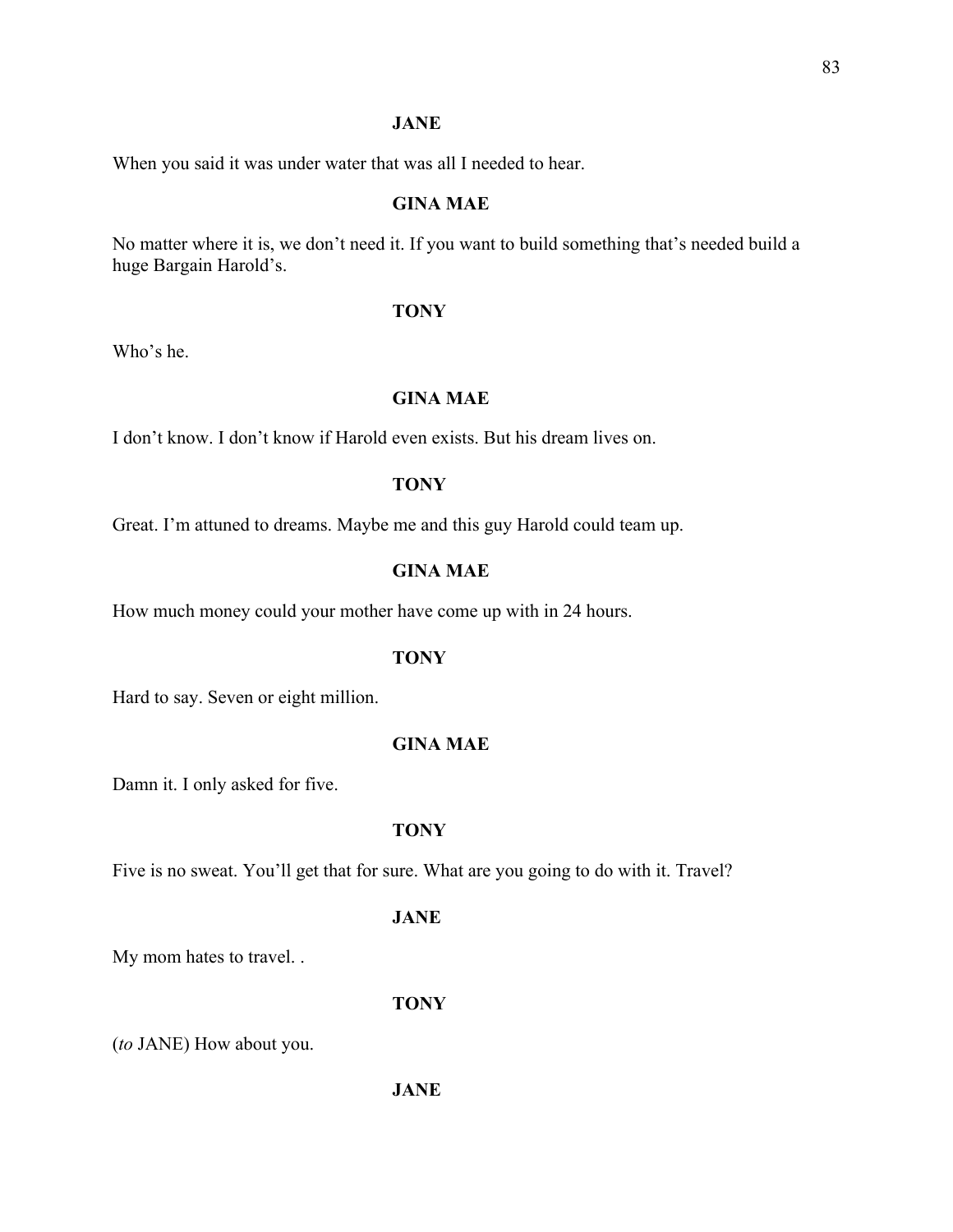**JANE**

When you said it was under water that was all I needed to hear.

**GINA MAE**

No matter where it is, we don't need it. If you want to build something that's needed build a huge Bargain Harold's.

**TONY**

Who's he.

**GINA MAE**

I don't know. I don't know if Harold even exists. But his dream lives on.

**TONY**

Great. I'm attuned to dreams. Maybe me and this guy Harold could team up.

**GINA MAE**

How much money could your mother have come up with in 24 hours.

**TONY**

Hard to say. Seven or eight million.

**GINA MAE**

Damn it. I only asked for five.

**TONY**

Five is no sweat. You'll get that for sure. What are you going to do with it. Travel?

**JANE**

My mom hates to travel. .

**TONY**

(*to* JANE) How about you.

**JANE**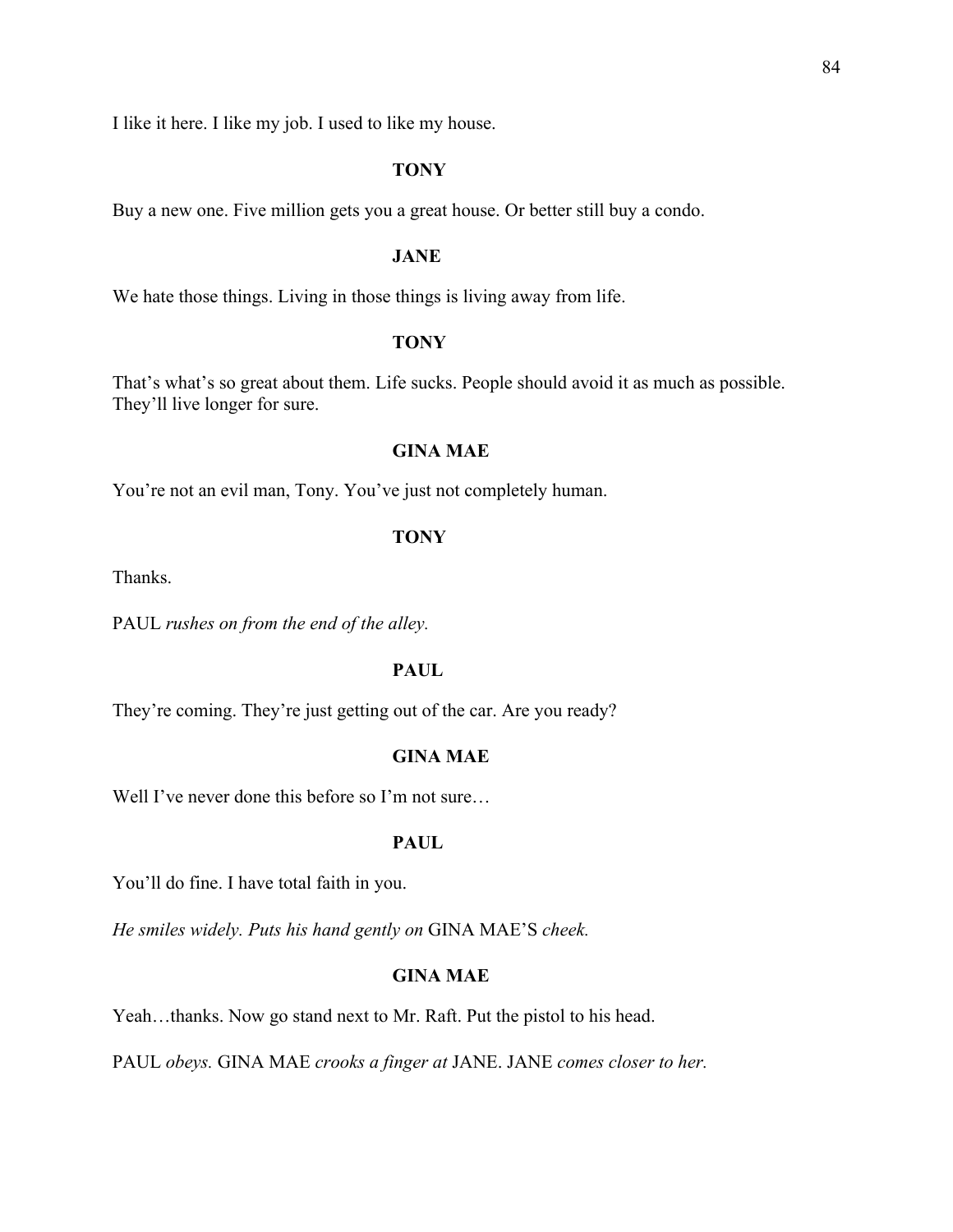I like it here. I like my job. I used to like my house.

**TONY**

Buy a new one. Five million gets you a great house. Or better still buy a condo.

**JANE**

We hate those things. Living in those things is living away from life.

**TONY**

That's what's so great about them. Life sucks. People should avoid it as much as possible. They'll live longer for sure.

**GINA MAE**

You're not an evil man, Tony. You've just not completely human.

**TONY**

Thanks.

PAUL *rushes on from the end of the alley.*

**PAUL**

They're coming. They're just getting out of the car. Are you ready?

**GINA MAE**

Well I've never done this before so I'm not sure…

**PAUL**

You'll do fine. I have total faith in you.

*He smiles widely. Puts his hand gently on* GINA MAE'S *cheek.*

**GINA MAE**

Yeah…thanks. Now go stand next to Mr. Raft. Put the pistol to his head.

PAUL *obeys.* GINA MAE *crooks a finger at* JANE. JANE *comes closer to her.*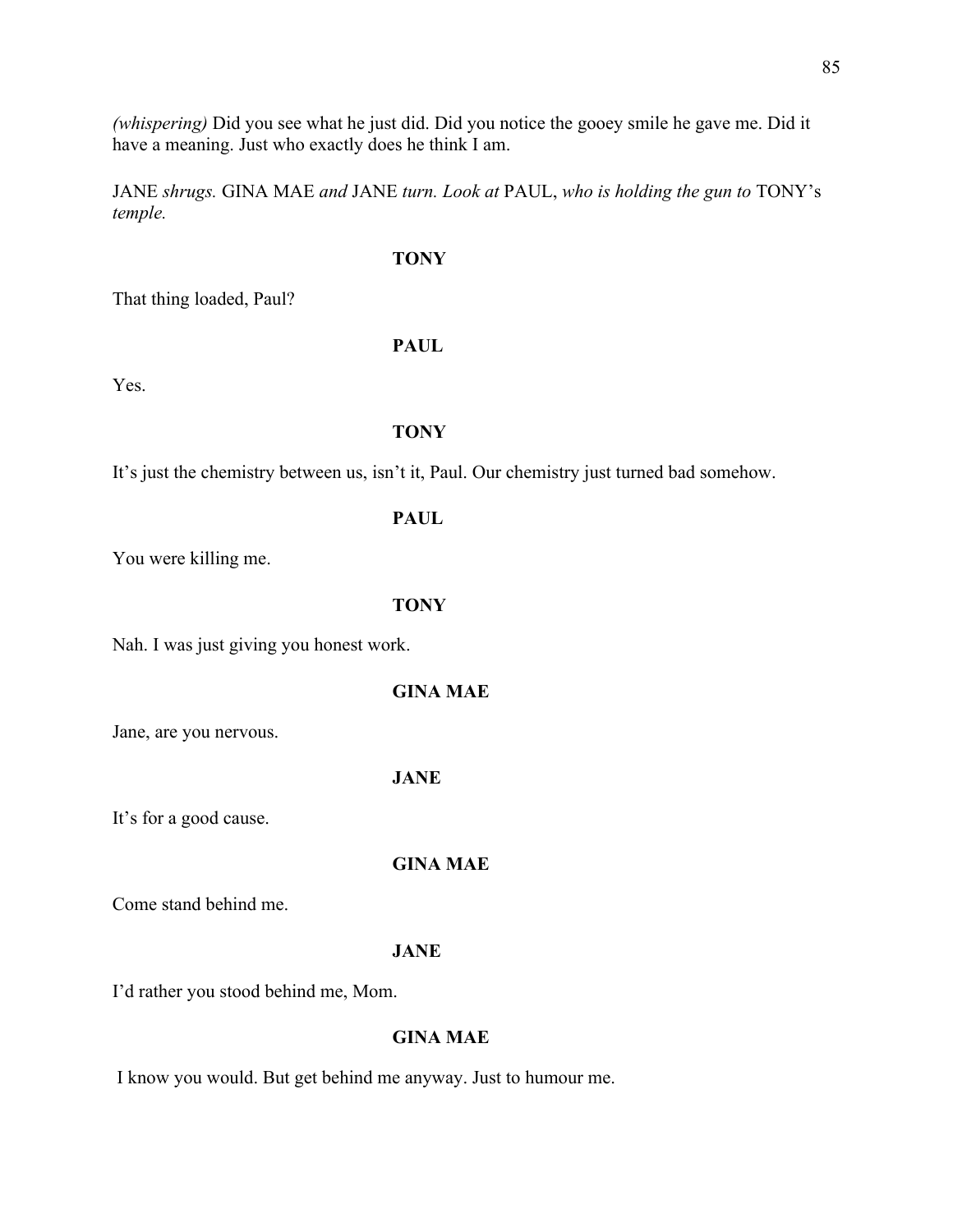*(whispering)* Did you see what he just did. Did you notice the gooey smile he gave me. Did it have a meaning. Just who exactly does he think I am.

JANE *shrugs.* GINA MAE *and* JANE *turn. Look at* PAUL, *who is holding the gun to* TONY's *temple.*

**TONY**

That thing loaded, Paul?

**PAUL**

Yes.

**TONY**

It's just the chemistry between us, isn't it, Paul. Our chemistry just turned bad somehow.

**PAUL**

You were killing me.

**TONY**

Nah. I was just giving you honest work.

**GINA MAE**

Jane, are you nervous.

**JANE**

It's for a good cause.

**GINA MAE**

Come stand behind me.

**JANE**

I'd rather you stood behind me, Mom.

**GINA MAE**

I know you would. But get behind me anyway. Just to humour me.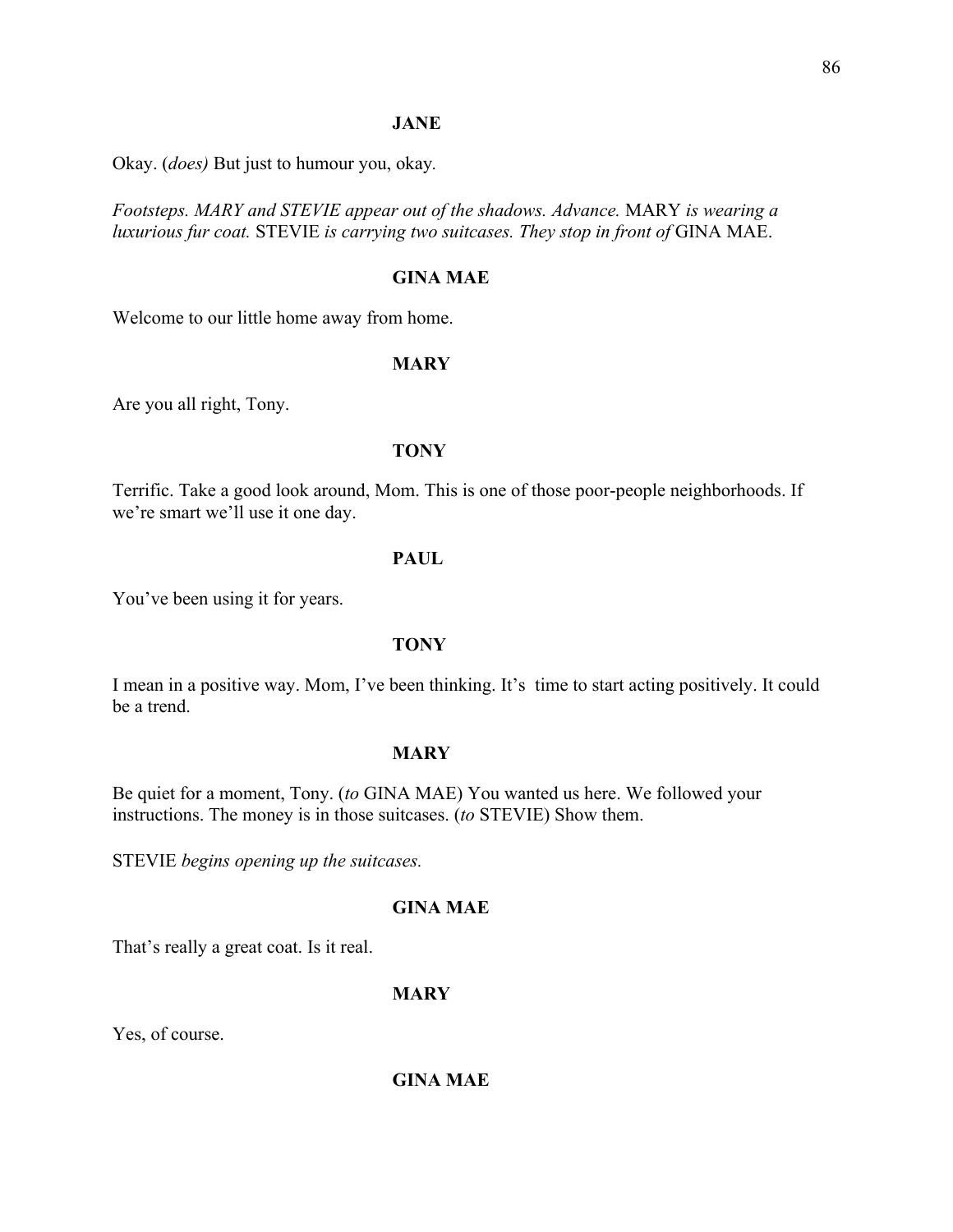**JANE**

Okay. (*does*) But just to humour you, okay.

*Footsteps. MARY and STEVIE appear out of the shadows. Advance.* MARY *is wearing a luxurious fur coat.* STEVIE *is carrying two suitcases. They stop in front of* GINA MAE.

**GINA MAE**

Welcome to our little home away from home.

**MARY**

Are you all right, Tony.

**TONY**

Terrific. Take a good look around, Mom. This is one of those poor-people neighborhoods. If we're smart we'll use it one day.

**PAUL**

You've been using it for years.

**TONY**

I mean in a positive way. Mom, I've been thinking. It's time to start acting positively. It could be a trend.

**MARY**

Be quiet for a moment, Tony. (*to* GINA MAE) You wanted us here. We followed your instructions. The money is in those suitcases. (*to* STEVIE) Show them.

STEVIE *begins opening up the suitcases.*

**GINA MAE**

That's really a great coat. Is it real.

**MARY**

Yes, of course.

**GINA MAE**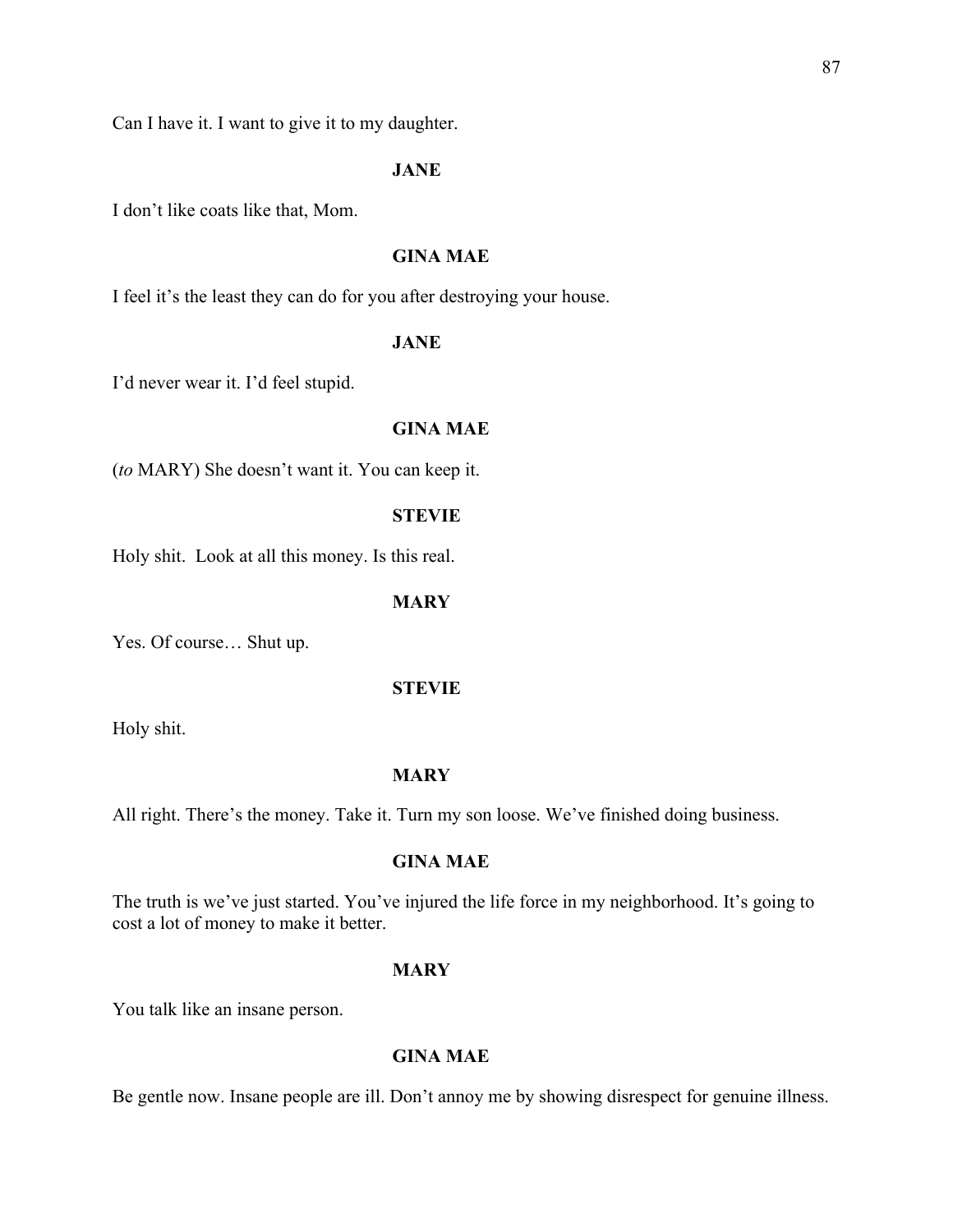Can I have it. I want to give it to my daughter.

**JANE**

I don't like coats like that, Mom.

**GINA MAE**

I feel it's the least they can do for you after destroying your house.

**JANE**

I'd never wear it. I'd feel stupid.

**GINA MAE**

(*to* MARY) She doesn't want it. You can keep it.

**STEVIE**

Holy shit. Look at all this money. Is this real.

**MARY**

Yes. Of course… Shut up.

**STEVIE**

Holy shit.

**MARY**

All right. There's the money. Take it. Turn my son loose. We've finished doing business.

**GINA MAE**

The truth is we've just started. You've injured the life force in my neighborhood. It's going to cost a lot of money to make it better.

**MARY**

You talk like an insane person.

**GINA MAE**

Be gentle now. Insane people are ill. Don't annoy me by showing disrespect for genuine illness.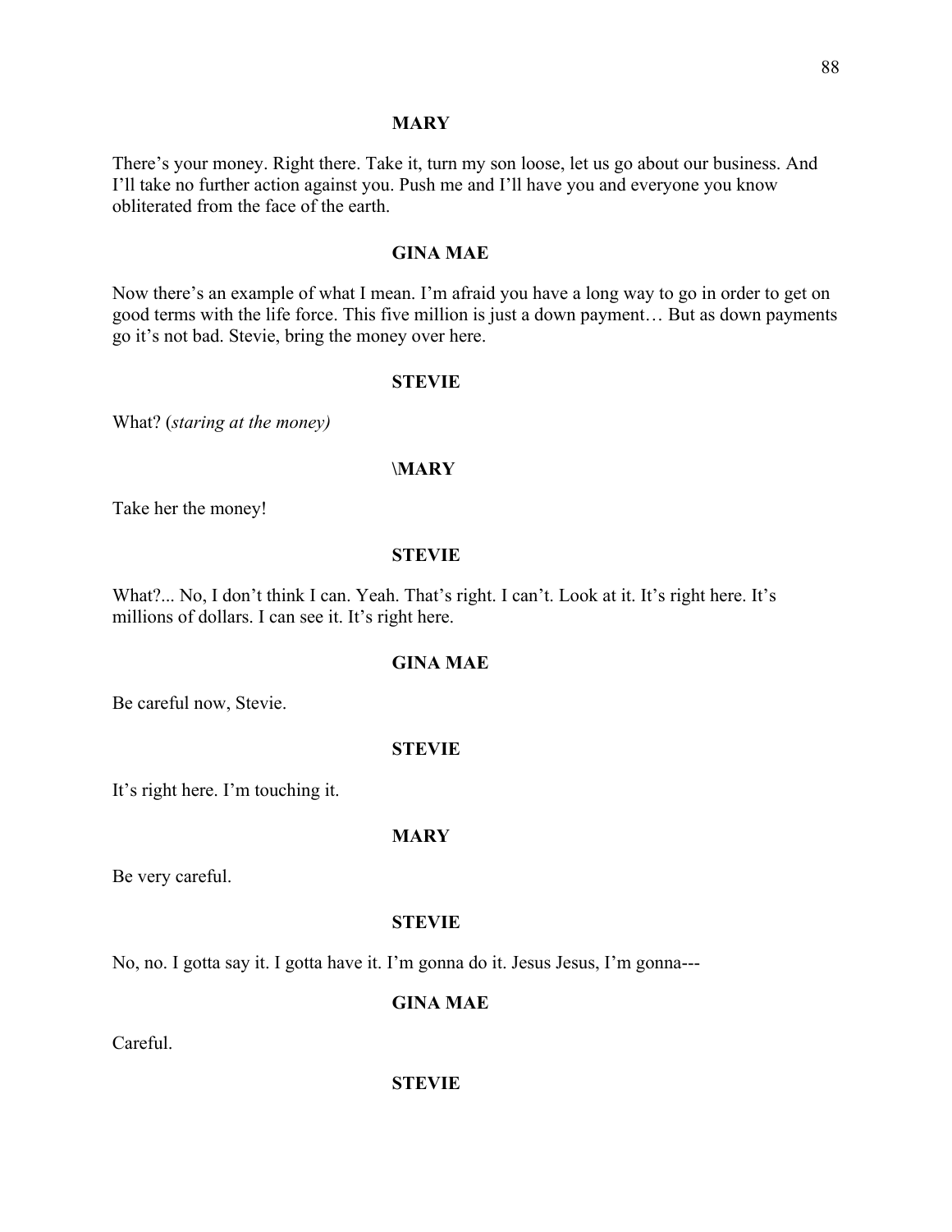**MARY**

There's your money. Right there. Take it, turn my son loose, let us go about our business. And I'll take no further action against you. Push me and I'll have you and everyone you know obliterated from the face of the earth.

**GINA MAE**

Now there's an example of what I mean. I'm afraid you have a long way to go in order to get on good terms with the life force. This five million is just a down payment… But as down payments go it's not bad. Stevie, bring the money over here.

**STEVIE**

What? (*staring at the money)*

**\MARY**

Take her the money!

**STEVIE**

What?... No, I don't think I can. Yeah. That's right. I can't. Look at it. It's right here. It's millions of dollars. I can see it. It's right here.

**GINA MAE**

Be careful now, Stevie.

**STEVIE**

It's right here. I'm touching it.

**MARY**

Be very careful.

**STEVIE**

No, no. I gotta say it. I gotta have it. I'm gonna do it. Jesus Jesus, I'm gonna---

**GINA MAE**

Careful.

**STEVIE**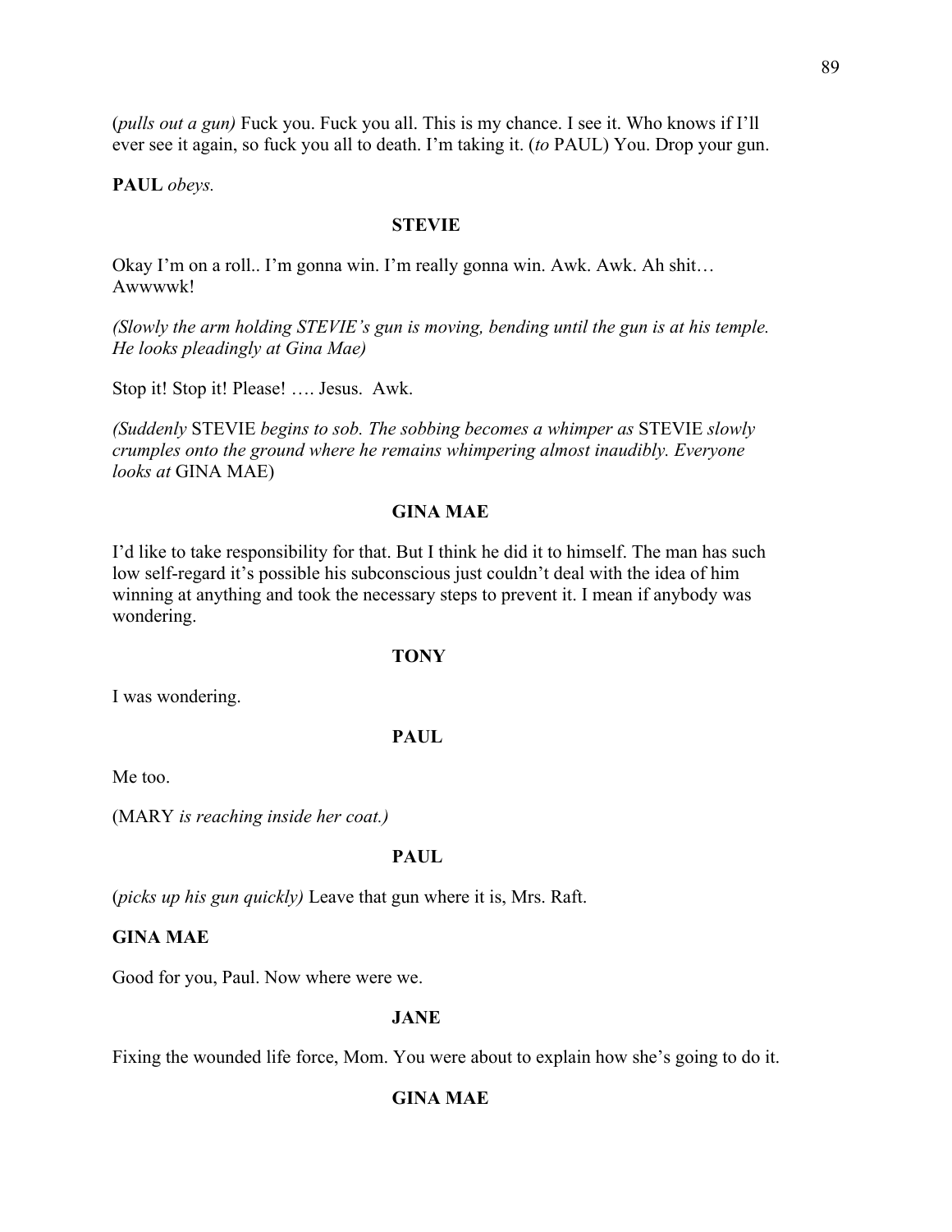(*pulls out a gun)* Fuck you. Fuck you all. This is my chance. I see it. Who knows if I'll ever see it again, so fuck you all to death. I'm taking it. (*to* PAUL) You. Drop your gun.

**PAUL** *obeys.*

**STEVIE**

Okay I'm on a roll.. I'm gonna win. I'm really gonna win. Awk. Awk. Ah shit… Awwwwk!

*(Slowly the arm holding STEVIE's gun is moving, bending until the gun is at his temple. He looks pleadingly at Gina Mae)*

Stop it! Stop it! Please! …. Jesus. Awk.

*(Suddenly* STEVIE *begins to sob. The sobbing becomes a whimper as* STEVIE *slowly crumples onto the ground where he remains whimpering almost inaudibly. Everyone looks at* GINA MAE)

**GINA MAE**

I'd like to take responsibility for that. But I think he did it to himself. The man has such low self-regard it's possible his subconscious just couldn't deal with the idea of him winning at anything and took the necessary steps to prevent it. I mean if anybody was wondering.

**TONY**

I was wondering.

**PAUL**

Me too.

(MARY *is reaching inside her coat.)*

**PAUL**

(*picks up his gun quickly)* Leave that gun where it is, Mrs. Raft.

**GINA MAE**

Good for you, Paul. Now where were we.

**JANE**

Fixing the wounded life force, Mom. You were about to explain how she's going to do it.

**GINA MAE**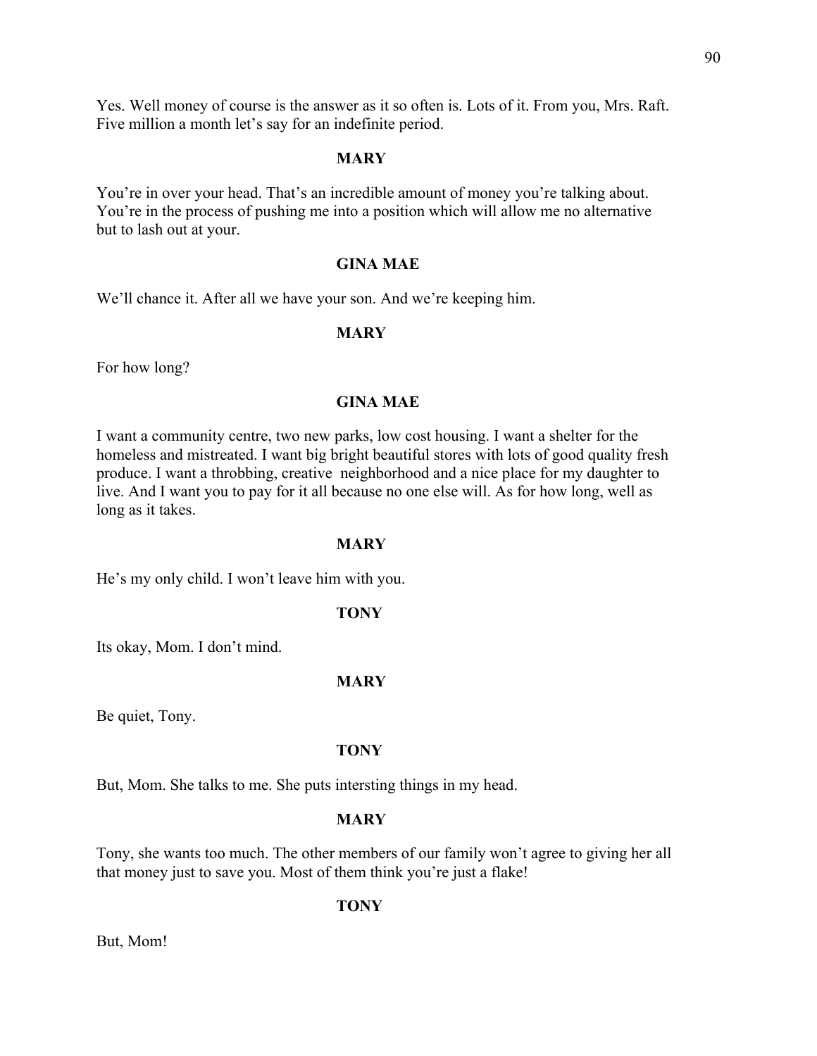Yes. Well money of course is the answer as it so often is. Lots of it. From you, Mrs. Raft. Five million a month let's say for an indefinite period.

**MARY**

You're in over your head. That's an incredible amount of money you're talking about. You're in the process of pushing me into a position which will allow me no alternative but to lash out at your.

**GINA MAE**

We'll chance it. After all we have your son. And we're keeping him.

**MARY**

For how long?

**GINA MAE**

I want a community centre, two new parks, low cost housing. I want a shelter for the homeless and mistreated. I want big bright beautiful stores with lots of good quality fresh produce. I want a throbbing, creative neighborhood and a nice place for my daughter to live. And I want you to pay for it all because no one else will. As for how long, well as long as it takes.

**MARY**

He's my only child. I won't leave him with you.

**TONY**

Its okay, Mom. I don't mind.

**MARY**

Be quiet, Tony.

**TONY**

But, Mom. She talks to me. She puts intersting things in my head.

**MARY**

Tony, she wants too much. The other members of our family won't agree to giving her all that money just to save you. Most of them think you're just a flake!

**TONY**

But, Mom!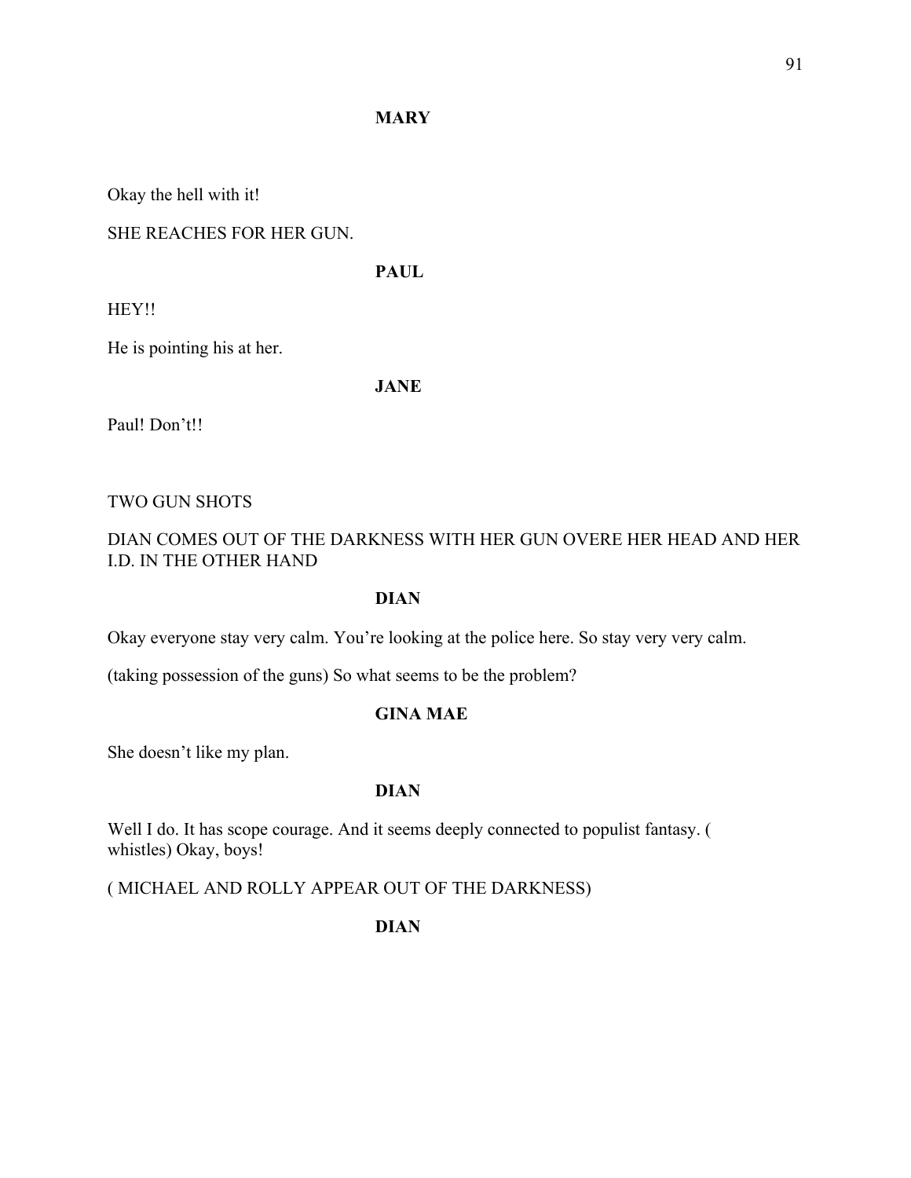**MARY**

Okay the hell with it!

SHE REACHES FOR HER GUN.

**PAUL**

HEY!!

He is pointing his at her.

**JANE**

Paul! Don't!!

TWO GUN SHOTS

DIAN COMES OUT OF THE DARKNESS WITH HER GUN OVERE HER HEAD AND HER I.D. IN THE OTHER HAND

**DIAN**

Okay everyone stay very calm. You're looking at the police here. So stay very very calm.

(taking possession of the guns) So what seems to be the problem?

**GINA MAE**

She doesn't like my plan.

**DIAN**

Well I do. It has scope courage. And it seems deeply connected to populist fantasy. ( whistles) Okay, boys!

( MICHAEL AND ROLLY APPEAR OUT OF THE DARKNESS)

**DIAN**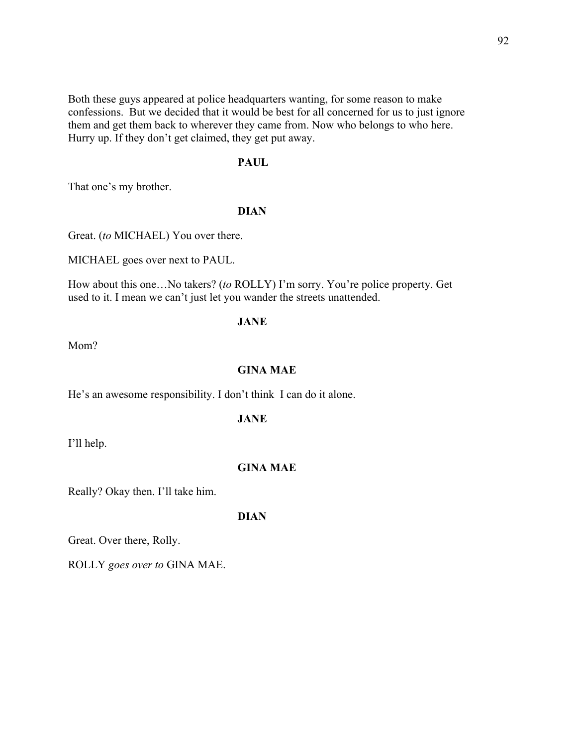Both these guys appeared at police headquarters wanting, for some reason to make confessions. But we decided that it would be best for all concerned for us to just ignore them and get them back to wherever they came from. Now who belongs to who here. Hurry up. If they don't get claimed, they get put away.

**PAUL**

That one's my brother.

**DIAN**

Great. (*to* MICHAEL) You over there.

MICHAEL goes over next to PAUL.

How about this one…No takers? (*to* ROLLY) I'm sorry. You're police property. Get used to it. I mean we can't just let you wander the streets unattended.

**JANE**

Mom?

**GINA MAE**

He's an awesome responsibility. I don't think I can do it alone.

**JANE**

I'll help.

**GINA MAE**

Really? Okay then. I'll take him.

**DIAN**

Great. Over there, Rolly.

ROLLY *goes over to* GINA MAE.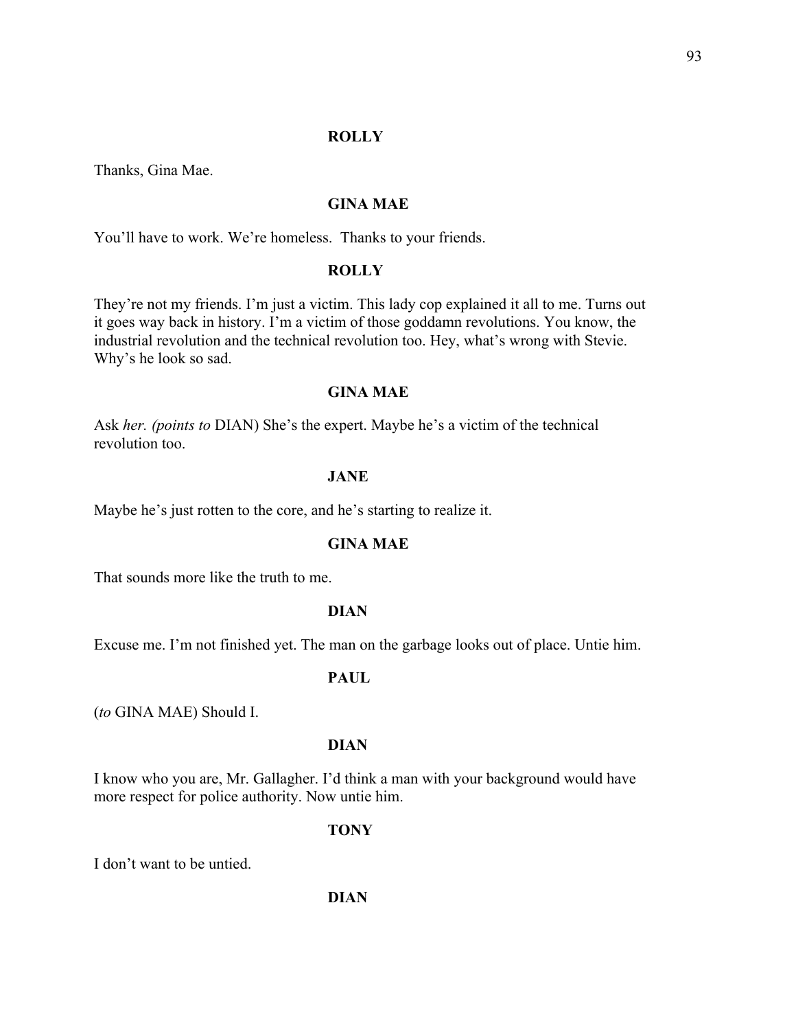**ROLLY**

Thanks, Gina Mae.

**GINA MAE**

You'll have to work. We're homeless. Thanks to your friends.

**ROLLY**

They're not my friends. I'm just a victim. This lady cop explained it all to me. Turns out it goes way back in history. I'm a victim of those goddamn revolutions. You know, the industrial revolution and the technical revolution too. Hey, what's wrong with Stevie. Why's he look so sad.

**GINA MAE**

Ask *her. (points to* DIAN) She's the expert. Maybe he's a victim of the technical revolution too.

**JANE**

Maybe he's just rotten to the core, and he's starting to realize it.

**GINA MAE**

That sounds more like the truth to me.

**DIAN**

Excuse me. I'm not finished yet. The man on the garbage looks out of place. Untie him.

**PAUL**

(*to* GINA MAE) Should I.

**DIAN**

I know who you are, Mr. Gallagher. I'd think a man with your background would have more respect for police authority. Now untie him.

**TONY**

I don't want to be untied.

**DIAN**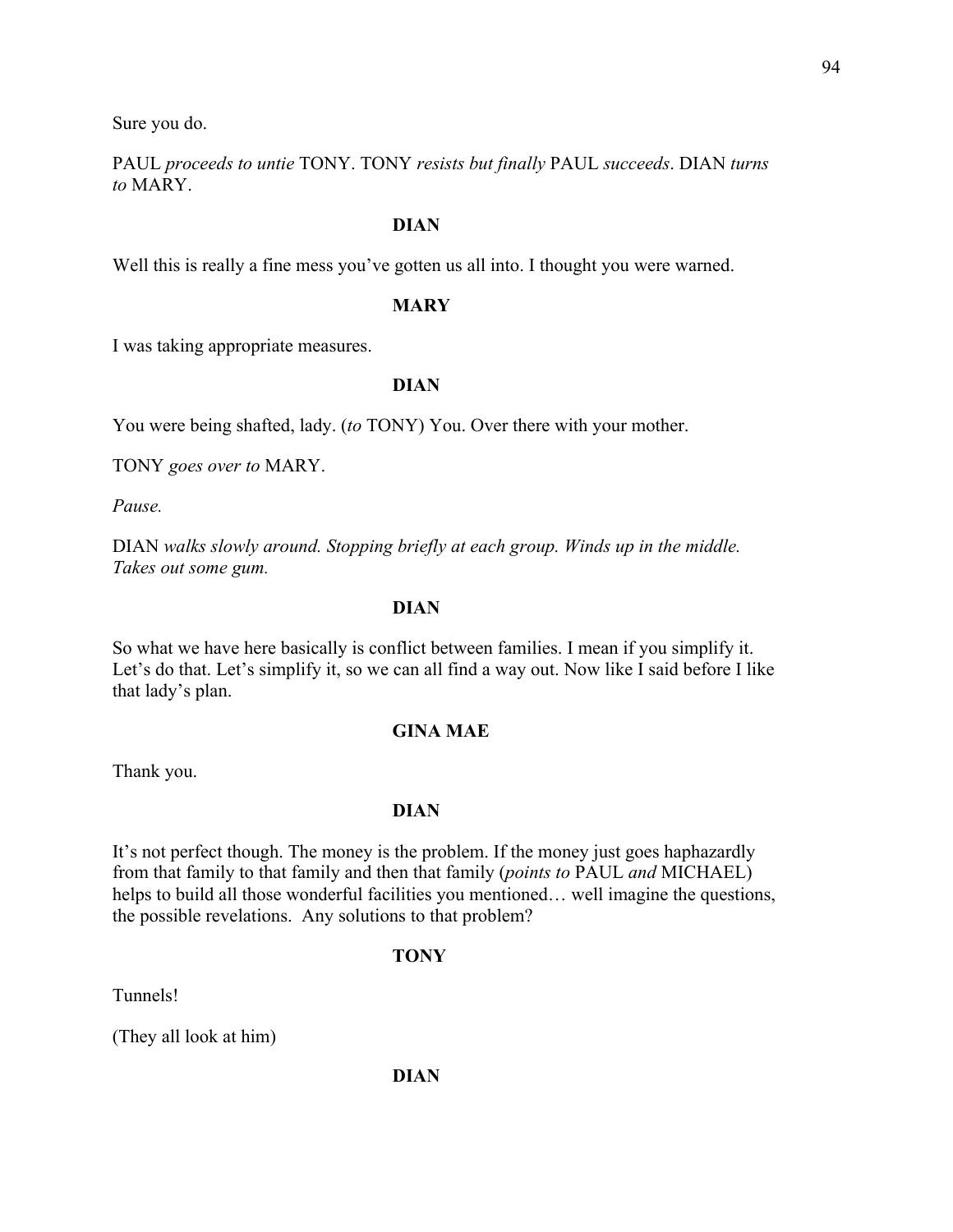Sure you do.

PAUL *proceeds to untie* TONY. TONY *resists but finally* PAUL *succeeds*. DIAN *turns to* MARY.

**DIAN**

Well this is really a fine mess you've gotten us all into. I thought you were warned.

**MARY**

I was taking appropriate measures.

**DIAN**

You were being shafted, lady. (*to* TONY) You. Over there with your mother.

TONY *goes over to* MARY.

*Pause.*

DIAN *walks slowly around. Stopping briefly at each group. Winds up in the middle. Takes out some gum.*

**DIAN**

So what we have here basically is conflict between families. I mean if you simplify it. Let's do that. Let's simplify it, so we can all find a way out. Now like I said before I like that lady's plan.

**GINA MAE**

Thank you.

**DIAN**

It's not perfect though. The money is the problem. If the money just goes haphazardly from that family to that family and then that family (*points to* PAUL *and* MICHAEL) helps to build all those wonderful facilities you mentioned… well imagine the questions, the possible revelations. Any solutions to that problem?

**TONY**

Tunnels!

(They all look at him)

**DIAN**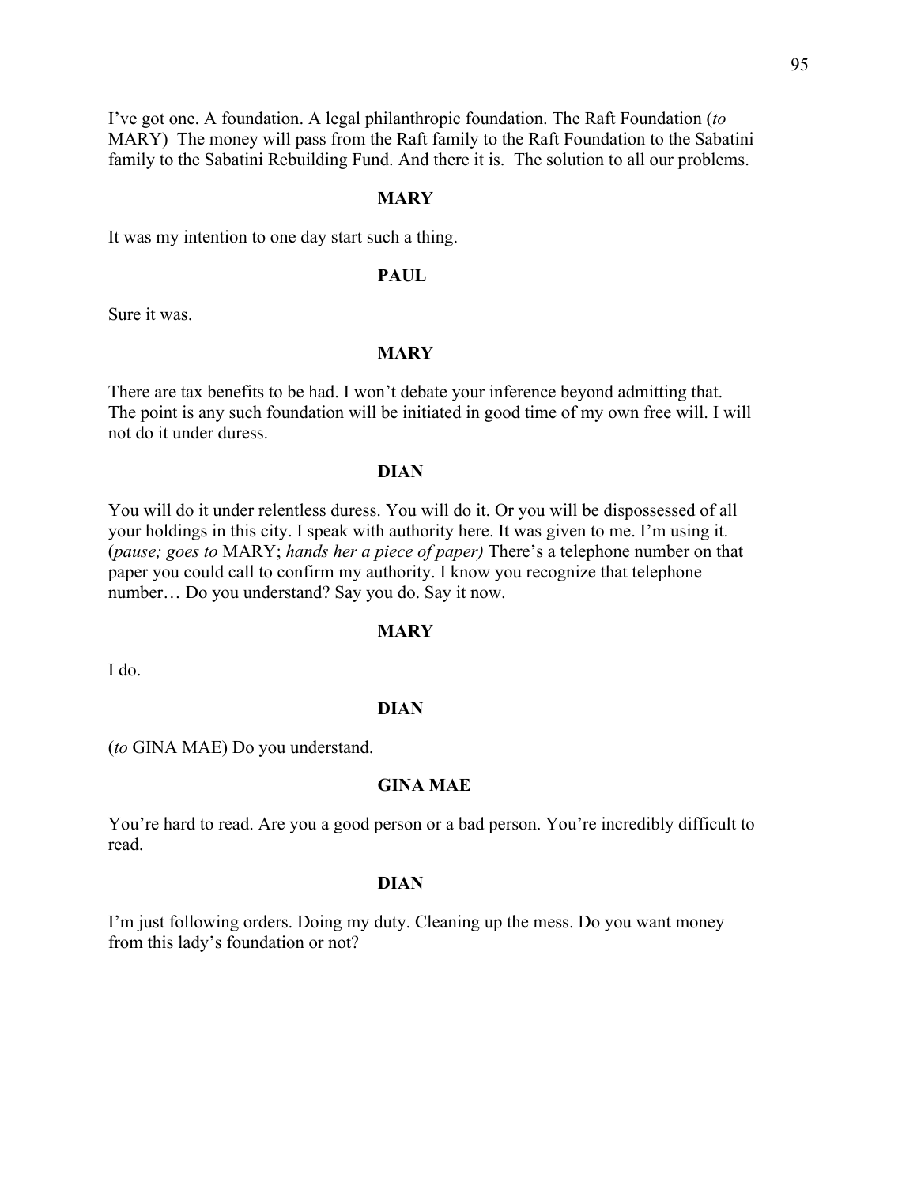I've got one. A foundation. A legal philanthropic foundation. The Raft Foundation (*to* MARY)  The money will pass from the Raft family to the Raft Foundation to the Sabatini family to the Sabatini Rebuilding Fund. And there it is.  The solution to all our problems.

**MARY**

It was my intention to one day start such a thing.

**PAUL**

Sure it was.

**MARY**

There are tax benefits to be had. I won't debate your inference beyond admitting that. The point is any such foundation will be initiated in good time of my own free will. I will not do it under duress.

**DIAN**

You will do it under relentless duress. You will do it. Or you will be dispossessed of all your holdings in this city. I speak with authority here. It was given to me. I'm using it. (*pause; goes to* MARY; *hands her a piece of paper)* There's a telephone number on that paper you could call to confirm my authority. I know you recognize that telephone number… Do you understand? Say you do. Say it now.

**MARY**

I do.

**DIAN**

(*to* GINA MAE) Do you understand.

**GINA MAE**

You're hard to read. Are you a good person or a bad person. You're incredibly difficult to read.

**DIAN**

I'm just following orders. Doing my duty. Cleaning up the mess. Do you want money from this lady's foundation or not?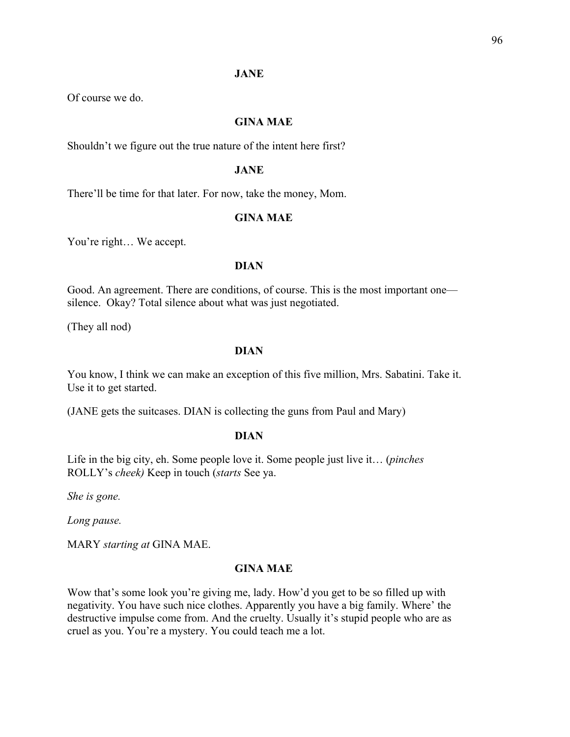**JANE**

Of course we do.

**GINA MAE**

Shouldn't we figure out the true nature of the intent here first?

**JANE**

There'll be time for that later. For now, take the money, Mom.

**GINA MAE**

You're right… We accept.

**DIAN**

Good. An agreement. There are conditions, of course. This is the most important one—silence. Okay? Total silence about what was just negotiated.

(They all nod)

**DIAN**

You know, I think we can make an exception of this five million, Mrs. Sabatini. Take it. Use it to get started.

(JANE gets the suitcases. DIAN is collecting the guns from Paul and Mary)

**DIAN**

Life in the big city, eh. Some people love it. Some people just live it… (*pinches* ROLLY's *cheek)* Keep in touch (*starts* See ya.

*She is gone.*

*Long pause.*

MARY *starting at* GINA MAE.

**GINA MAE**

Wow that's some look you're giving me, lady. How'd you get to be so filled up with negativity. You have such nice clothes. Apparently you have a big family. Where' the destructive impulse come from. And the cruelty. Usually it's stupid people who are as cruel as you. You're a mystery. You could teach me a lot.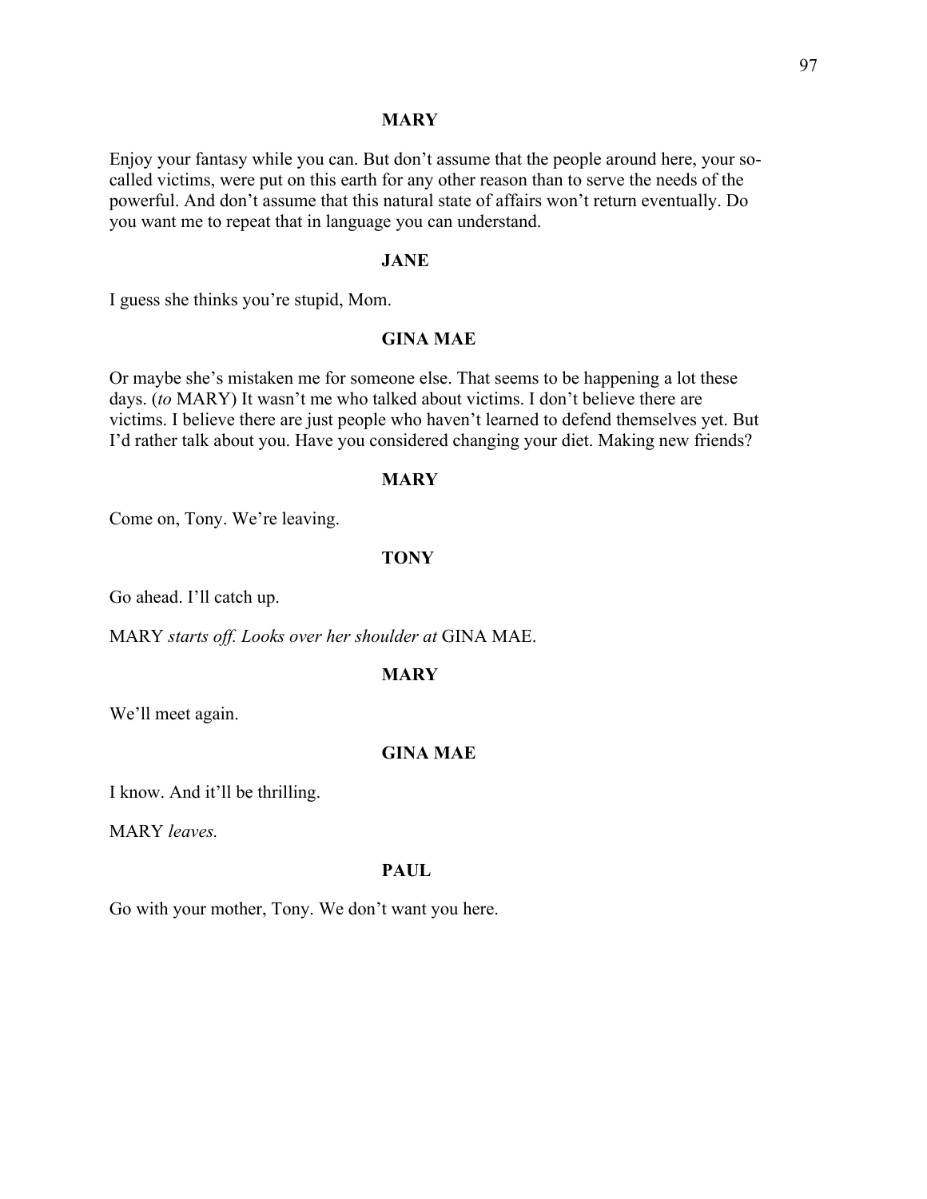**MARY**

Enjoy your fantasy while you can. But don't assume that the people around here, your so-called victims, were put on this earth for any other reason than to serve the needs of the powerful. And don't assume that this natural state of affairs won't return eventually. Do you want me to repeat that in language you can understand.

**JANE**

I guess she thinks you're stupid, Mom.

**GINA MAE**

Or maybe she's mistaken me for someone else. That seems to be happening a lot these days. (*to* MARY) It wasn't me who talked about victims. I don't believe there are victims. I believe there are just people who haven't learned to defend themselves yet. But I'd rather talk about you. Have you considered changing your diet. Making new friends?

**MARY**

Come on, Tony. We're leaving.

**TONY**

Go ahead. I'll catch up.

MARY *starts off. Looks over her shoulder at* GINA MAE.

**MARY**

We'll meet again.

**GINA MAE**

I know. And it'll be thrilling.

MARY *leaves.*

**PAUL**

Go with your mother, Tony. We don't want you here.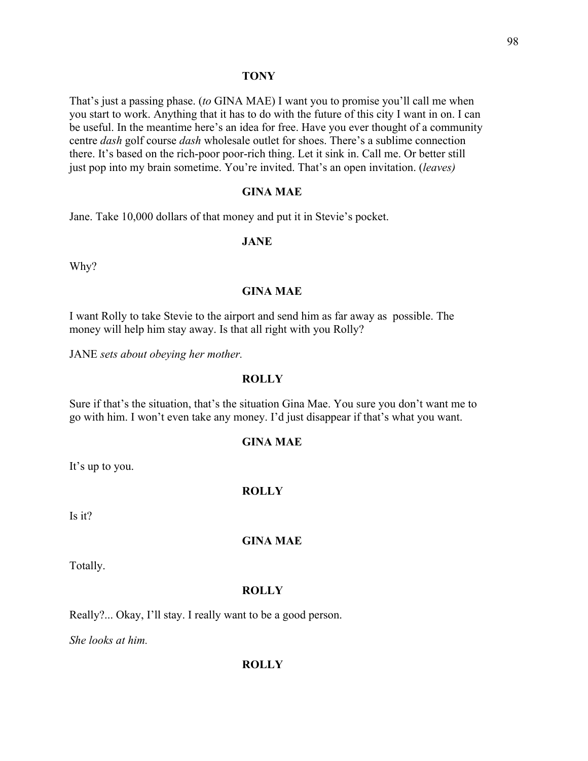**TONY**

That's just a passing phase. (*to* GINA MAE) I want you to promise you'll call me when you start to work. Anything that it has to do with the future of this city I want in on. I can be useful. In the meantime here's an idea for free. Have you ever thought of a community centre *dash* golf course *dash* wholesale outlet for shoes. There's a sublime connection there. It's based on the rich-poor poor-rich thing. Let it sink in. Call me. Or better still just pop into my brain sometime. You're invited. That's an open invitation. (*leaves)*

**GINA MAE**

Jane. Take 10,000 dollars of that money and put it in Stevie's pocket.

**JANE**

Why?

**GINA MAE**

I want Rolly to take Stevie to the airport and send him as far away as possible. The money will help him stay away. Is that all right with you Rolly?

JANE *sets about obeying her mother.*

**ROLLY**

Sure if that's the situation, that's the situation Gina Mae. You sure you don't want me to go with him. I won't even take any money. I'd just disappear if that's what you want.

**GINA MAE**

It's up to you.

**ROLLY**

Is it?

**GINA MAE**

Totally.

**ROLLY**

Really?... Okay, I'll stay. I really want to be a good person.

*She looks at him.*

**ROLLY**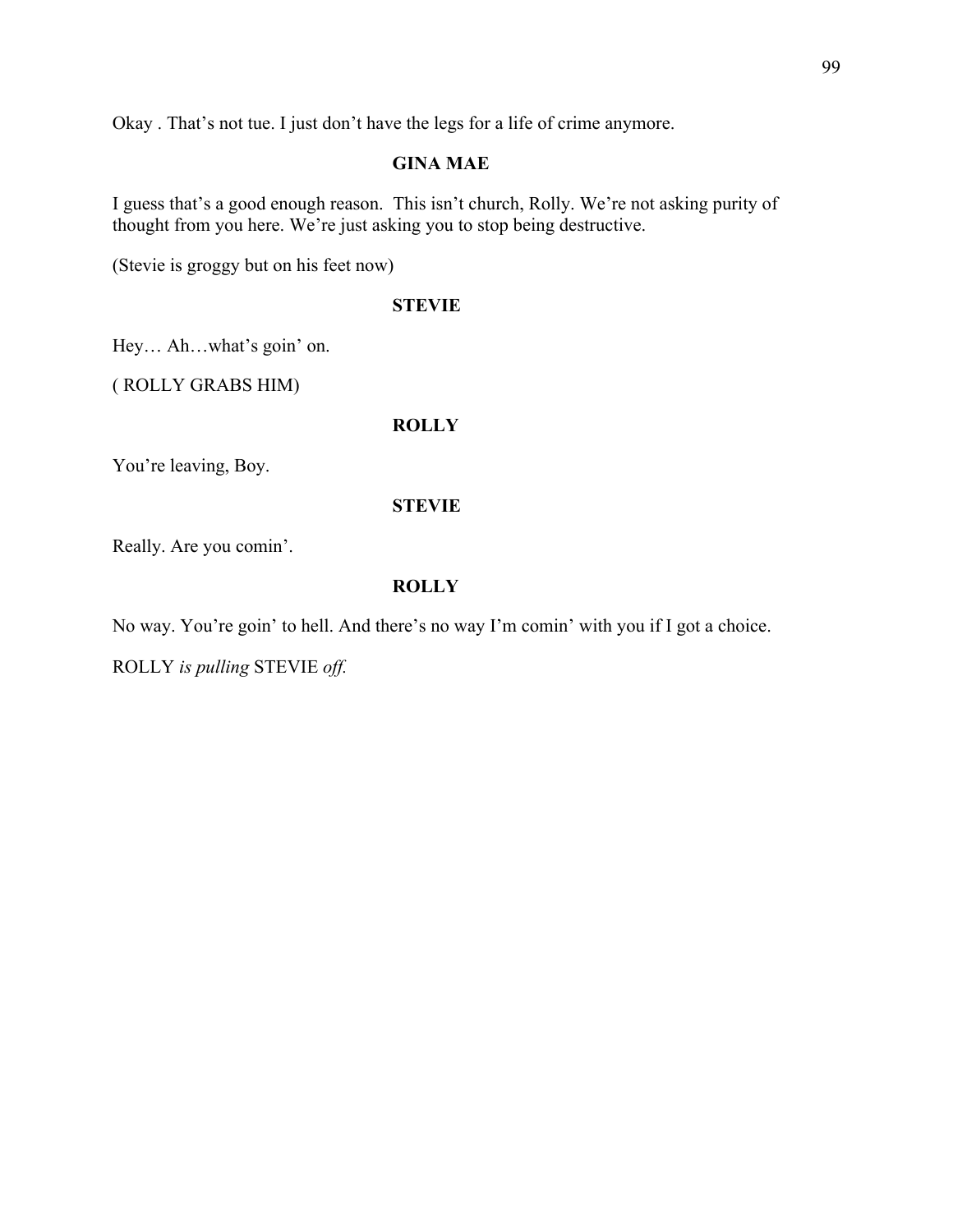Okay . That's not tue. I just don't have the legs for a life of crime anymore.

**GINA MAE**

I guess that's a good enough reason.  This isn't church, Rolly. We're not asking purity of thought from you here. We're just asking you to stop being destructive.

(Stevie is groggy but on his feet now)

**STEVIE**

Hey… Ah…what's goin' on.

( ROLLY GRABS HIM)

**ROLLY**

You're leaving, Boy.

**STEVIE**

Really. Are you comin'.

**ROLLY**

No way. You're goin' to hell. And there's no way I'm comin' with you if I got a choice.

ROLLY *is pulling* STEVIE *off.*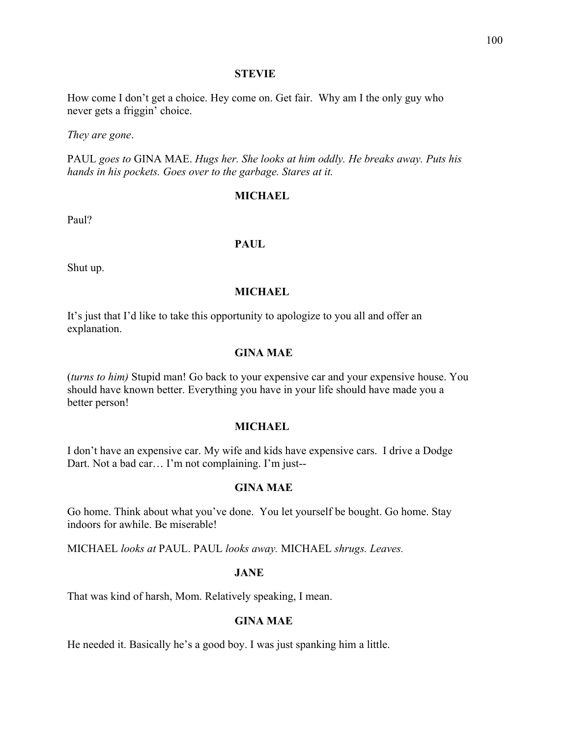**STEVIE**

How come I don't get a choice. Hey come on. Get fair. Why am I the only guy who never gets a friggin' choice.

*They are gone*.

PAUL *goes to* GINA MAE. *Hugs her. She looks at him oddly. He breaks away. Puts his hands in his pockets. Goes over to the garbage. Stares at it.*

**MICHAEL**

Paul?

**PAUL**

Shut up.

**MICHAEL**

It's just that I'd like to take this opportunity to apologize to you all and offer an explanation.

**GINA MAE**

(*turns to him)* Stupid man! Go back to your expensive car and your expensive house. You should have known better. Everything you have in your life should have made you a better person!

**MICHAEL**

I don't have an expensive car. My wife and kids have expensive cars. I drive a Dodge Dart. Not a bad car… I'm not complaining. I'm just--

**GINA MAE**

Go home. Think about what you've done. You let yourself be bought. Go home. Stay indoors for awhile. Be miserable!

MICHAEL *looks at* PAUL. PAUL *looks away.* MICHAEL *shrugs. Leaves.*

**JANE**

That was kind of harsh, Mom. Relatively speaking, I mean.

**GINA MAE**

He needed it. Basically he's a good boy. I was just spanking him a little.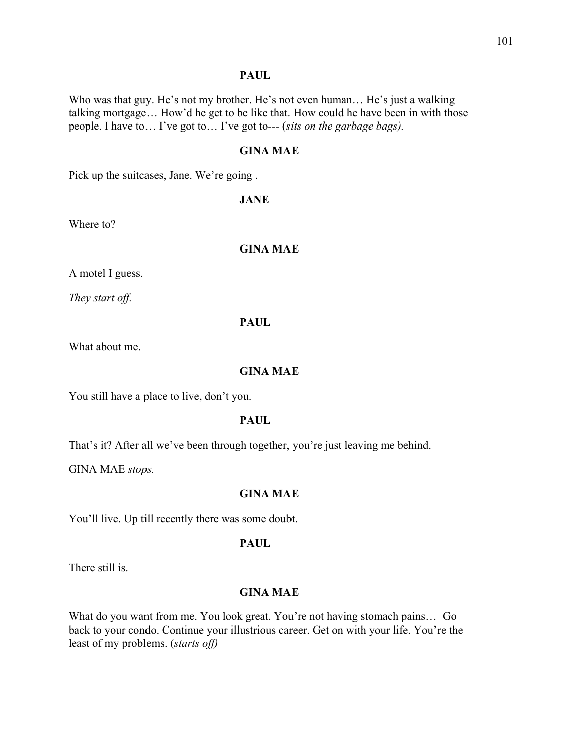**PAUL**

Who was that guy. He's not my brother. He's not even human… He's just a walking talking mortgage… How'd he get to be like that. How could he have been in with those people. I have to… I've got to… I've got to--- (*sits on the garbage bags).*

**GINA MAE**

Pick up the suitcases, Jane. We're going .

**JANE**

Where to?

**GINA MAE**

A motel I guess.

*They start off.*

**PAUL**

What about me.

**GINA MAE**

You still have a place to live, don't you.

**PAUL**

That's it? After all we've been through together, you're just leaving me behind.

GINA MAE *stops.*

**GINA MAE**

You'll live. Up till recently there was some doubt.

**PAUL**

There still is.

**GINA MAE**

What do you want from me. You look great. You're not having stomach pains… Go back to your condo. Continue your illustrious career. Get on with your life. You're the least of my problems. (*starts off)*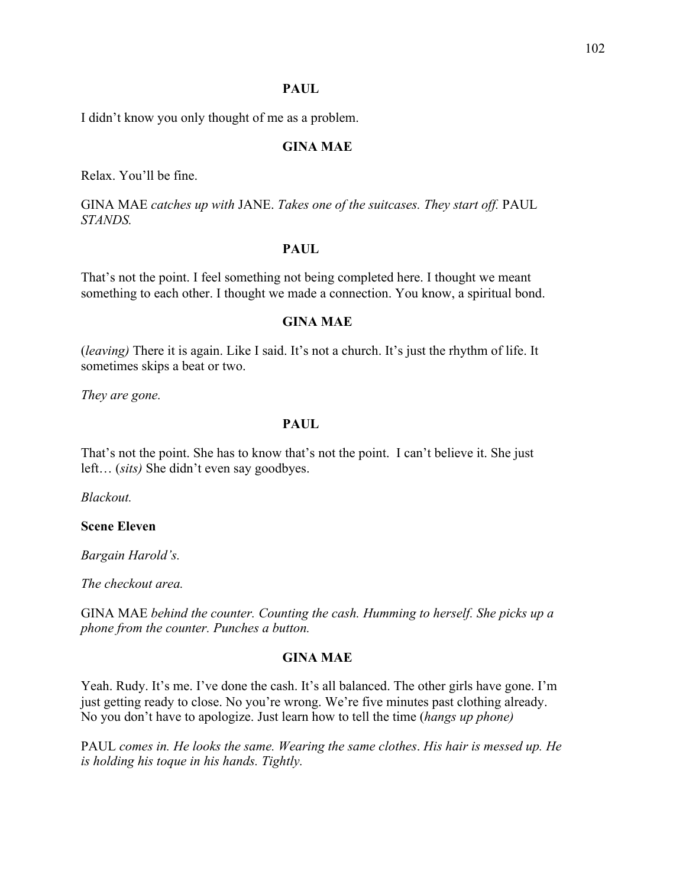**PAUL**

I didn't know you only thought of me as a problem.

**GINA MAE**

Relax. You'll be fine.

GINA MAE *catches up with* JANE. *Takes one of the suitcases. They start off.* PAUL *STANDS.*

**PAUL**

That's not the point. I feel something not being completed here. I thought we meant something to each other. I thought we made a connection. You know, a spiritual bond.

**GINA MAE**

(*leaving)* There it is again. Like I said. It's not a church. It's just the rhythm of life. It sometimes skips a beat or two.

*They are gone.*

**PAUL**

That's not the point. She has to know that's not the point. I can't believe it. She just left… (*sits)* She didn't even say goodbyes.

*Blackout.*

**Scene Eleven**

*Bargain Harold's.*

*The checkout area.*

GINA MAE *behind the counter. Counting the cash. Humming to herself. She picks up a phone from the counter. Punches a button.*

**GINA MAE**

Yeah. Rudy. It's me. I've done the cash. It's all balanced. The other girls have gone. I'm just getting ready to close. No you're wrong. We're five minutes past clothing already. No you don't have to apologize. Just learn how to tell the time (*hangs up phone)*

PAUL *comes in. He looks the same. Wearing the same clothes*. *His hair is messed up. He is holding his toque in his hands. Tightly.*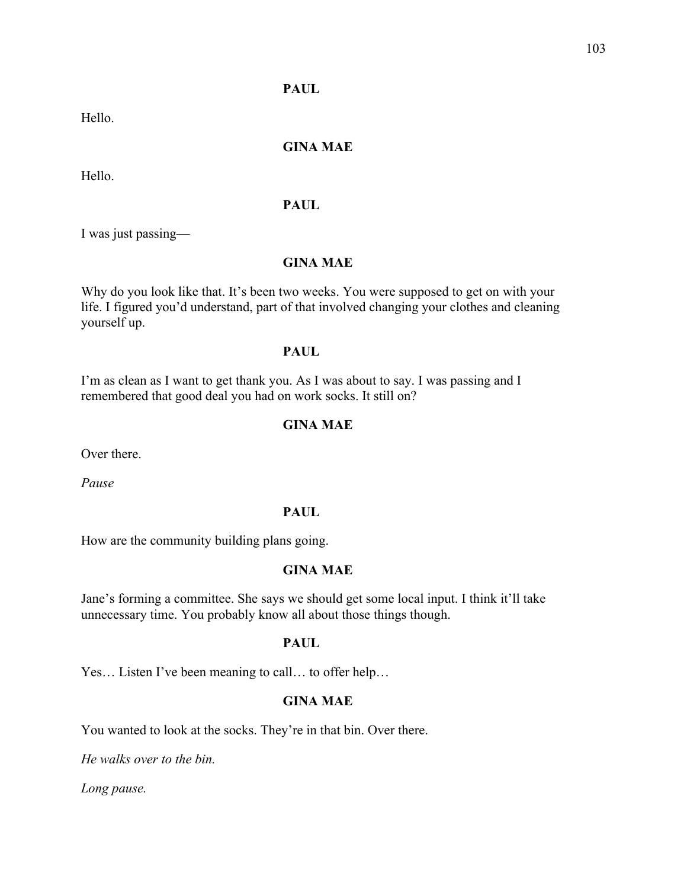**PAUL**

Hello.

**GINA MAE**

Hello.

**PAUL**

I was just passing—

**GINA MAE**

Why do you look like that. It's been two weeks. You were supposed to get on with your life. I figured you'd understand, part of that involved changing your clothes and cleaning yourself up.

**PAUL**

I'm as clean as I want to get thank you. As I was about to say. I was passing and I remembered that good deal you had on work socks. It still on?

**GINA MAE**

Over there.

*Pause*

**PAUL**

How are the community building plans going.

**GINA MAE**

Jane's forming a committee. She says we should get some local input. I think it'll take unnecessary time. You probably know all about those things though.

**PAUL**

Yes… Listen I've been meaning to call… to offer help…

**GINA MAE**

You wanted to look at the socks. They're in that bin. Over there.

*He walks over to the bin.*

*Long pause.*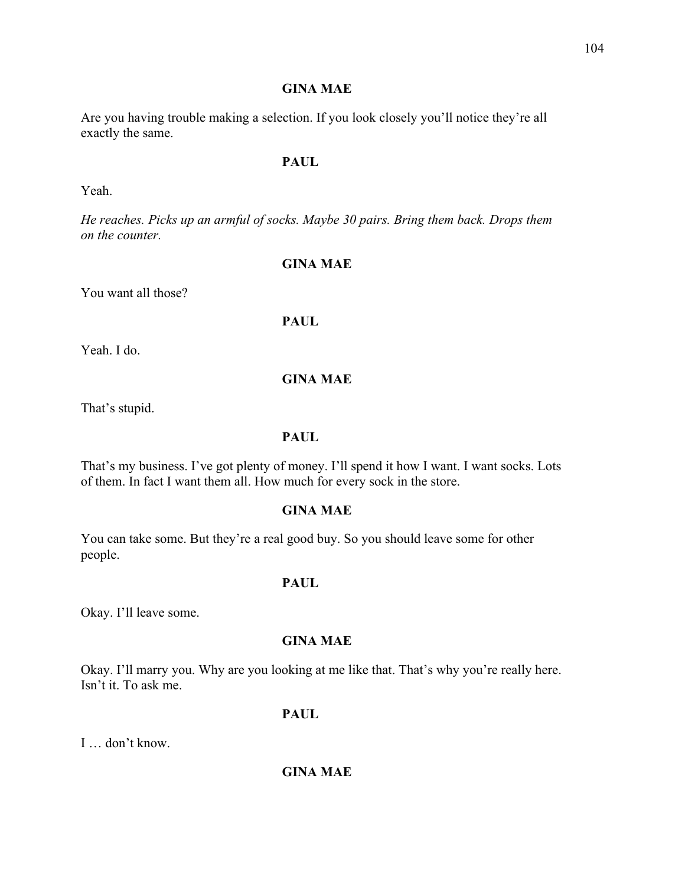**GINA MAE**

Are you having trouble making a selection. If you look closely you'll notice they're all exactly the same.

**PAUL**

Yeah.

*He reaches. Picks up an armful of socks. Maybe 30 pairs. Bring them back. Drops them on the counter.*

**GINA MAE**

You want all those?

**PAUL**

Yeah. I do.

**GINA MAE**

That's stupid.

**PAUL**

That's my business. I've got plenty of money. I'll spend it how I want. I want socks. Lots of them. In fact I want them all. How much for every sock in the store.

**GINA MAE**

You can take some. But they're a real good buy. So you should leave some for other people.

**PAUL**

Okay. I'll leave some.

**GINA MAE**

Okay. I'll marry you. Why are you looking at me like that. That's why you're really here. Isn't it. To ask me.

**PAUL**

I … don't know.

**GINA MAE**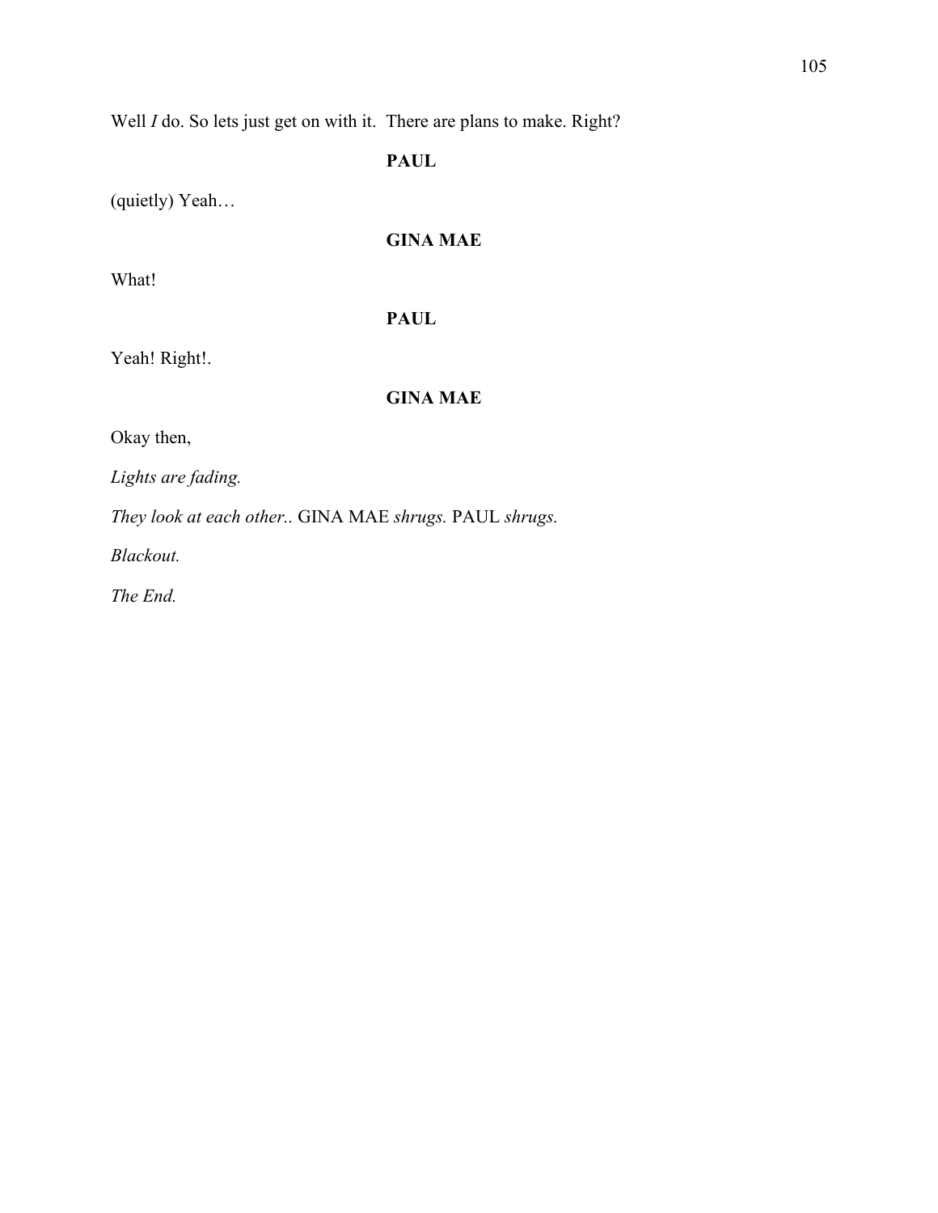Well *I* do. So lets just get on with it.  There are plans to make. Right?

**PAUL**

(quietly) Yeah…

**GINA MAE**

What!

**PAUL**

Yeah! Right!.

**GINA MAE**

Okay then,

*Lights are fading.*

*They look at each other..* GINA MAE *shrugs.* PAUL *shrugs.*

*Blackout.*

*The End.*